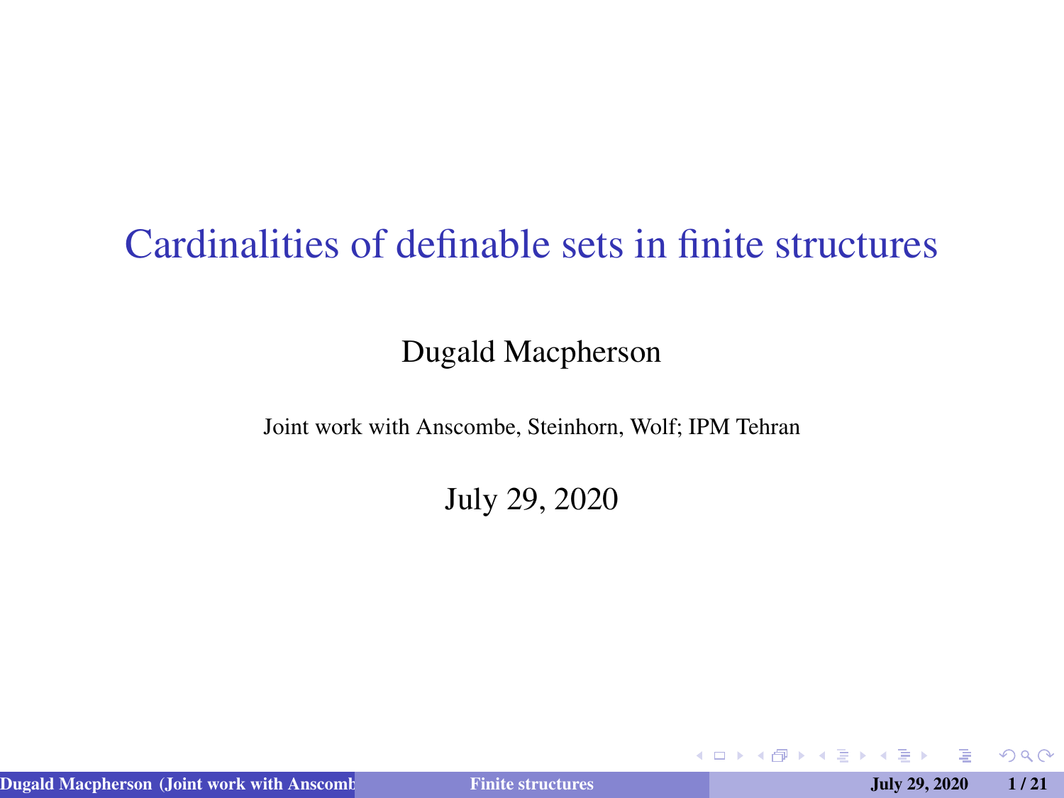# Cardinalities of definable sets in finite structures

Dugald Macpherson

Joint work with Anscombe, Steinhorn, Wolf; IPM Tehran

July 29, 2020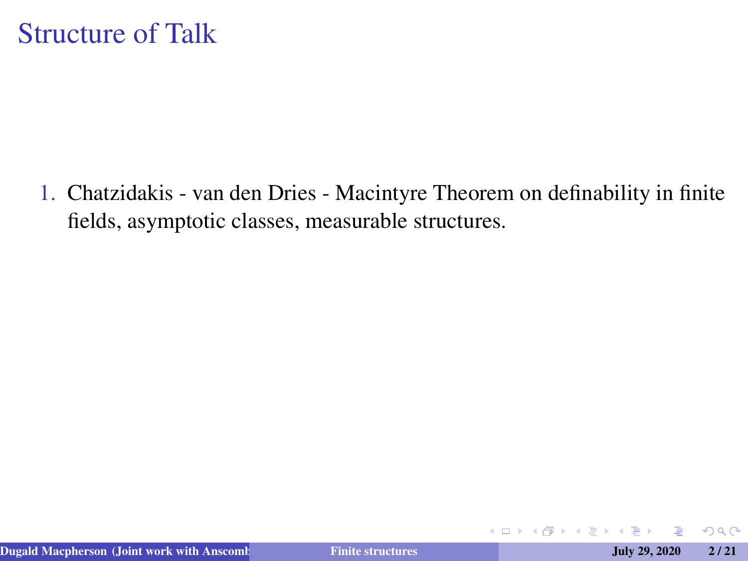# Structure of Talk

1. Chatzidakis - van den Dries - Macintyre Theorem on definability in finite fields, asymptotic classes, measurable structures.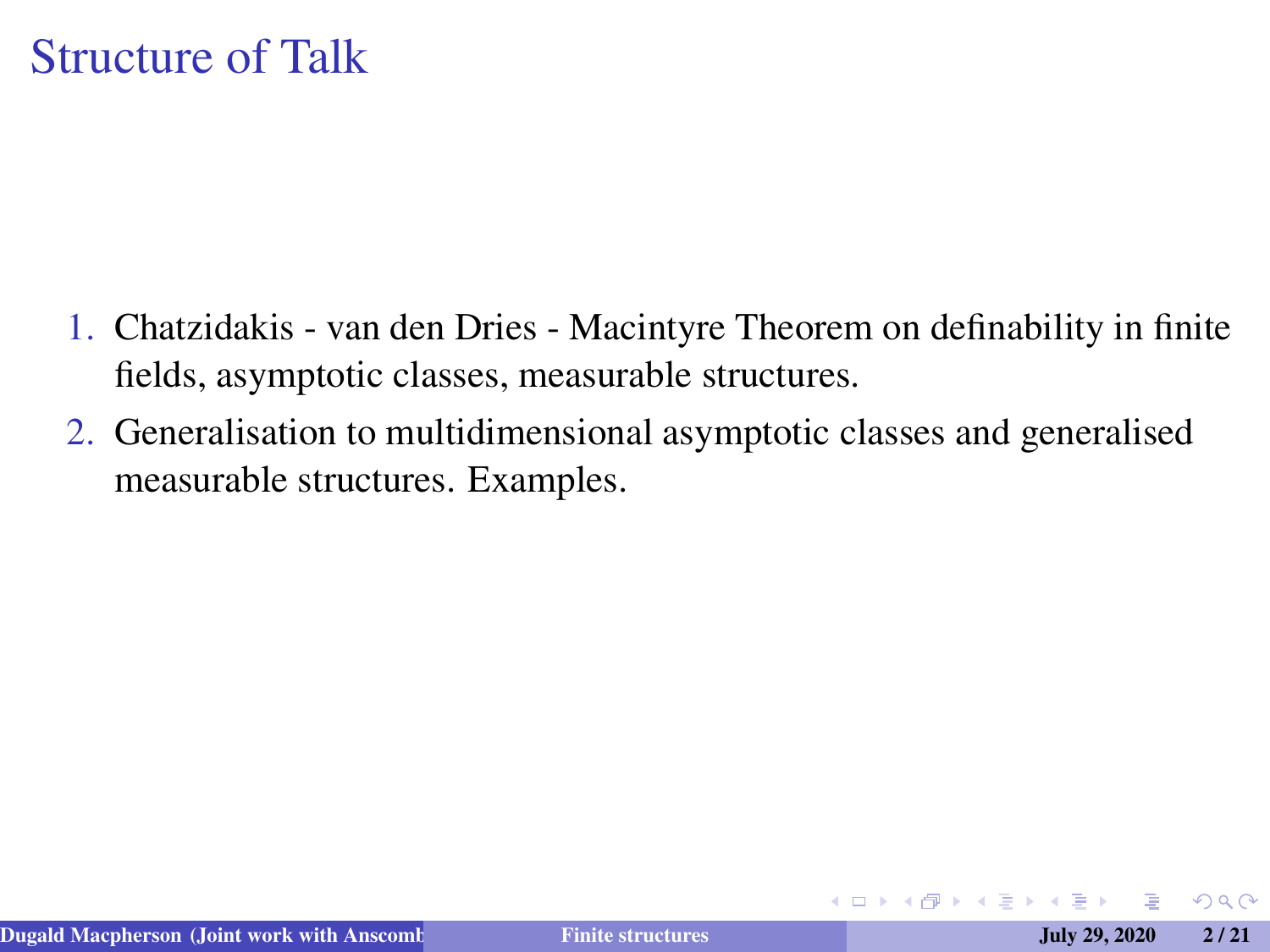# Structure of Talk

1. Chatzidakis - van den Dries - Macintyre Theorem on definability in finite fields, asymptotic classes, measurable structures.
2. Generalisation to multidimensional asymptotic classes and generalised measurable structures. Examples.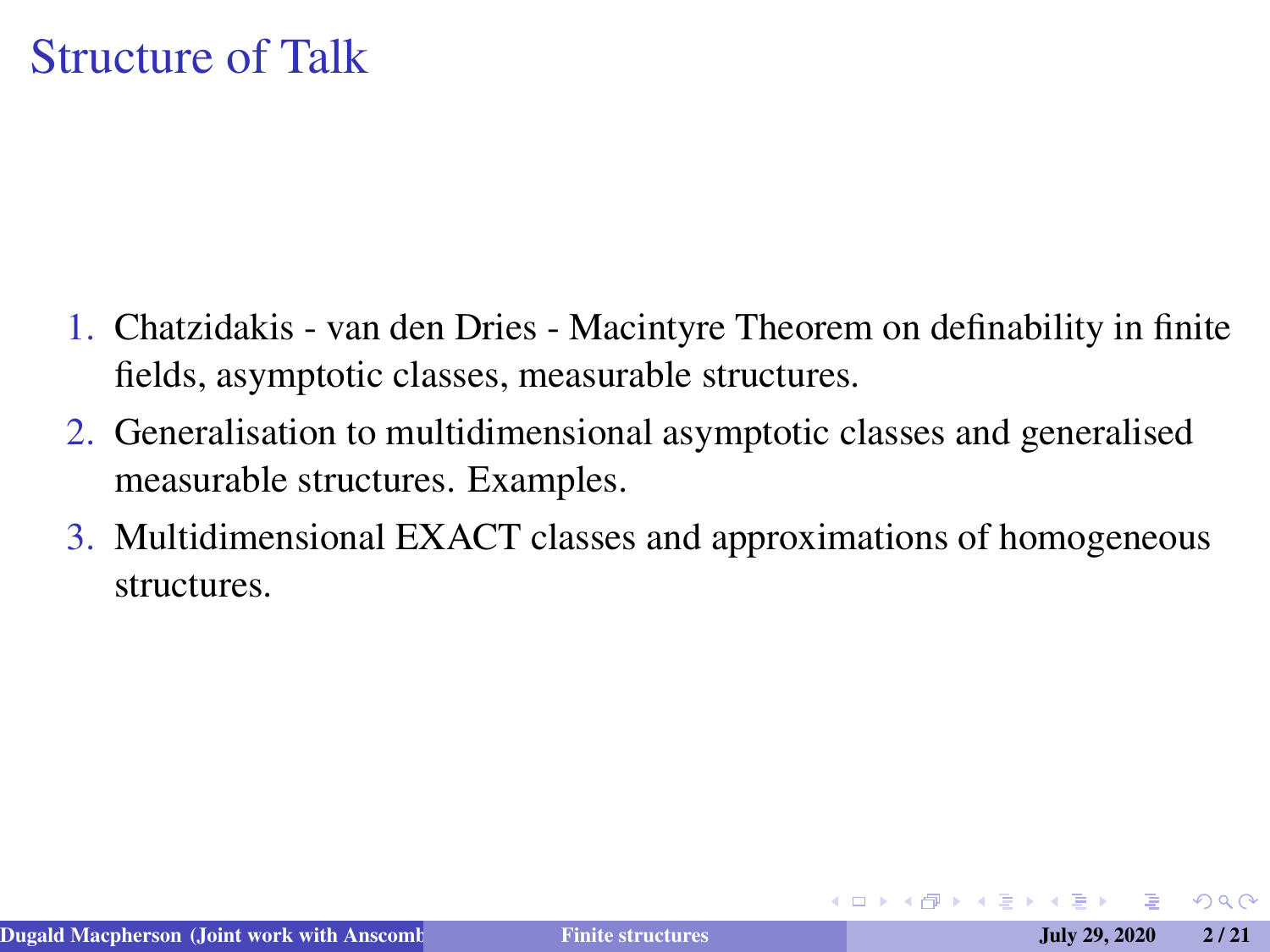# Structure of Talk

1. Chatzidakis - van den Dries - Macintyre Theorem on definability in finite fields, asymptotic classes, measurable structures.
2. Generalisation to multidimensional asymptotic classes and generalised measurable structures. Examples.
3. Multidimensional EXACT classes and approximations of homogeneous structures.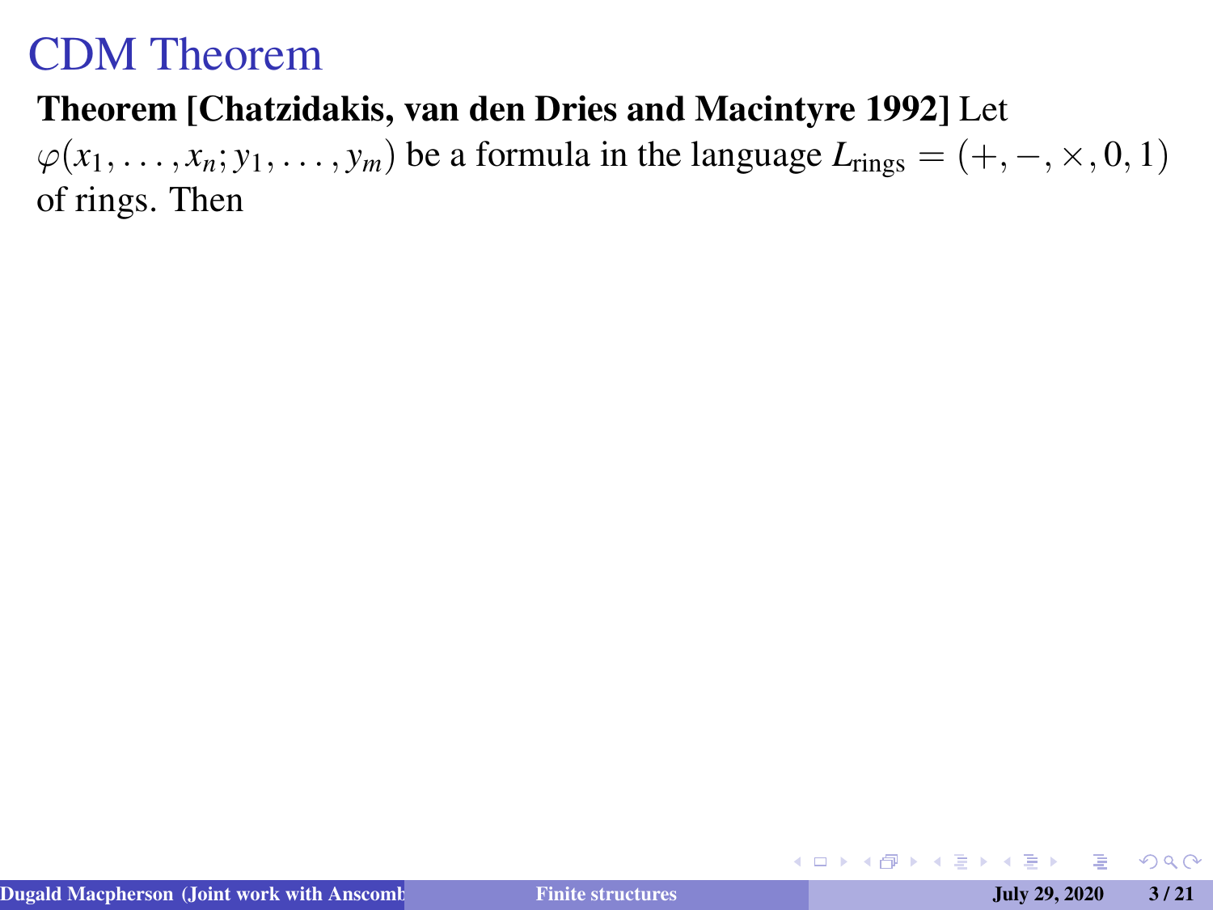# CDM Theorem

**Theorem [Chatzidakis, van den Dries and Macintyre 1992]** Let $\varphi(x_1, \ldots, x_n; y_1, \ldots, y_m)$ be a formula in the language $L_{\text{rings}} = (+, -, \times, 0, 1)$ of rings. Then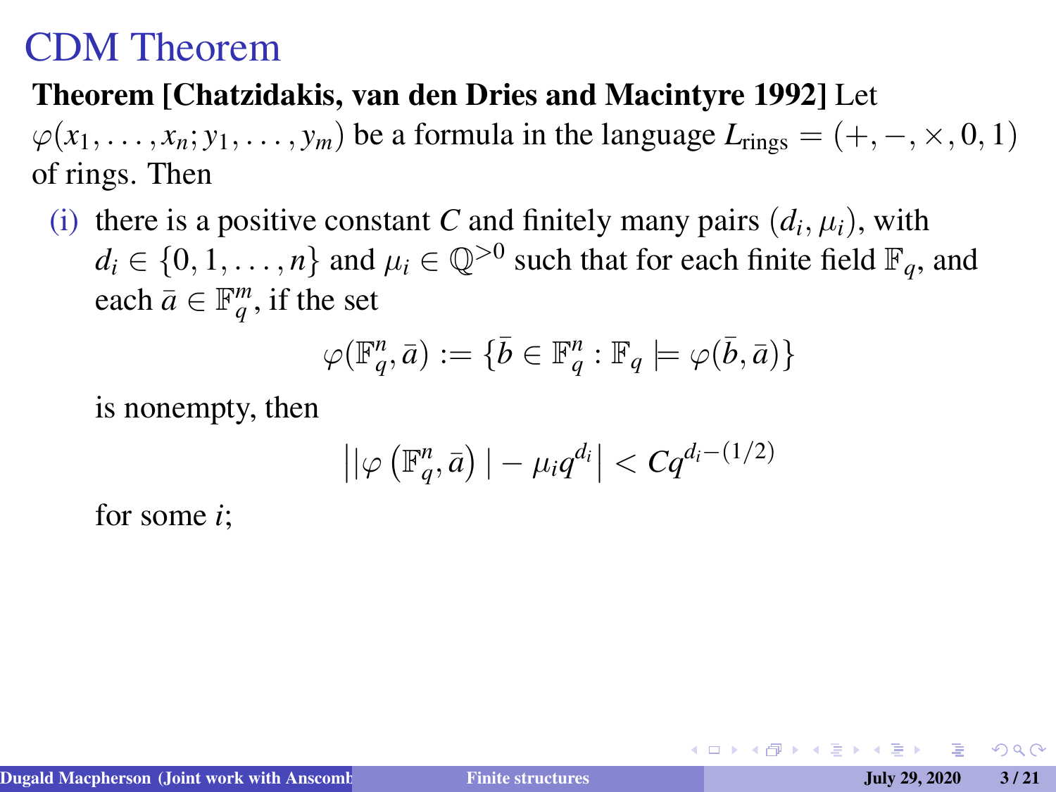# CDM Theorem

**Theorem [Chatzidakis, van den Dries and Macintyre 1992]** Let $\varphi(x_1, \ldots, x_n; y_1, \ldots, y_m)$ be a formula in the language $L_{\text{rings}} = (+, -, \times, 0, 1)$ of rings. Then

(i) there is a positive constant $C$ and finitely many pairs $(d_i, \mu_i)$, with $d_i \in \{0, 1, \ldots, n\}$ and $\mu_i \in \mathbb{Q}^{>0}$ such that for each finite field $\mathbb{F}_q$, and each $\bar{a} \in \mathbb{F}_q^m$, if the set

$$\varphi(\mathbb{F}_q^n, \bar{a}) := \{\bar{b} \in \mathbb{F}_q^n : \mathbb{F}_q \models \varphi(\bar{b}, \bar{a})\}$$

is nonempty, then

$$\left| |\varphi\left(\mathbb{F}_q^n, \bar{a}\right)| - \mu_i q^{d_i} \right| < C q^{d_i - (1/2)}$$

for some $i$;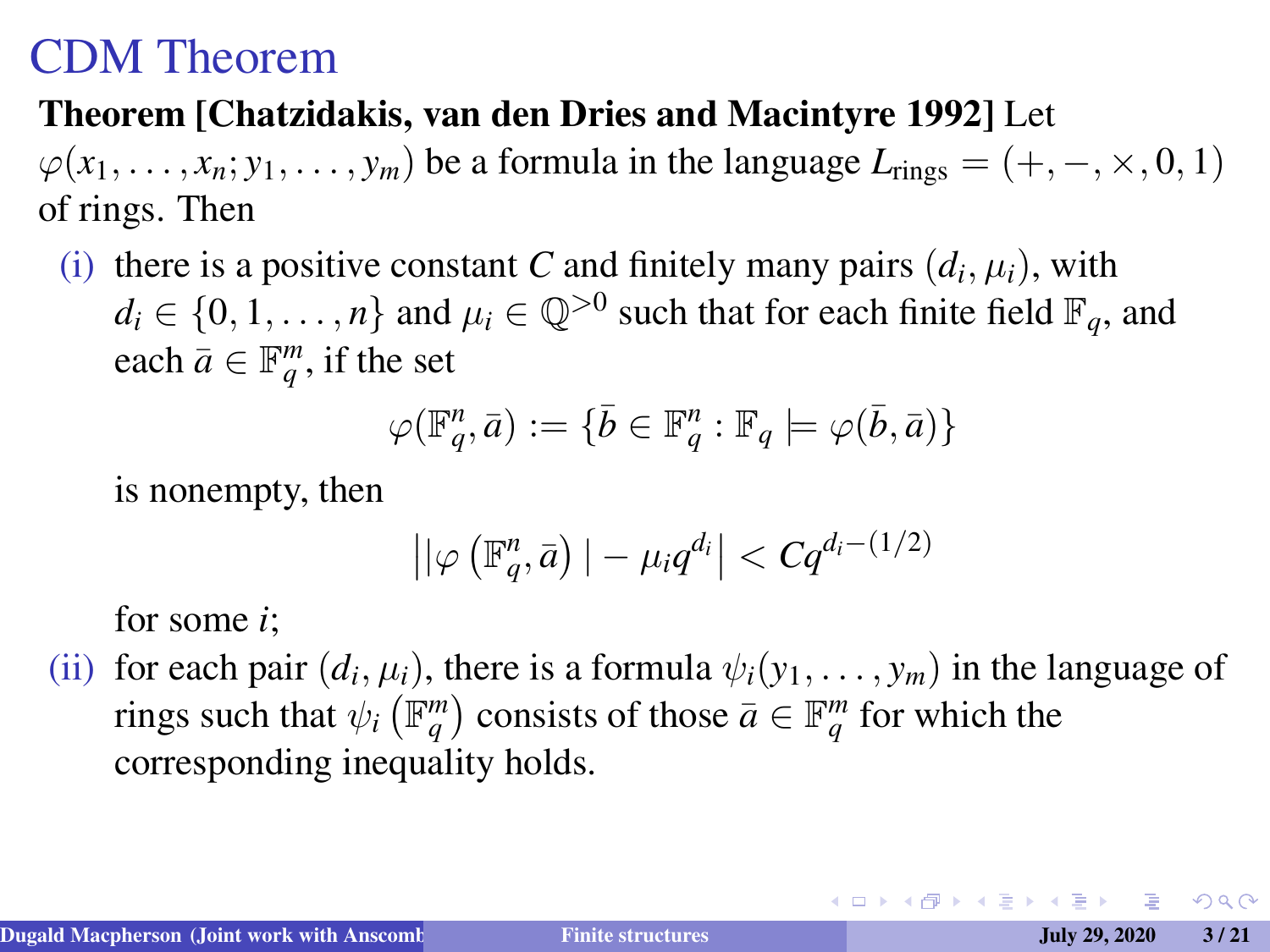# CDM Theorem

**Theorem [Chatzidakis, van den Dries and Macintyre 1992]** Let $\varphi(x_1, \ldots, x_n; y_1, \ldots, y_m)$ be a formula in the language $L_{\text{rings}} = (+, -, \times, 0, 1)$ of rings. Then

(i) there is a positive constant $C$ and finitely many pairs $(d_i, \mu_i)$, with $d_i \in \{0, 1, \ldots, n\}$ and $\mu_i \in \mathbb{Q}^{>0}$ such that for each finite field $\mathbb{F}_q$, and each $\bar{a} \in \mathbb{F}_q^m$, if the set

$$\varphi(\mathbb{F}_q^n, \bar{a}) := \{\bar{b} \in \mathbb{F}_q^n : \mathbb{F}_q \models \varphi(\bar{b}, \bar{a})\}$$

is nonempty, then

$$\left| |\varphi\left(\mathbb{F}_q^n, \bar{a}\right)| - \mu_i q^{d_i} \right| < C q^{d_i - (1/2)}$$

for some $i$;

(ii) for each pair $(d_i, \mu_i)$, there is a formula $\psi_i(y_1, \ldots, y_m)$ in the language of rings such that $\psi_i\left(\mathbb{F}_q^m\right)$ consists of those $\bar{a} \in \mathbb{F}_q^m$ for which the corresponding inequality holds.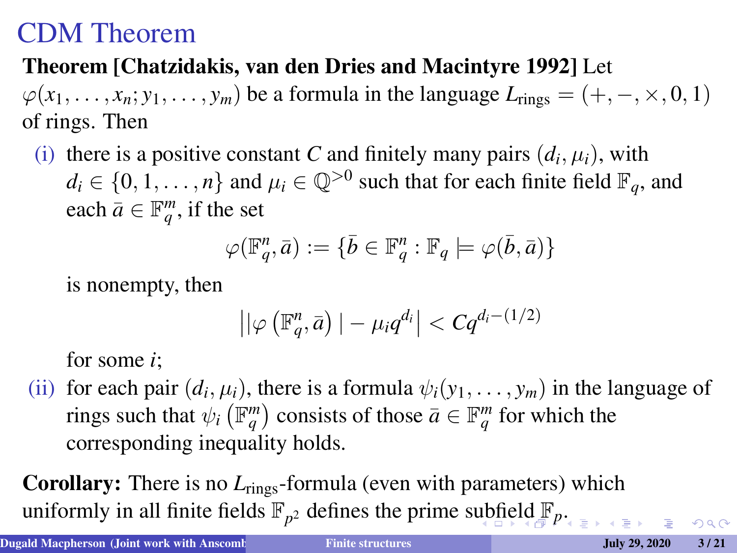# CDM Theorem

**Theorem [Chatzidakis, van den Dries and Macintyre 1992]** Let $\varphi(x_1, \ldots, x_n; y_1, \ldots, y_m)$ be a formula in the language $L_{\text{rings}} = (+, -, \times, 0, 1)$ of rings. Then

(i) there is a positive constant $C$ and finitely many pairs $(d_i, \mu_i)$, with $d_i \in \{0, 1, \ldots, n\}$ and $\mu_i \in \mathbb{Q}^{>0}$ such that for each finite field $\mathbb{F}_q$, and each $\bar{a} \in \mathbb{F}_q^m$, if the set

$$\varphi(\mathbb{F}_q^n, \bar{a}) := \{\bar{b} \in \mathbb{F}_q^n : \mathbb{F}_q \models \varphi(\bar{b}, \bar{a})\}$$

is nonempty, then

$$\left| |\varphi\left(\mathbb{F}_q^n, \bar{a}\right)| - \mu_i q^{d_i} \right| < C q^{d_i - (1/2)}$$

for some $i$;

(ii) for each pair $(d_i, \mu_i)$, there is a formula $\psi_i(y_1, \ldots, y_m)$ in the language of rings such that $\psi_i\left(\mathbb{F}_q^m\right)$ consists of those $\bar{a} \in \mathbb{F}_q^m$ for which the corresponding inequality holds.

**Corollary:** There is no $L_{\text{rings}}$-formula (even with parameters) which uniformly in all finite fields $\mathbb{F}_{p^2}$ defines the prime subfield $\mathbb{F}_p$.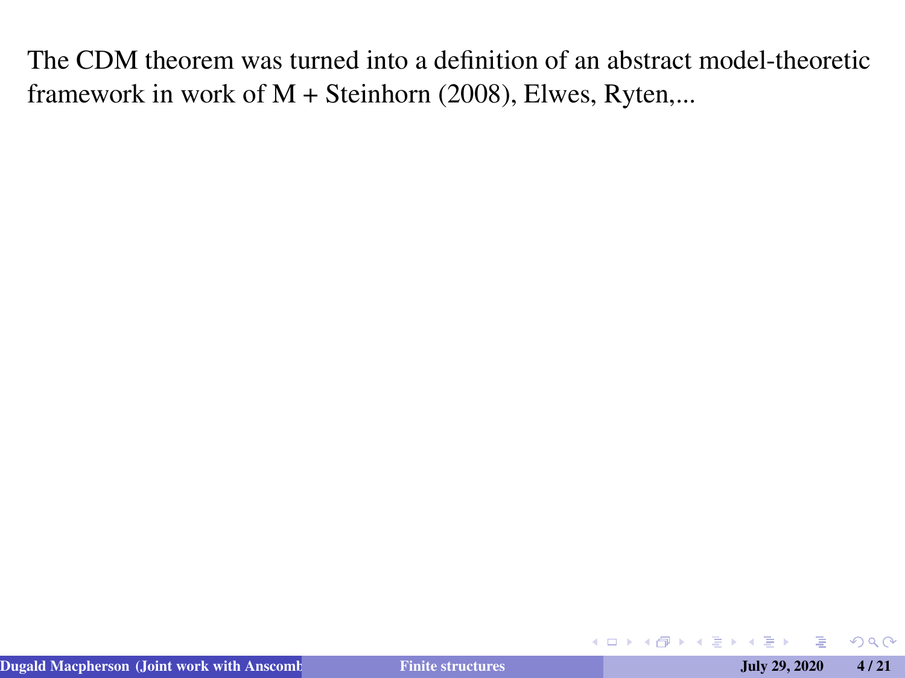The CDM theorem was turned into a definition of an abstract model-theoretic framework in work of M + Steinhorn (2008), Elwes, Ryten,...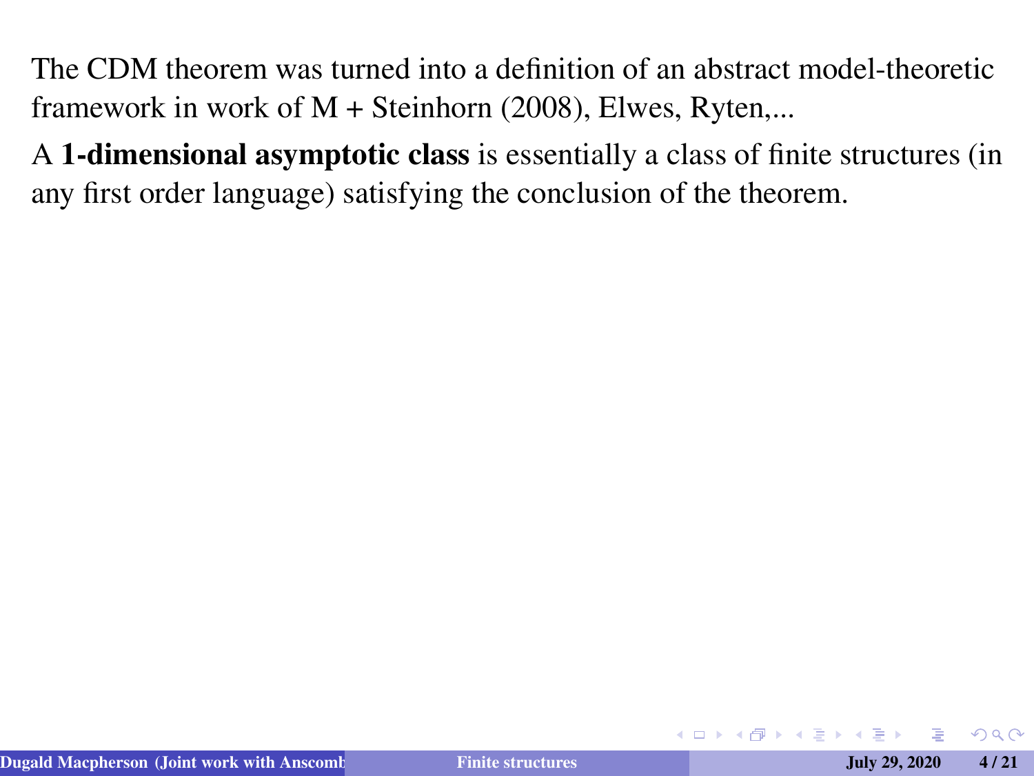The CDM theorem was turned into a definition of an abstract model-theoretic framework in work of M + Steinhorn (2008), Elwes, Ryten,...

A **1-dimensional asymptotic class** is essentially a class of finite structures (in any first order language) satisfying the conclusion of the theorem.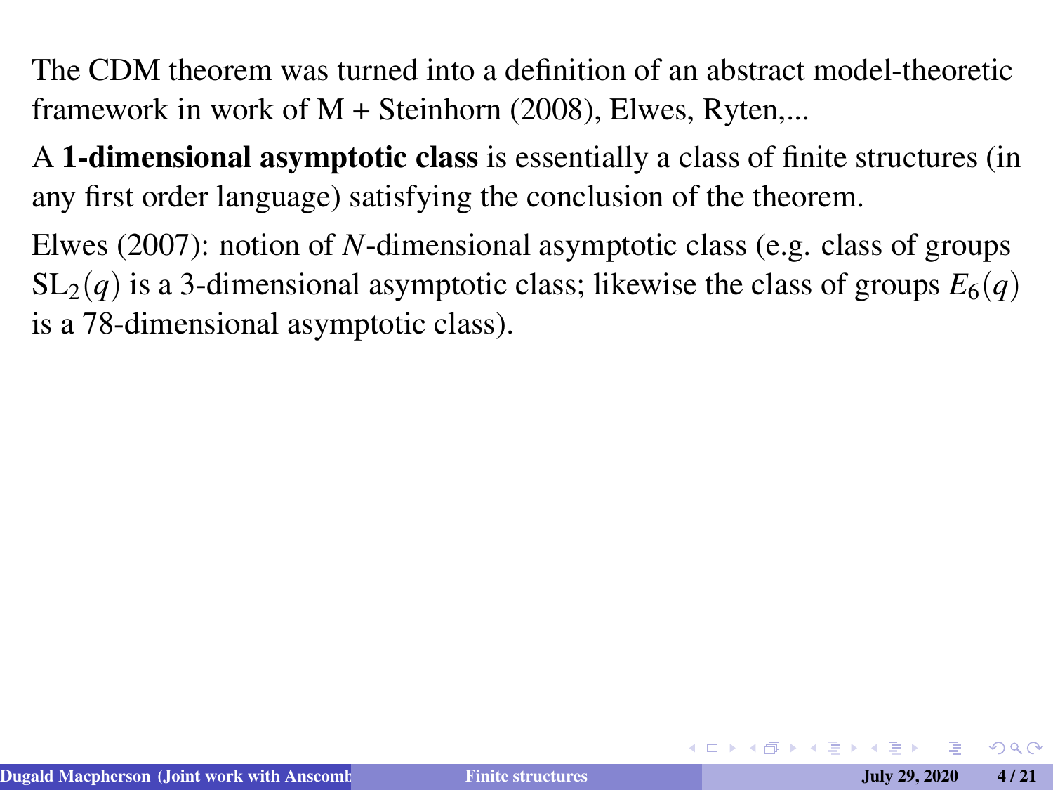The CDM theorem was turned into a definition of an abstract model-theoretic framework in work of M + Steinhorn (2008), Elwes, Ryten,...

A **1-dimensional asymptotic class** is essentially a class of finite structures (in any first order language) satisfying the conclusion of the theorem.

Elwes (2007): notion of $N$-dimensional asymptotic class (e.g. class of groups $\mathrm{SL}_2(q)$ is a 3-dimensional asymptotic class; likewise the class of groups $E_6(q)$ is a 78-dimensional asymptotic class).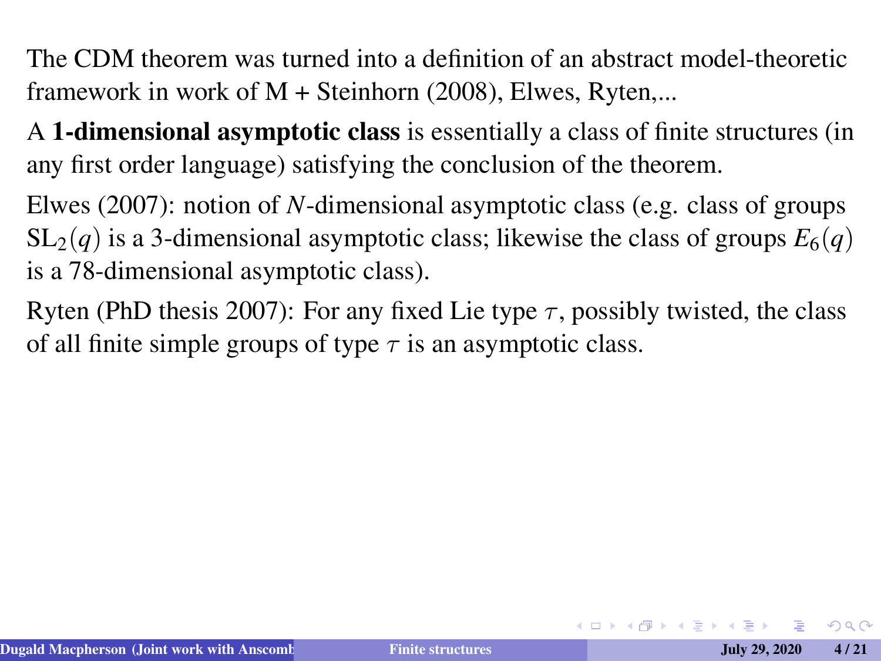The CDM theorem was turned into a definition of an abstract model-theoretic framework in work of M + Steinhorn (2008), Elwes, Ryten,...

A **1-dimensional asymptotic class** is essentially a class of finite structures (in any first order language) satisfying the conclusion of the theorem.

Elwes (2007): notion of $N$-dimensional asymptotic class (e.g. class of groups $\mathrm{SL}_2(q)$ is a 3-dimensional asymptotic class; likewise the class of groups $E_6(q)$ is a 78-dimensional asymptotic class).

Ryten (PhD thesis 2007): For any fixed Lie type $\tau$, possibly twisted, the class of all finite simple groups of type $\tau$ is an asymptotic class.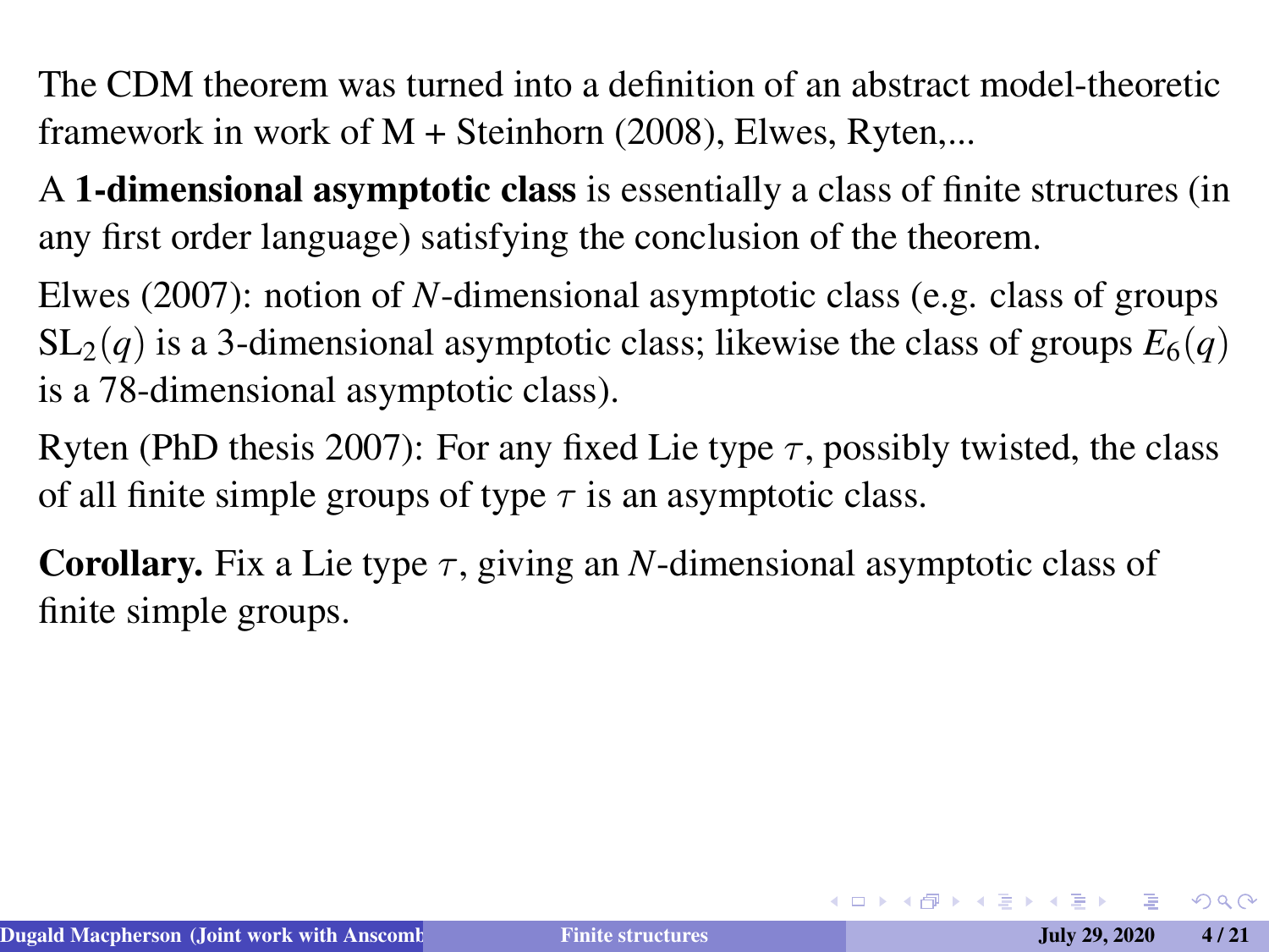The CDM theorem was turned into a definition of an abstract model-theoretic framework in work of M + Steinhorn (2008), Elwes, Ryten,...

A **1-dimensional asymptotic class** is essentially a class of finite structures (in any first order language) satisfying the conclusion of the theorem.

Elwes (2007): notion of $N$-dimensional asymptotic class (e.g. class of groups $\mathrm{SL}_2(q)$ is a 3-dimensional asymptotic class; likewise the class of groups $E_6(q)$ is a 78-dimensional asymptotic class).

Ryten (PhD thesis 2007): For any fixed Lie type $\tau$, possibly twisted, the class of all finite simple groups of type $\tau$ is an asymptotic class.

**Corollary.** Fix a Lie type $\tau$, giving an $N$-dimensional asymptotic class of finite simple groups.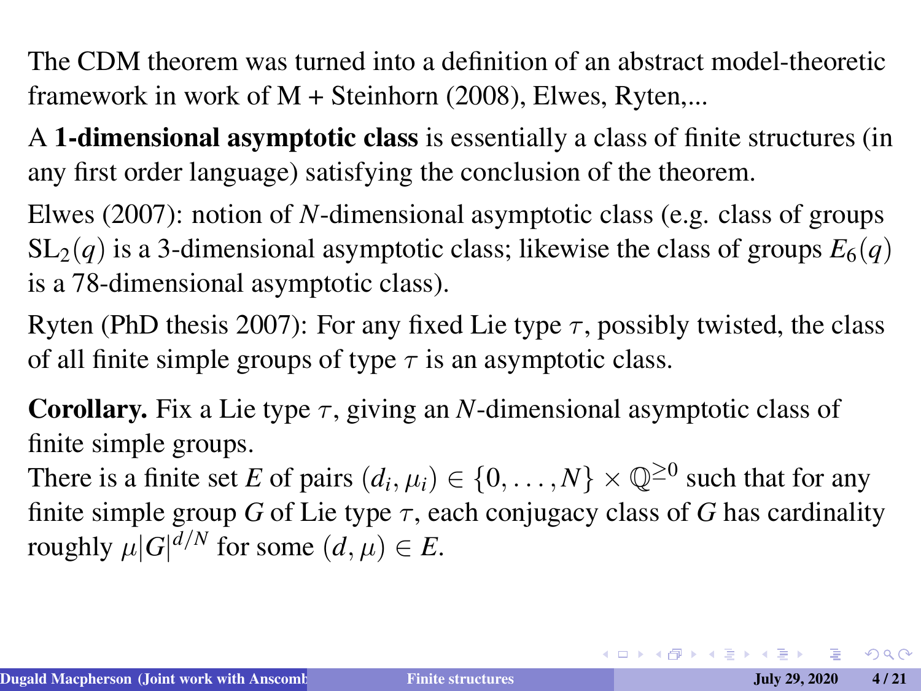The CDM theorem was turned into a definition of an abstract model-theoretic framework in work of M + Steinhorn (2008), Elwes, Ryten,...

A **1-dimensional asymptotic class** is essentially a class of finite structures (in any first order language) satisfying the conclusion of the theorem.

Elwes (2007): notion of $N$-dimensional asymptotic class (e.g. class of groups $\mathrm{SL}_2(q)$ is a 3-dimensional asymptotic class; likewise the class of groups $E_6(q)$ is a 78-dimensional asymptotic class).

Ryten (PhD thesis 2007): For any fixed Lie type $\tau$, possibly twisted, the class of all finite simple groups of type $\tau$ is an asymptotic class.

**Corollary.** Fix a Lie type $\tau$, giving an $N$-dimensional asymptotic class of finite simple groups.
There is a finite set $E$ of pairs $(d_i, \mu_i) \in \{0, \ldots, N\} \times \mathbb{Q}^{\geq 0}$ such that for any finite simple group $G$ of Lie type $\tau$, each conjugacy class of $G$ has cardinality roughly $\mu |G|^{d/N}$ for some $(d, \mu) \in E$.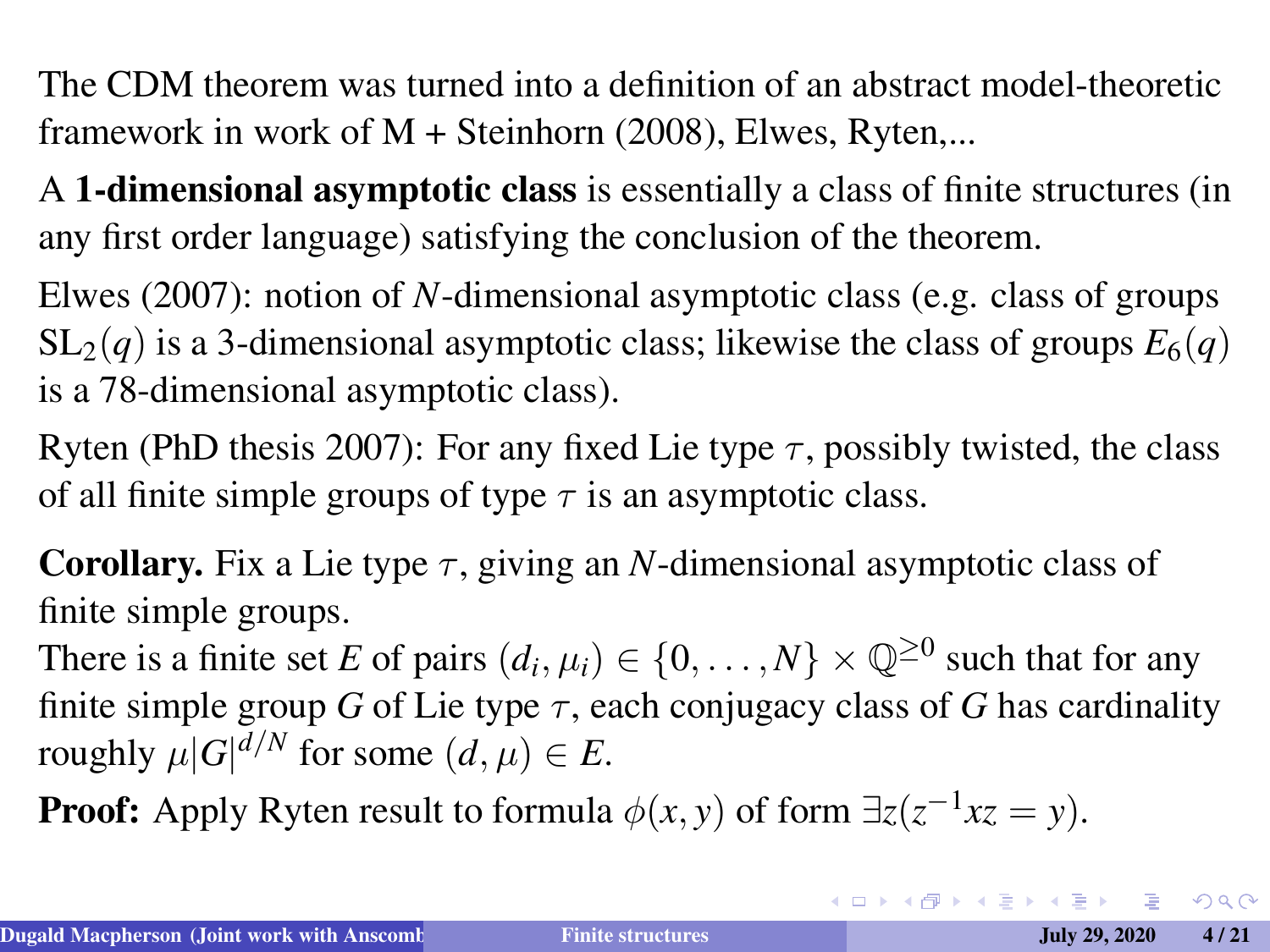The CDM theorem was turned into a definition of an abstract model-theoretic framework in work of M + Steinhorn (2008), Elwes, Ryten,...

A **1-dimensional asymptotic class** is essentially a class of finite structures (in any first order language) satisfying the conclusion of the theorem.

Elwes (2007): notion of $N$-dimensional asymptotic class (e.g. class of groups $\mathrm{SL}_2(q)$ is a 3-dimensional asymptotic class; likewise the class of groups $E_6(q)$ is a 78-dimensional asymptotic class).

Ryten (PhD thesis 2007): For any fixed Lie type $\tau$, possibly twisted, the class of all finite simple groups of type $\tau$ is an asymptotic class.

**Corollary.** Fix a Lie type $\tau$, giving an $N$-dimensional asymptotic class of finite simple groups.
There is a finite set $E$ of pairs $(d_i, \mu_i) \in \{0, \ldots, N\} \times \mathbb{Q}^{\geq 0}$ such that for any finite simple group $G$ of Lie type $\tau$, each conjugacy class of $G$ has cardinality roughly $\mu |G|^{d/N}$ for some $(d, \mu) \in E$.

**Proof:** Apply Ryten result to formula $\phi(x, y)$ of form $\exists z(z^{-1}xz = y)$.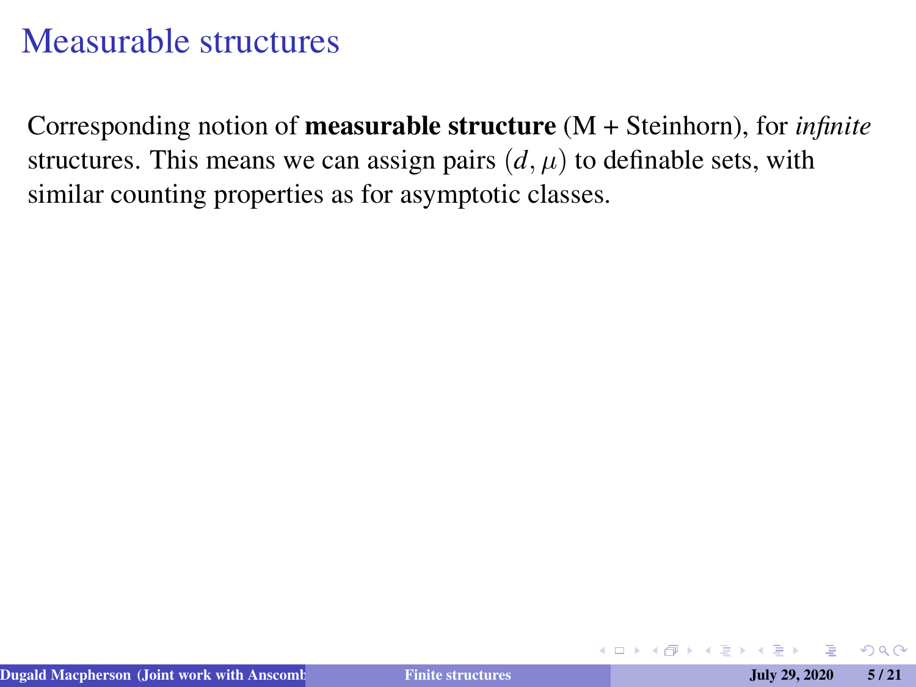# Measurable structures

Corresponding notion of **measurable structure** (M + Steinhorn), for *infinite* structures. This means we can assign pairs $(d, \mu)$ to definable sets, with similar counting properties as for asymptotic classes.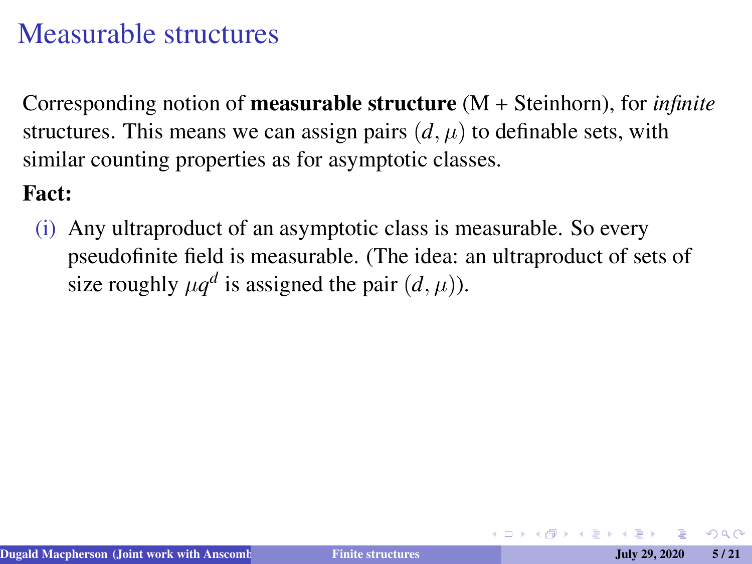# Measurable structures

Corresponding notion of **measurable structure** (M + Steinhorn), for *infinite* structures. This means we can assign pairs $(d, \mu)$ to definable sets, with similar counting properties as for asymptotic classes.

**Fact:**

(i) Any ultraproduct of an asymptotic class is measurable. So every pseudofinite field is measurable. (The idea: an ultraproduct of sets of size roughly $\mu q^d$ is assigned the pair $(d, \mu)$).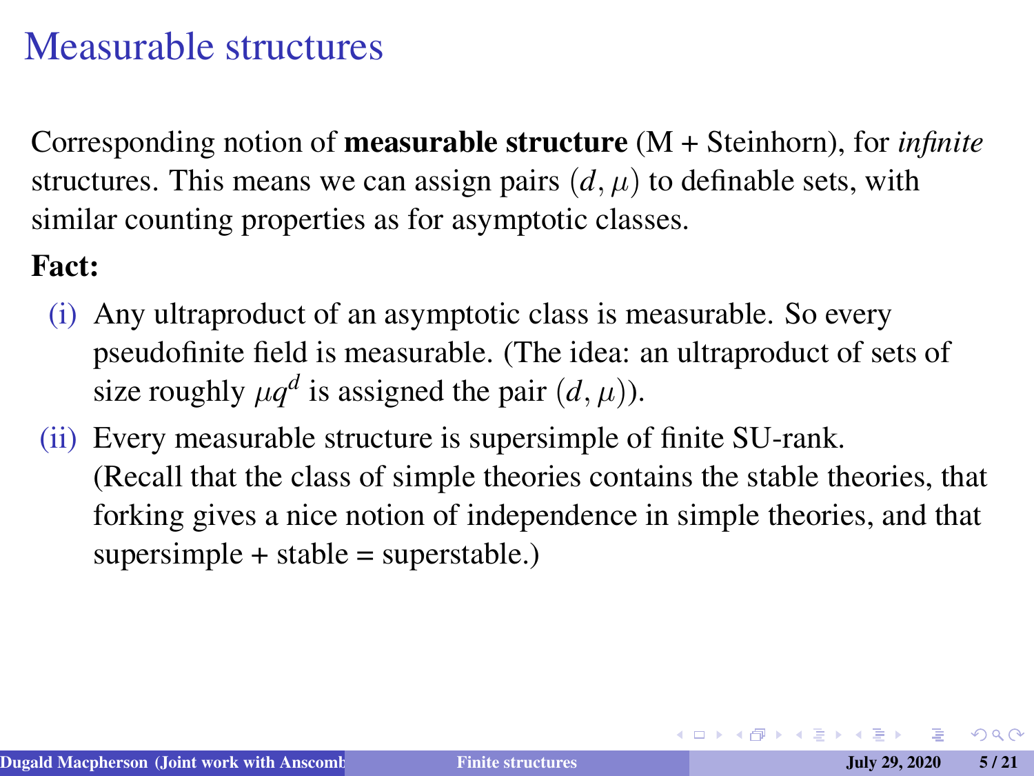# Measurable structures

Corresponding notion of **measurable structure** (M + Steinhorn), for *infinite* structures. This means we can assign pairs $(d, \mu)$ to definable sets, with similar counting properties as for asymptotic classes.

**Fact:**

(i) Any ultraproduct of an asymptotic class is measurable. So every pseudofinite field is measurable. (The idea: an ultraproduct of sets of size roughly $\mu q^d$ is assigned the pair $(d, \mu)$).

(ii) Every measurable structure is supersimple of finite SU-rank. (Recall that the class of simple theories contains the stable theories, that forking gives a nice notion of independence in simple theories, and that supersimple + stable = superstable.)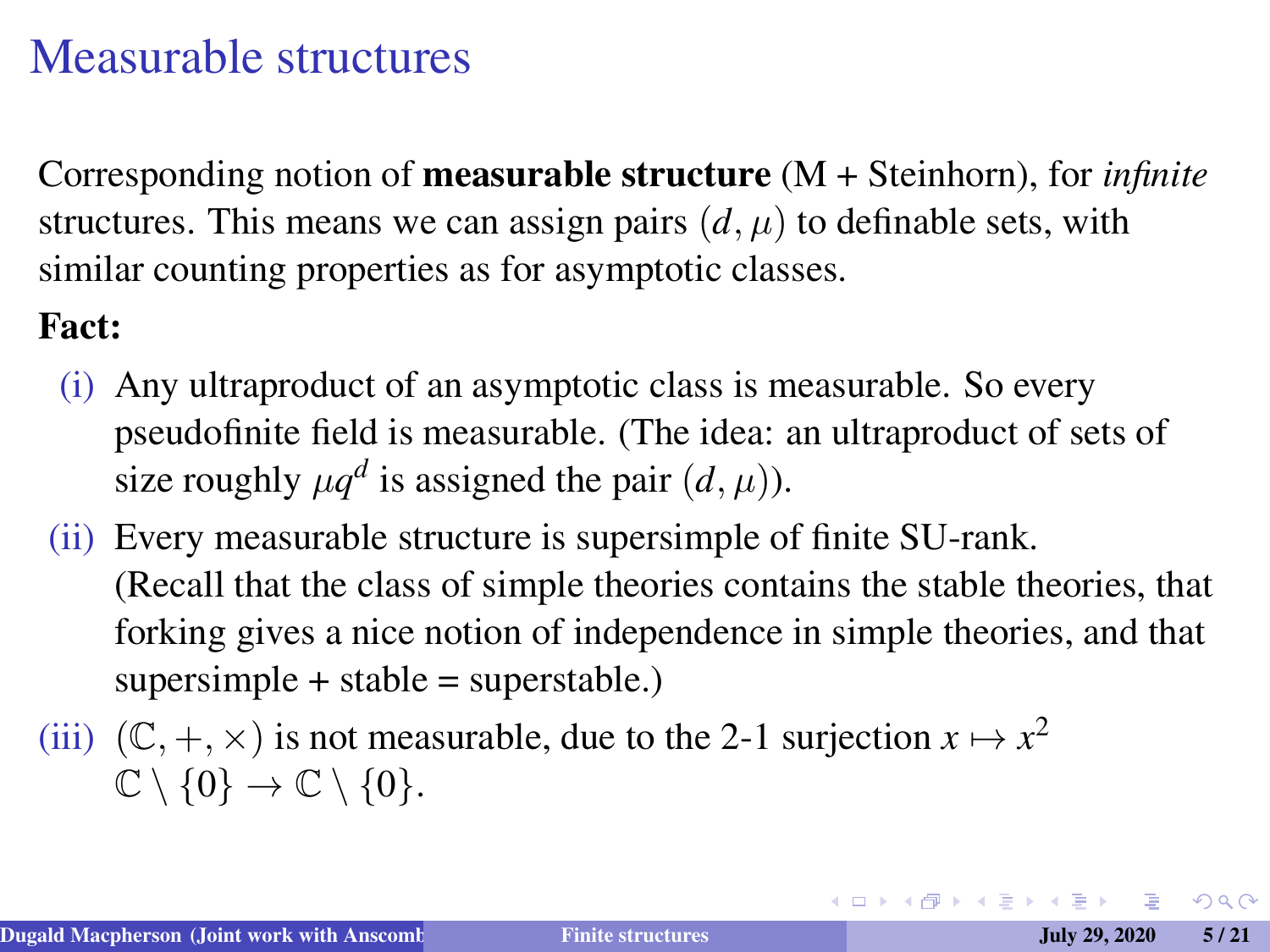# Measurable structures

Corresponding notion of **measurable structure** (M + Steinhorn), for *infinite* structures. This means we can assign pairs $(d, \mu)$ to definable sets, with similar counting properties as for asymptotic classes.

**Fact:**

(i) Any ultraproduct of an asymptotic class is measurable. So every pseudofinite field is measurable. (The idea: an ultraproduct of sets of size roughly $\mu q^d$ is assigned the pair $(d, \mu)$).

(ii) Every measurable structure is supersimple of finite SU-rank. (Recall that the class of simple theories contains the stable theories, that forking gives a nice notion of independence in simple theories, and that supersimple + stable = superstable.)

(iii) $(\mathbb{C}, +, \times)$ is not measurable, due to the 2-1 surjection $x \mapsto x^2$ $\mathbb{C} \setminus \{0\} \to \mathbb{C} \setminus \{0\}$.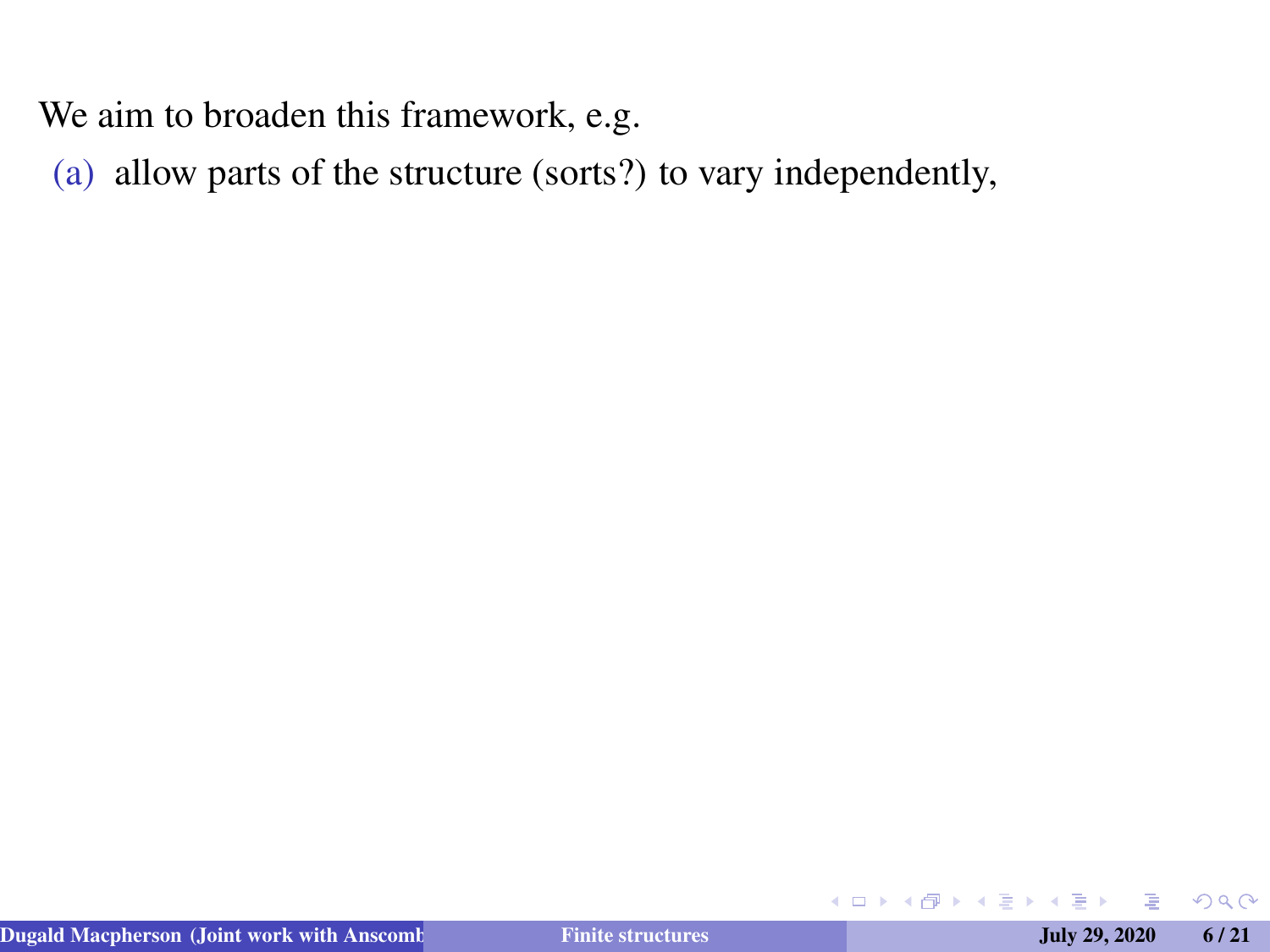We aim to broaden this framework, e.g.

(a) allow parts of the structure (sorts?) to vary independently,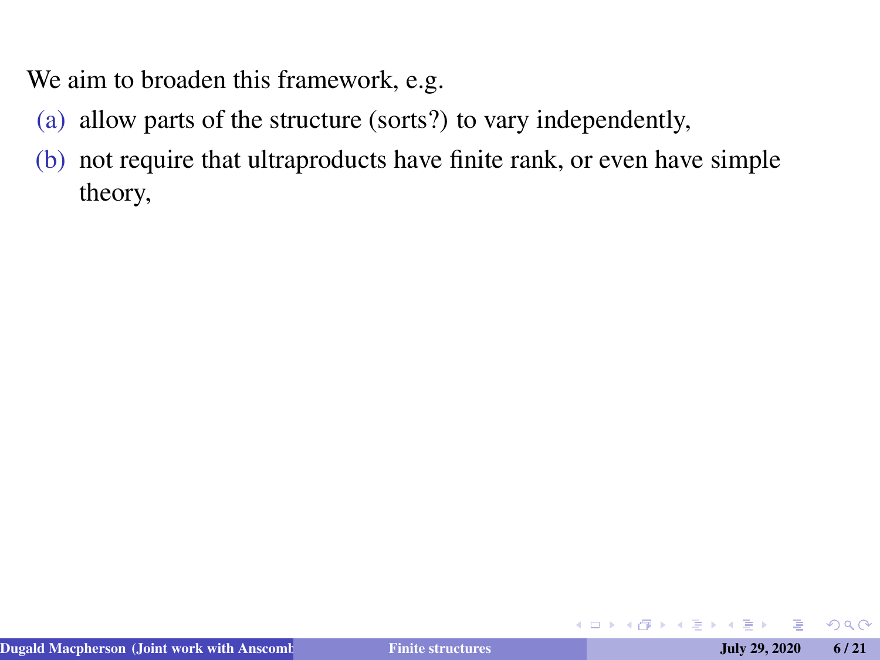We aim to broaden this framework, e.g.

(a) allow parts of the structure (sorts?) to vary independently,

(b) not require that ultraproducts have finite rank, or even have simple theory,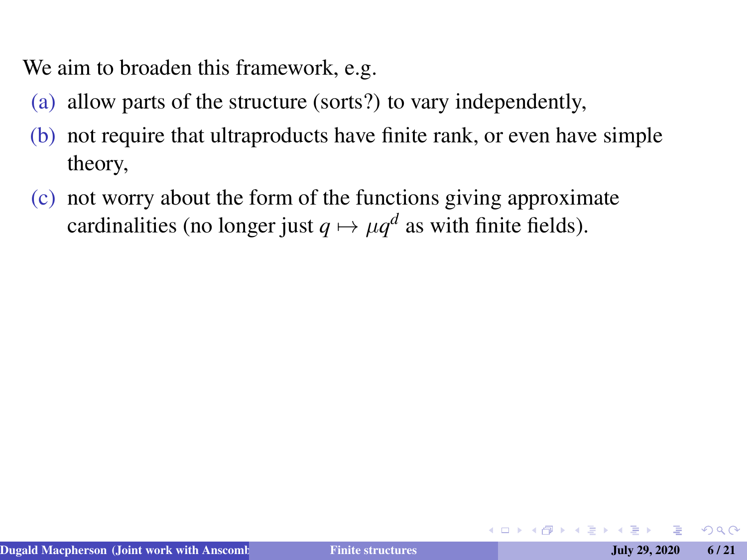We aim to broaden this framework, e.g.

(a) allow parts of the structure (sorts?) to vary independently,

(b) not require that ultraproducts have finite rank, or even have simple theory,

(c) not worry about the form of the functions giving approximate cardinalities (no longer just $q \mapsto \mu q^d$ as with finite fields).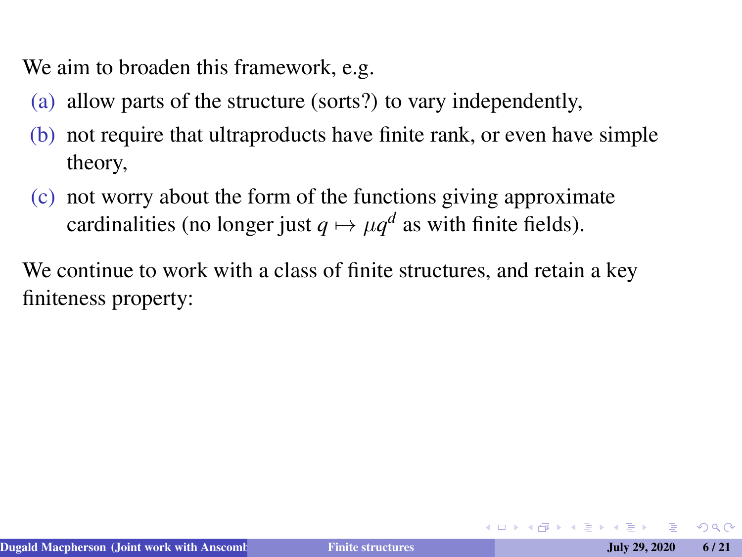We aim to broaden this framework, e.g.

(a) allow parts of the structure (sorts?) to vary independently,
(b) not require that ultraproducts have finite rank, or even have simple theory,
(c) not worry about the form of the functions giving approximate cardinalities (no longer just $q \mapsto \mu q^d$ as with finite fields).

We continue to work with a class of finite structures, and retain a key finiteness property: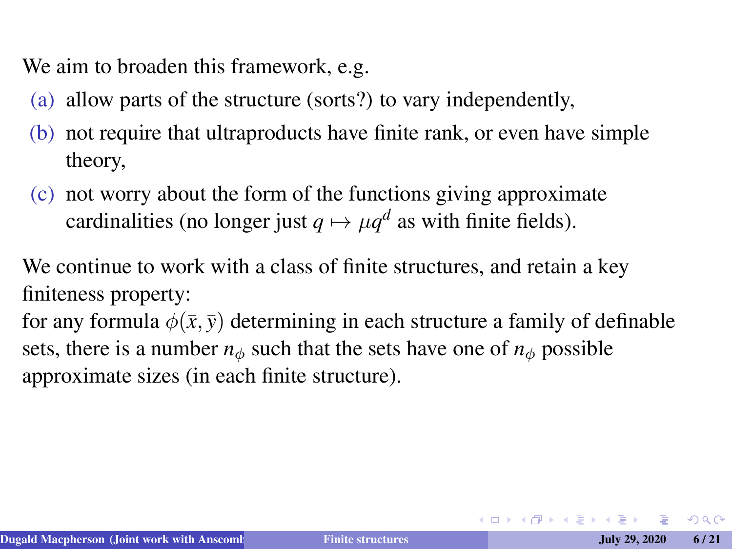We aim to broaden this framework, e.g.

(a) allow parts of the structure (sorts?) to vary independently,

(b) not require that ultraproducts have finite rank, or even have simple theory,

(c) not worry about the form of the functions giving approximate cardinalities (no longer just $q \mapsto \mu q^d$ as with finite fields).

We continue to work with a class of finite structures, and retain a key finiteness property:
for any formula $\phi(\bar{x}, \bar{y})$ determining in each structure a family of definable sets, there is a number $n_\phi$ such that the sets have one of $n_\phi$ possible approximate sizes (in each finite structure).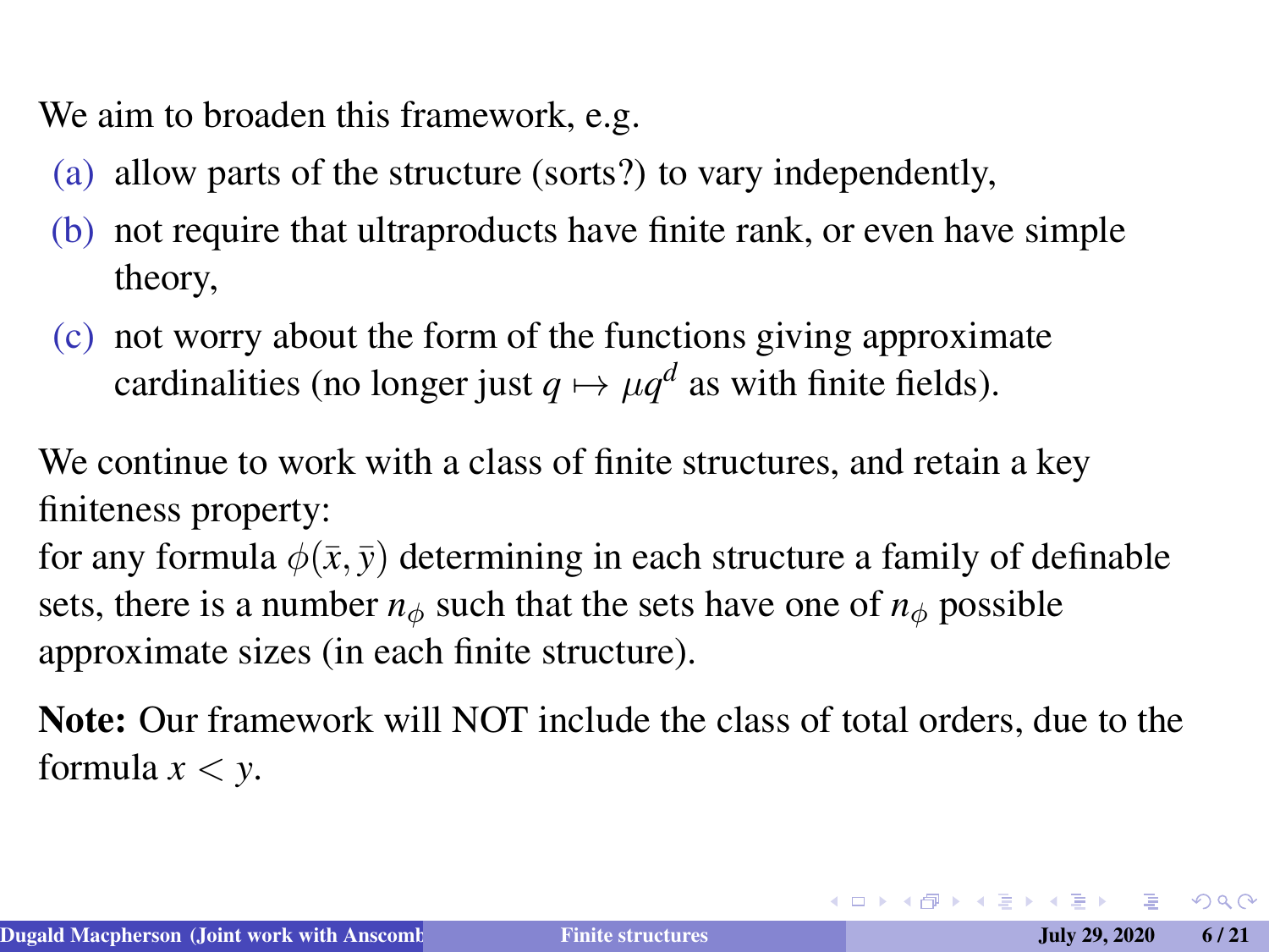We aim to broaden this framework, e.g.

(a) allow parts of the structure (sorts?) to vary independently,
(b) not require that ultraproducts have finite rank, or even have simple theory,
(c) not worry about the form of the functions giving approximate cardinalities (no longer just $q \mapsto \mu q^d$ as with finite fields).

We continue to work with a class of finite structures, and retain a key finiteness property:
for any formula $\phi(\bar{x}, \bar{y})$ determining in each structure a family of definable sets, there is a number $n_\phi$ such that the sets have one of $n_\phi$ possible approximate sizes (in each finite structure).

**Note:** Our framework will NOT include the class of total orders, due to the formula $x < y$.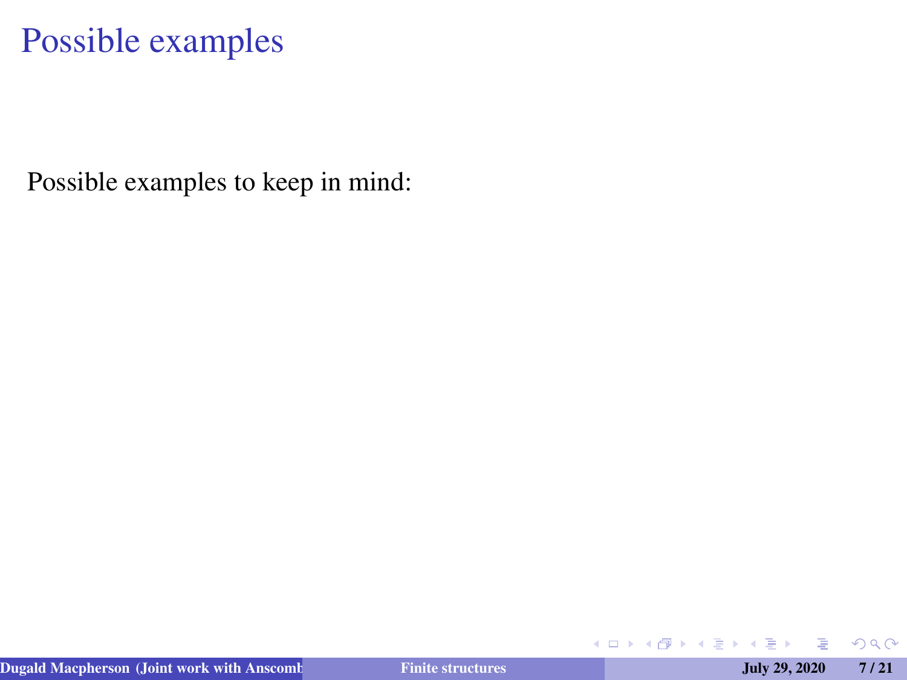# Possible examples

Possible examples to keep in mind: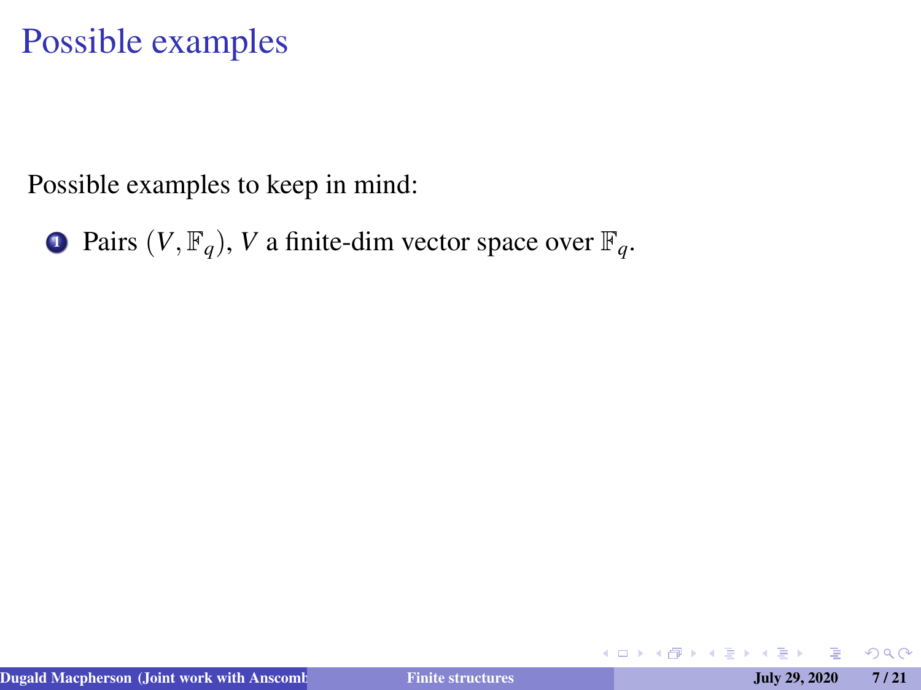# Possible examples

Possible examples to keep in mind:

1. Pairs $(V, \mathbb{F}_q)$, $V$ a finite-dim vector space over $\mathbb{F}_q$.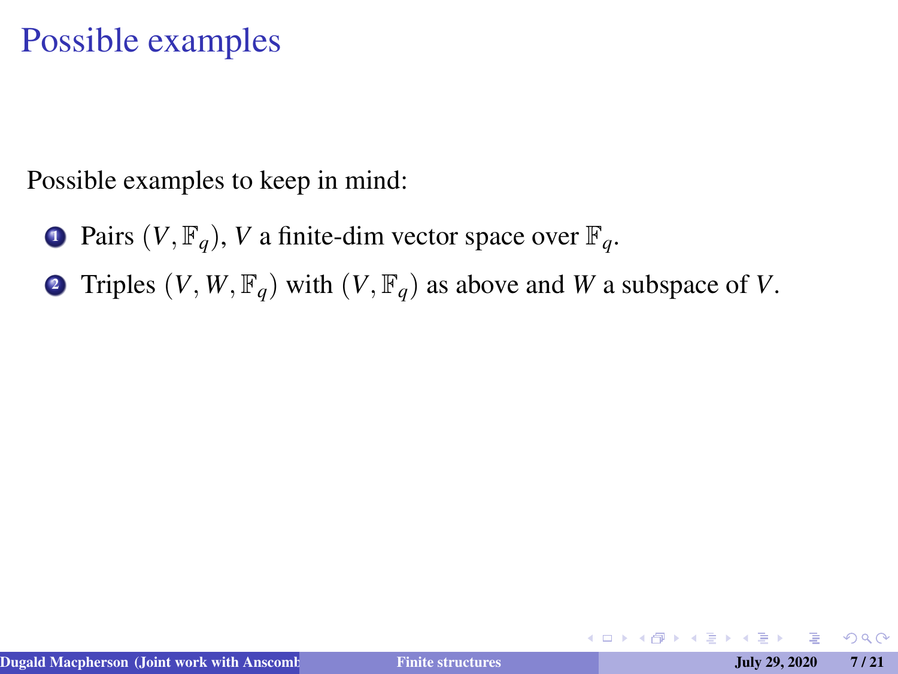# Possible examples

Possible examples to keep in mind:

1. Pairs $(V, \mathbb{F}_q)$, $V$ a finite-dim vector space over $\mathbb{F}_q$.
2. Triples $(V, W, \mathbb{F}_q)$ with $(V, \mathbb{F}_q)$ as above and $W$ a subspace of $V$.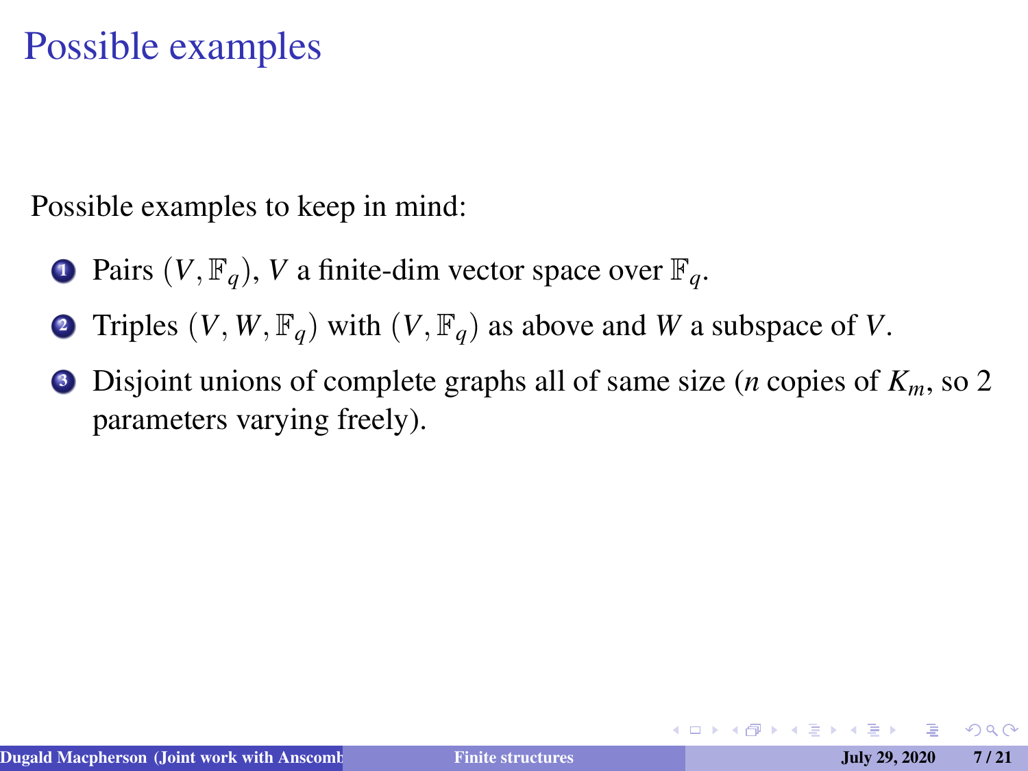# Possible examples

Possible examples to keep in mind:

1. Pairs $(V, \mathbb{F}_q)$, $V$ a finite-dim vector space over $\mathbb{F}_q$.
2. Triples $(V, W, \mathbb{F}_q)$ with $(V, \mathbb{F}_q)$ as above and $W$ a subspace of $V$.
3. Disjoint unions of complete graphs all of same size ($n$ copies of $K_m$, so 2 parameters varying freely).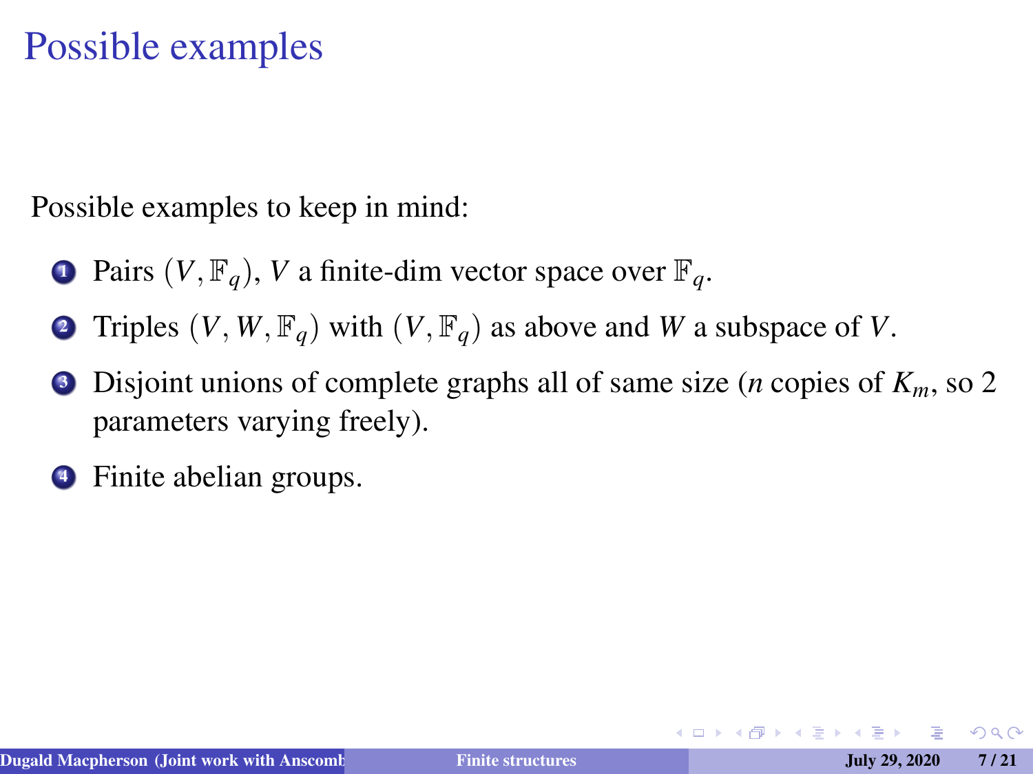# Possible examples

Possible examples to keep in mind:

1. Pairs $(V, \mathbb{F}_q)$, $V$ a finite-dim vector space over $\mathbb{F}_q$.
2. Triples $(V, W, \mathbb{F}_q)$ with $(V, \mathbb{F}_q)$ as above and $W$ a subspace of $V$.
3. Disjoint unions of complete graphs all of same size ($n$ copies of $K_m$, so 2 parameters varying freely).
4. Finite abelian groups.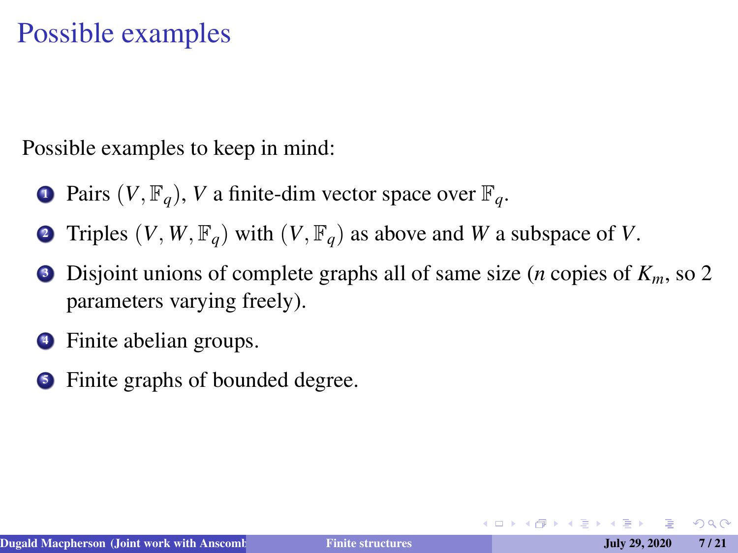# Possible examples

Possible examples to keep in mind:

1. Pairs $(V, \mathbb{F}_q)$, $V$ a finite-dim vector space over $\mathbb{F}_q$.
2. Triples $(V, W, \mathbb{F}_q)$ with $(V, \mathbb{F}_q)$ as above and $W$ a subspace of $V$.
3. Disjoint unions of complete graphs all of same size ($n$ copies of $K_m$, so 2 parameters varying freely).
4. Finite abelian groups.
5. Finite graphs of bounded degree.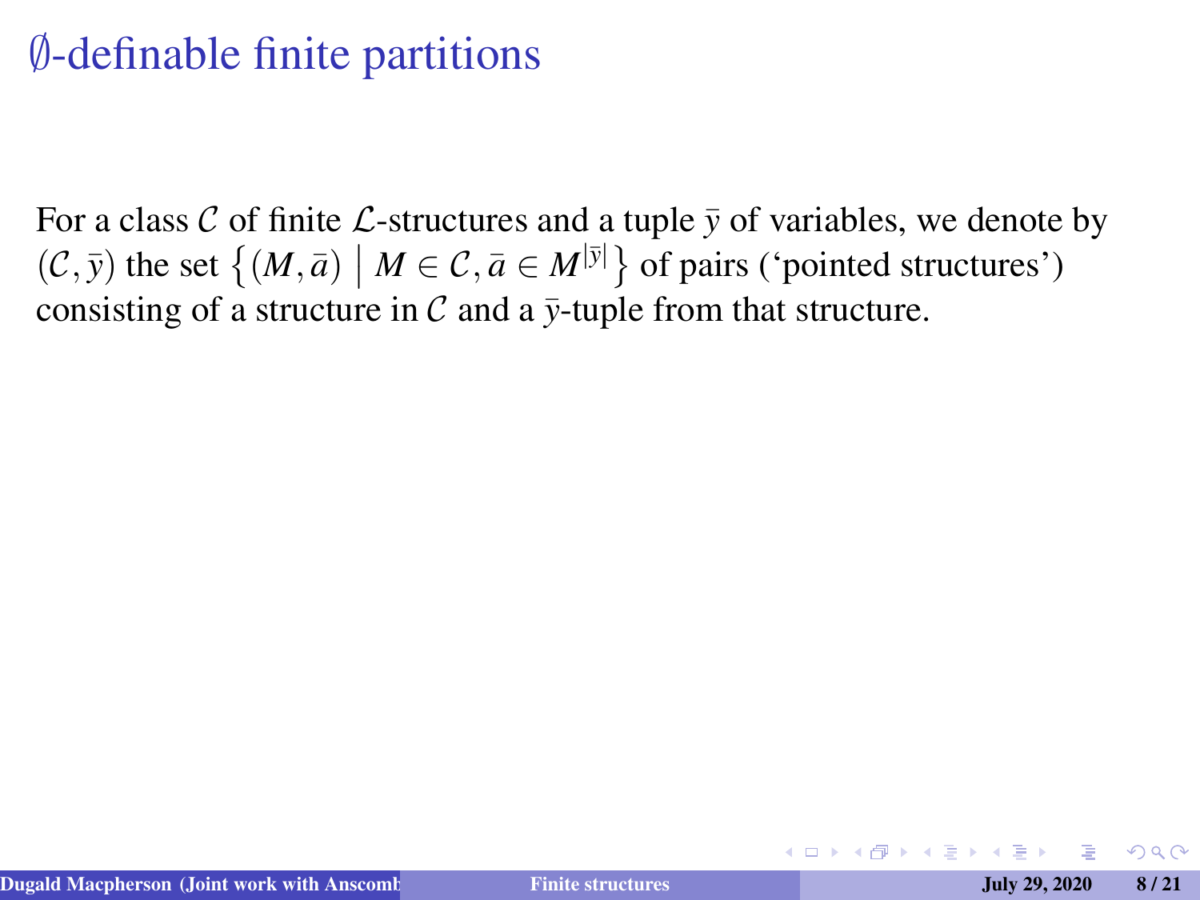# $\emptyset$-definable finite partitions

For a class $\mathcal{C}$ of finite $\mathcal{L}$-structures and a tuple $\bar{y}$ of variables, we denote by $(\mathcal{C}, \bar{y})$ the set $\left\{(M, \bar{a}) \;\middle|\; M \in \mathcal{C}, \bar{a} \in M^{|\bar{y}|}\right\}$ of pairs ('pointed structures') consisting of a structure in $\mathcal{C}$ and a $\bar{y}$-tuple from that structure.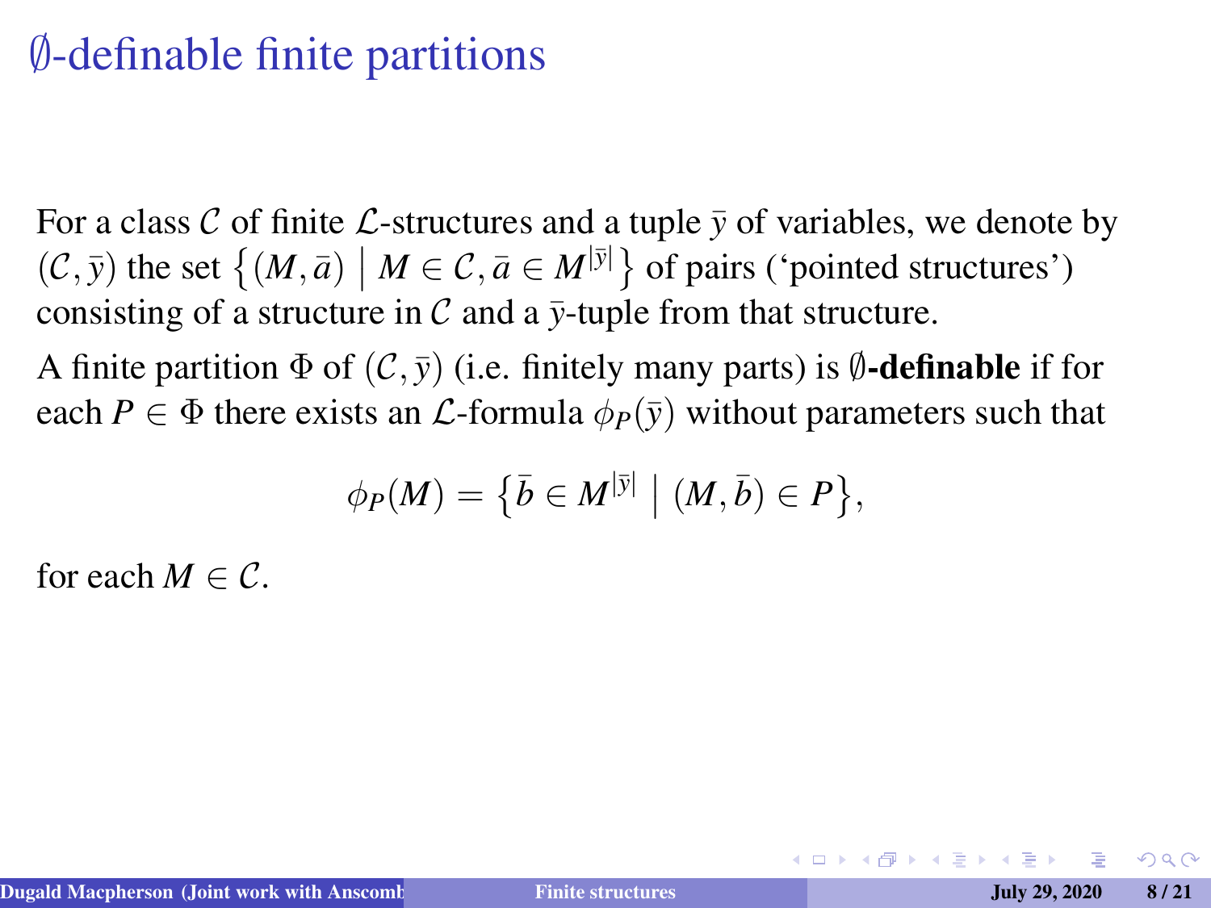# $\emptyset$-definable finite partitions

For a class $\mathcal{C}$ of finite $\mathcal{L}$-structures and a tuple $\bar{y}$ of variables, we denote by $(\mathcal{C}, \bar{y})$ the set $\{(M, \bar{a}) \mid M \in \mathcal{C}, \bar{a} \in M^{|\bar{y}|}\}$ of pairs ('pointed structures') consisting of a structure in $\mathcal{C}$ and a $\bar{y}$-tuple from that structure.

A finite partition $\Phi$ of $(\mathcal{C}, \bar{y})$ (i.e. finitely many parts) is **$\emptyset$-definable** if for each $P \in \Phi$ there exists an $\mathcal{L}$-formula $\phi_P(\bar{y})$ without parameters such that

$$\phi_P(M) = \{\bar{b} \in M^{|\bar{y}|} \mid (M, \bar{b}) \in P\},$$

for each $M \in \mathcal{C}$.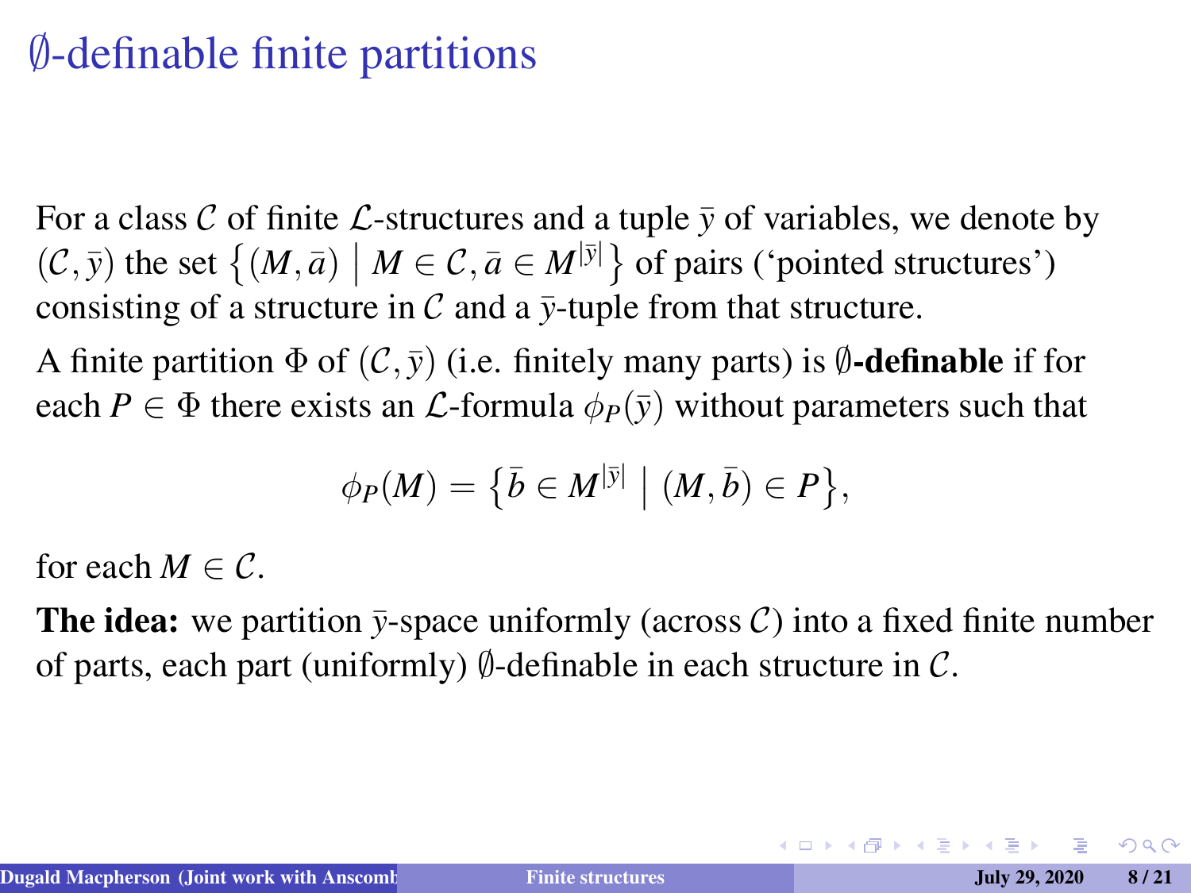# $\emptyset$-definable finite partitions

For a class $\mathcal{C}$ of finite $\mathcal{L}$-structures and a tuple $\bar{y}$ of variables, we denote by $(\mathcal{C}, \bar{y})$ the set $\{(M, \bar{a}) \mid M \in \mathcal{C}, \bar{a} \in M^{|\bar{y}|}\}$ of pairs ('pointed structures') consisting of a structure in $\mathcal{C}$ and a $\bar{y}$-tuple from that structure.

A finite partition $\Phi$ of $(\mathcal{C}, \bar{y})$ (i.e. finitely many parts) is **$\emptyset$-definable** if for each $P \in \Phi$ there exists an $\mathcal{L}$-formula $\phi_P(\bar{y})$ without parameters such that

$$\phi_P(M) = \{\bar{b} \in M^{|\bar{y}|} \mid (M, \bar{b}) \in P\},$$

for each $M \in \mathcal{C}$.

**The idea:** we partition $\bar{y}$-space uniformly (across $\mathcal{C}$) into a fixed finite number of parts, each part (uniformly) $\emptyset$-definable in each structure in $\mathcal{C}$.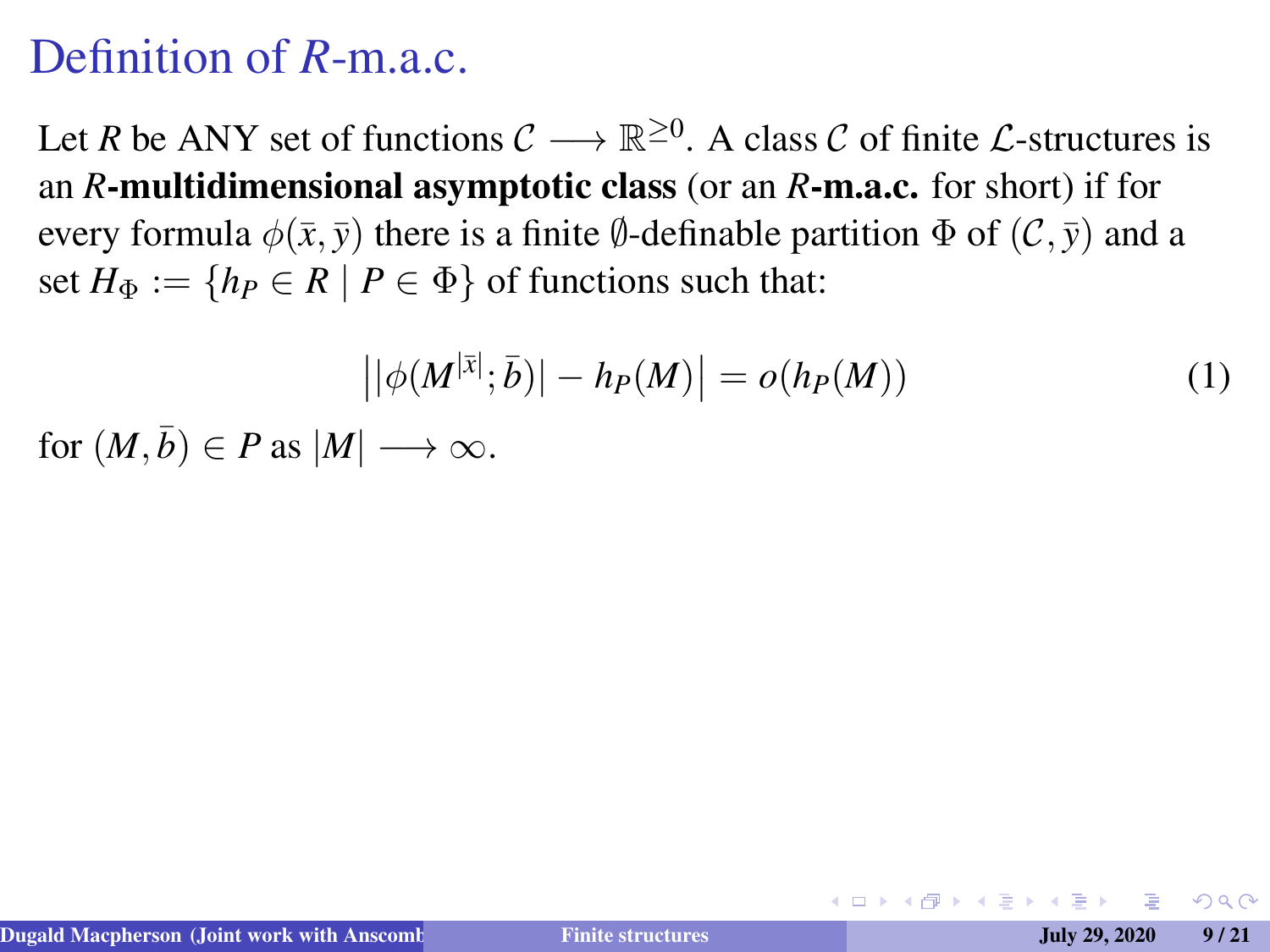# Definition of $R$-m.a.c.

Let $R$ be ANY set of functions $\mathcal{C} \longrightarrow \mathbb{R}^{\geq 0}$. A class $\mathcal{C}$ of finite $\mathcal{L}$-structures is an $R$**-multidimensional asymptotic class** (or an $R$**-m.a.c.** for short) if for every formula $\phi(\bar{x}, \bar{y})$ there is a finite $\emptyset$-definable partition $\Phi$ of $(\mathcal{C}, \bar{y})$ and a set $H_\Phi := \{h_P \in R \mid P \in \Phi\}$ of functions such that:

$$\left| |\phi(M^{|\bar{x}|}; \bar{b})| - h_P(M) \right| = o(h_P(M)) \tag{1}$$

for $(M, \bar{b}) \in P$ as $|M| \longrightarrow \infty$.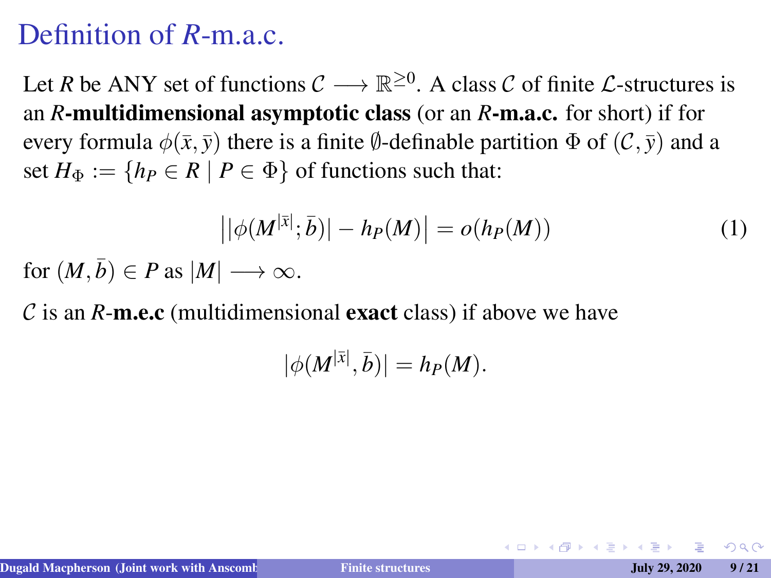# Definition of $R$-m.a.c.

Let $R$ be ANY set of functions $\mathcal{C} \longrightarrow \mathbb{R}^{\geq 0}$. A class $\mathcal{C}$ of finite $\mathcal{L}$-structures is an ***R*-multidimensional asymptotic class** (or an ***R*-m.a.c.** for short) if for every formula $\phi(\bar{x}, \bar{y})$ there is a finite $\emptyset$-definable partition $\Phi$ of $(\mathcal{C}, \bar{y})$ and a set $H_\Phi := \{h_P \in R \mid P \in \Phi\}$ of functions such that:

$$\left| |\phi(M^{|\bar{x}|}; \bar{b})| - h_P(M) \right| = o(h_P(M)) \tag{1}$$

for $(M, \bar{b}) \in P$ as $|M| \longrightarrow \infty$.

$\mathcal{C}$ is an $R$-**m.e.c** (multidimensional **exact** class) if above we have

$$|\phi(M^{|\bar{x}|}, \bar{b})| = h_P(M).$$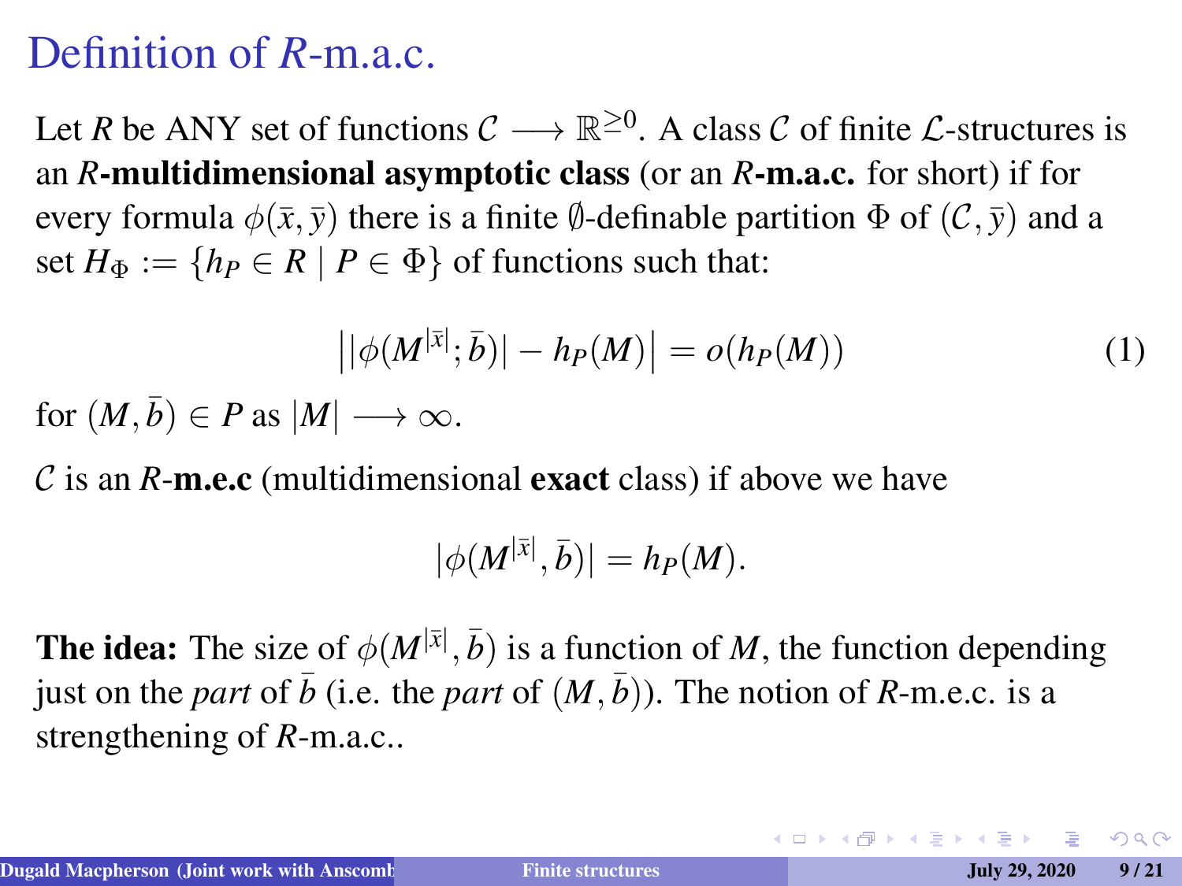# Definition of $R$-m.a.c.

Let $R$ be ANY set of functions $\mathcal{C} \longrightarrow \mathbb{R}^{\geq 0}$. A class $\mathcal{C}$ of finite $\mathcal{L}$-structures is an ***R*-multidimensional asymptotic class** (or an ***R*-m.a.c.** for short) if for every formula $\phi(\bar{x}, \bar{y})$ there is a finite $\emptyset$-definable partition $\Phi$ of $(\mathcal{C}, \bar{y})$ and a set $H_\Phi := \{h_P \in R \mid P \in \Phi\}$ of functions such that:

$$\big||\phi(M^{|\bar{x}|}; \bar{b})| - h_P(M)\big| = o(h_P(M)) \tag{1}$$

for $(M, \bar{b}) \in P$ as $|M| \longrightarrow \infty$.

$\mathcal{C}$ is an $R$-**m.e.c** (multidimensional **exact** class) if above we have

$$|\phi(M^{|\bar{x}|}, \bar{b})| = h_P(M).$$

**The idea:** The size of $\phi(M^{|\bar{x}|}, \bar{b})$ is a function of $M$, the function depending just on the *part* of $\bar{b}$ (i.e. the *part* of $(M, \bar{b})$). The notion of $R$-m.e.c. is a strengthening of $R$-m.a.c..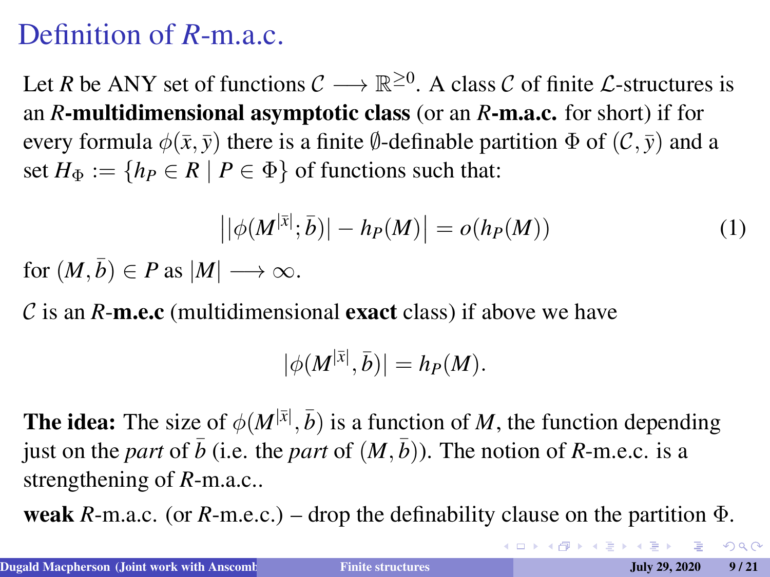# Definition of $R$-m.a.c.

Let $R$ be ANY set of functions $\mathcal{C} \longrightarrow \mathbb{R}^{\geq 0}$. A class $\mathcal{C}$ of finite $\mathcal{L}$-structures is an ***R*-multidimensional asymptotic class** (or an ***R*-m.a.c.** for short) if for every formula $\phi(\bar{x}, \bar{y})$ there is a finite $\emptyset$-definable partition $\Phi$ of $(\mathcal{C}, \bar{y})$ and a set $H_\Phi := \{h_P \in R \mid P \in \Phi\}$ of functions such that:

$$\left| |\phi(M^{|\bar{x}|}; \bar{b})| - h_P(M) \right| = o(h_P(M)) \tag{1}$$

for $(M, \bar{b}) \in P$ as $|M| \longrightarrow \infty$.

$\mathcal{C}$ is an $R$-**m.e.c** (multidimensional **exact** class) if above we have

$$|\phi(M^{|\bar{x}|}, \bar{b})| = h_P(M).$$

**The idea:** The size of $\phi(M^{|\bar{x}|}, \bar{b})$ is a function of $M$, the function depending just on the *part* of $\bar{b}$ (i.e. the *part* of $(M, \bar{b})$). The notion of $R$-m.e.c. is a strengthening of $R$-m.a.c..

**weak** $R$-m.a.c. (or $R$-m.e.c.) – drop the definability clause on the partition $\Phi$.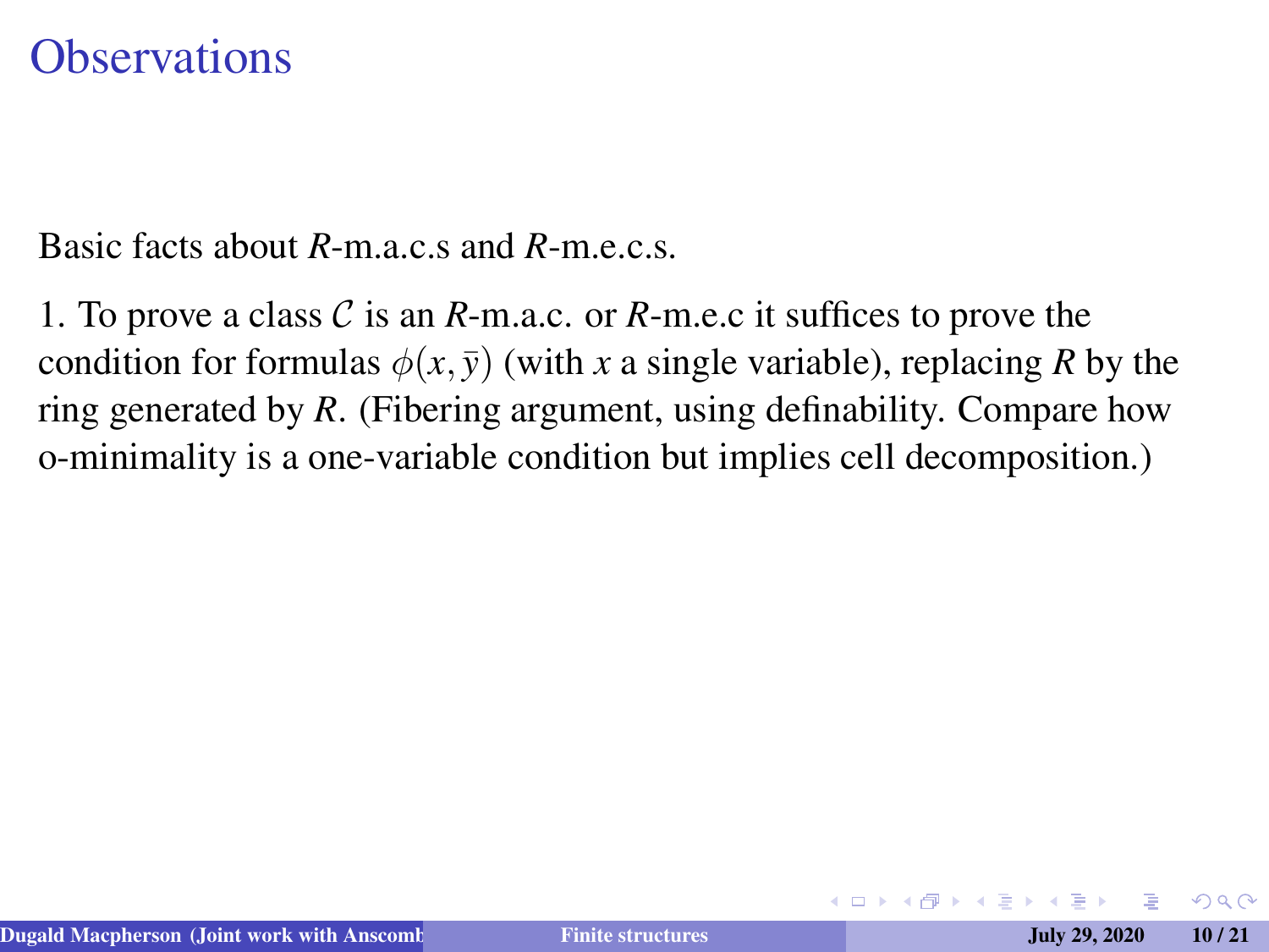# Observations

Basic facts about $R$-m.a.c.s and $R$-m.e.c.s.

1. To prove a class $\mathcal{C}$ is an $R$-m.a.c. or $R$-m.e.c it suffices to prove the condition for formulas $\phi(x, \bar{y})$ (with $x$ a single variable), replacing $R$ by the ring generated by $R$. (Fibering argument, using definability. Compare how o-minimality is a one-variable condition but implies cell decomposition.)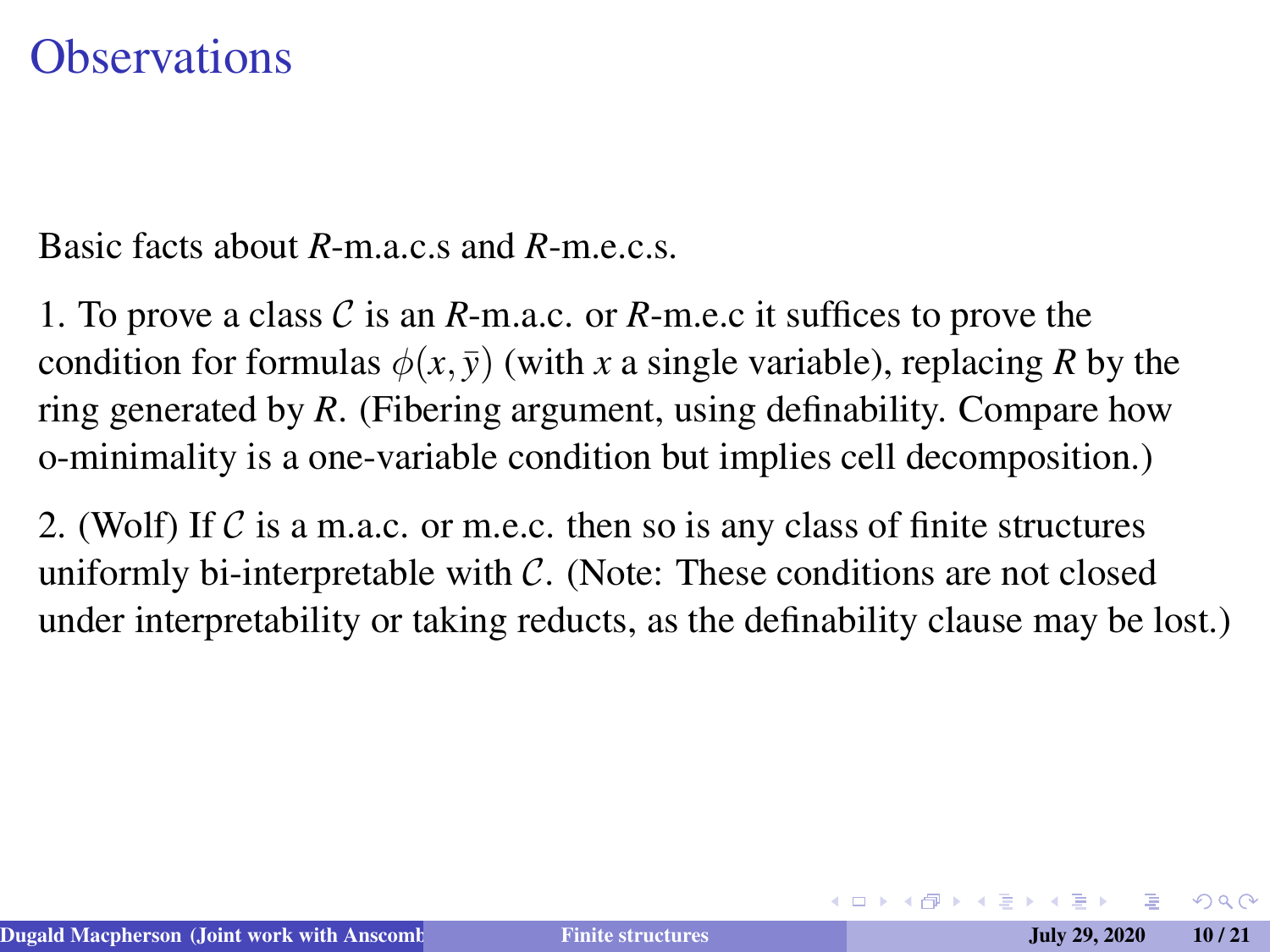# Observations

Basic facts about $R$-m.a.c.s and $R$-m.e.c.s.

1. To prove a class $\mathcal{C}$ is an $R$-m.a.c. or $R$-m.e.c it suffices to prove the condition for formulas $\phi(x, \bar{y})$ (with $x$ a single variable), replacing $R$ by the ring generated by $R$. (Fibering argument, using definability. Compare how o-minimality is a one-variable condition but implies cell decomposition.)

2. (Wolf) If $\mathcal{C}$ is a m.a.c. or m.e.c. then so is any class of finite structures uniformly bi-interpretable with $\mathcal{C}$. (Note: These conditions are not closed under interpretability or taking reducts, as the definability clause may be lost.)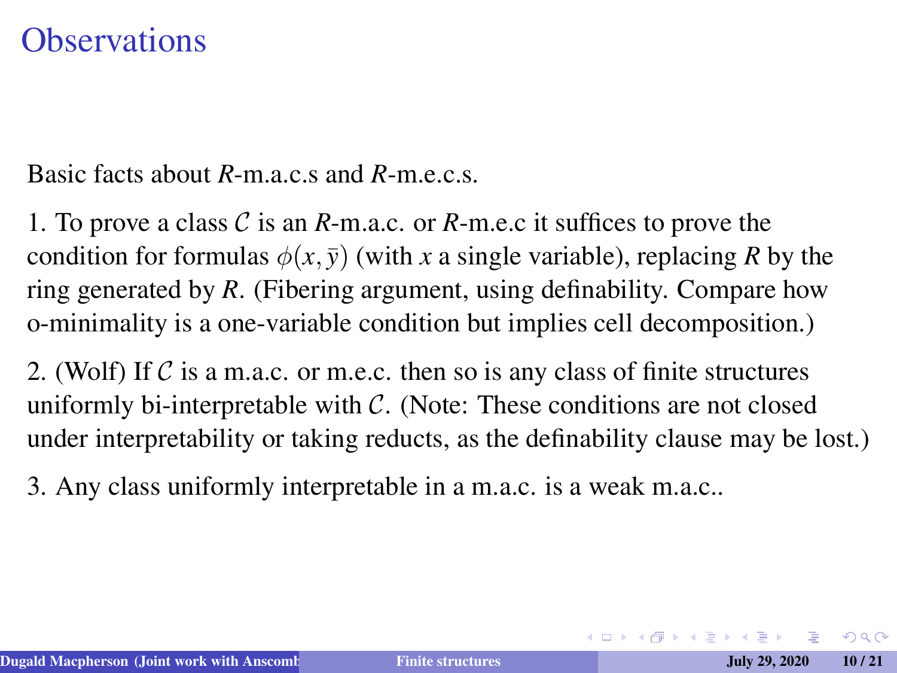# Observations

Basic facts about *R*-m.a.c.s and *R*-m.e.c.s.

1. To prove a class $\mathcal{C}$ is an *R*-m.a.c. or *R*-m.e.c it suffices to prove the condition for formulas $\phi(x, \bar{y})$ (with $x$ a single variable), replacing *R* by the ring generated by *R*. (Fibering argument, using definability. Compare how o-minimality is a one-variable condition but implies cell decomposition.)

2. (Wolf) If $\mathcal{C}$ is a m.a.c. or m.e.c. then so is any class of finite structures uniformly bi-interpretable with $\mathcal{C}$. (Note: These conditions are not closed under interpretability or taking reducts, as the definability clause may be lost.)

3. Any class uniformly interpretable in a m.a.c. is a weak m.a.c..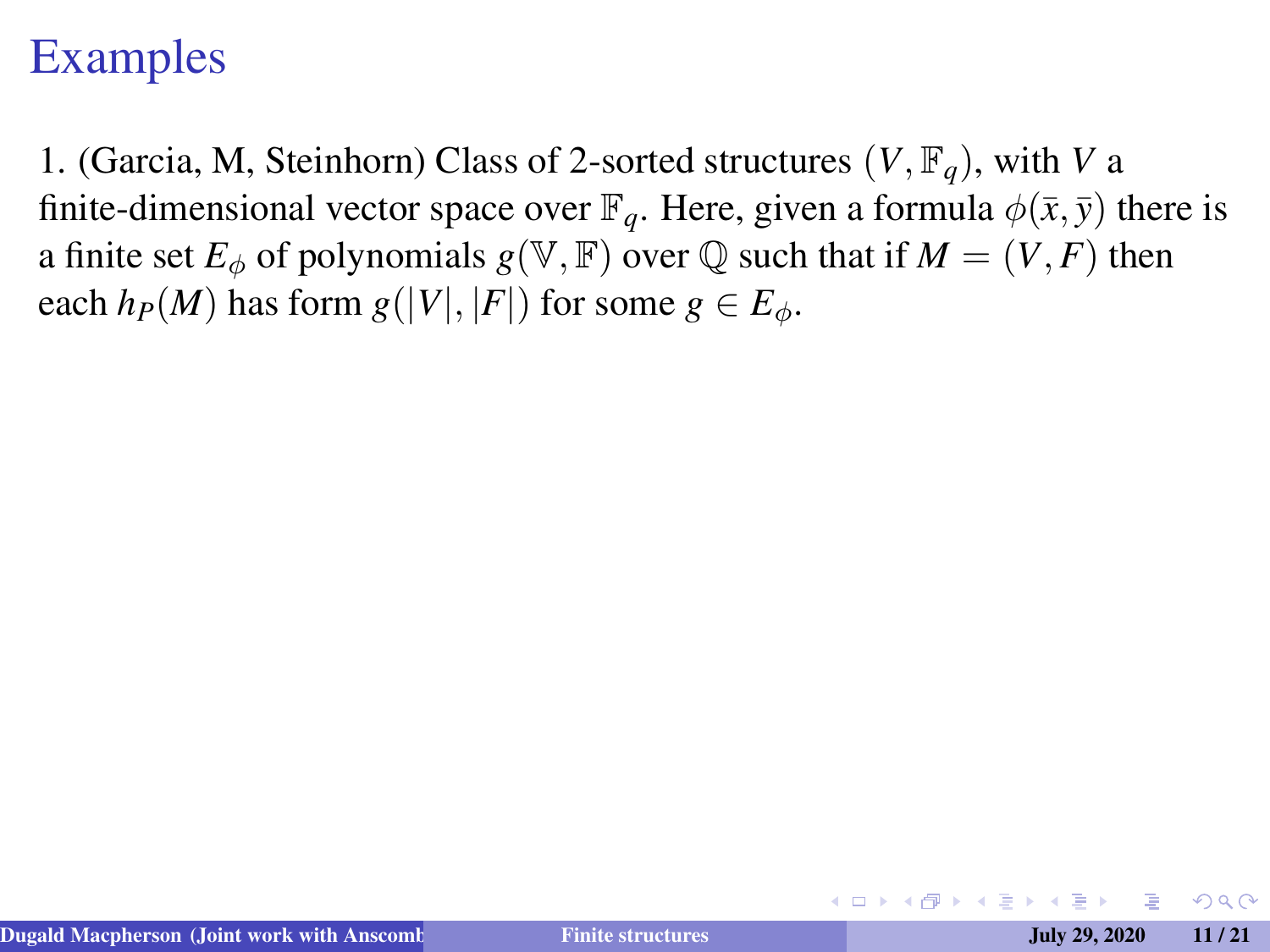# Examples

1. (Garcia, M, Steinhorn) Class of 2-sorted structures $(V, \mathbb{F}_q)$, with $V$ a finite-dimensional vector space over $\mathbb{F}_q$. Here, given a formula $\phi(\bar{x}, \bar{y})$ there is a finite set $E_\phi$ of polynomials $g(\mathbb{V}, \mathbb{F})$ over $\mathbb{Q}$ such that if $M = (V, F)$ then each $h_P(M)$ has form $g(|V|, |F|)$ for some $g \in E_\phi$.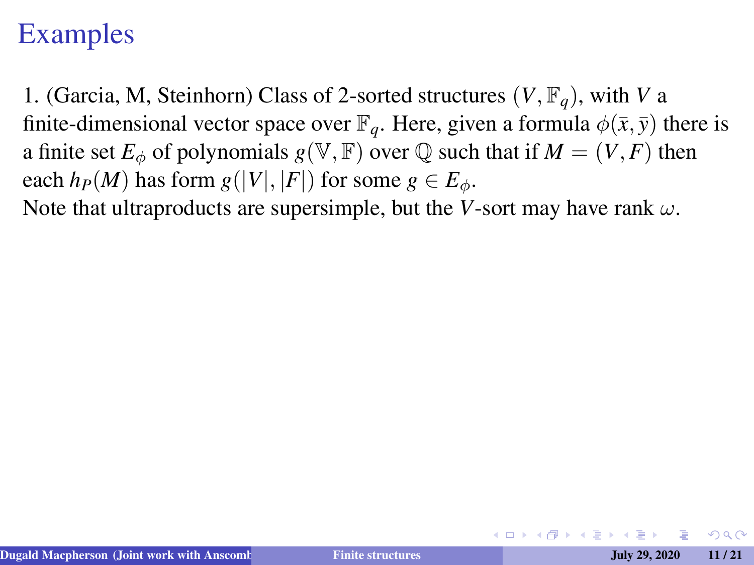# Examples

1. (Garcia, M, Steinhorn) Class of 2-sorted structures $(V, \mathbb{F}_q)$, with $V$ a finite-dimensional vector space over $\mathbb{F}_q$. Here, given a formula $\phi(\bar{x}, \bar{y})$ there is a finite set $E_\phi$ of polynomials $g(\mathbb{V}, \mathbb{F})$ over $\mathbb{Q}$ such that if $M = (V, F)$ then each $h_P(M)$ has form $g(|V|, |F|)$ for some $g \in E_\phi$.
Note that ultraproducts are supersimple, but the $V$-sort may have rank $\omega$.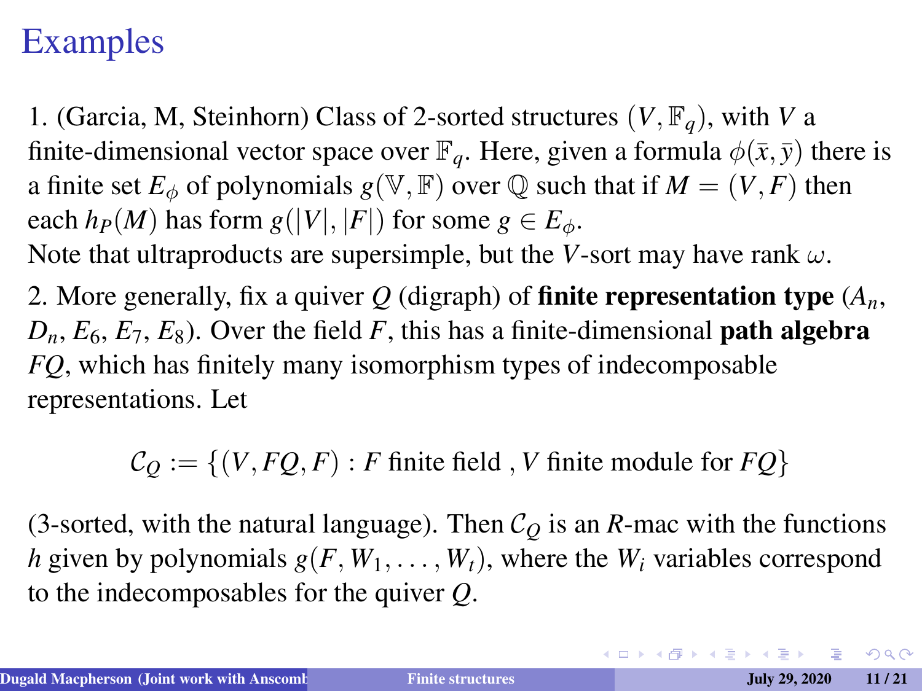# Examples

1. (Garcia, M, Steinhorn) Class of 2-sorted structures $(V, \mathbb{F}_q)$, with $V$ a finite-dimensional vector space over $\mathbb{F}_q$. Here, given a formula $\phi(\bar{x}, \bar{y})$ there is a finite set $E_\phi$ of polynomials $g(\mathbb{V}, \mathbb{F})$ over $\mathbb{Q}$ such that if $M = (V, F)$ then each $h_P(M)$ has form $g(|V|, |F|)$ for some $g \in E_\phi$.
Note that ultraproducts are supersimple, but the $V$-sort may have rank $\omega$.

2. More generally, fix a quiver $Q$ (digraph) of **finite representation type** ($A_n$, $D_n$, $E_6$, $E_7$, $E_8$). Over the field $F$, this has a finite-dimensional **path algebra** $FQ$, which has finitely many isomorphism types of indecomposable representations. Let

$$\mathcal{C}_Q := \{(V, FQ, F) : F \text{ finite field }, V \text{ finite module for } FQ\}$$

(3-sorted, with the natural language). Then $\mathcal{C}_Q$ is an $R$-mac with the functions $h$ given by polynomials $g(F, W_1, \ldots, W_t)$, where the $W_i$ variables correspond to the indecomposables for the quiver $Q$.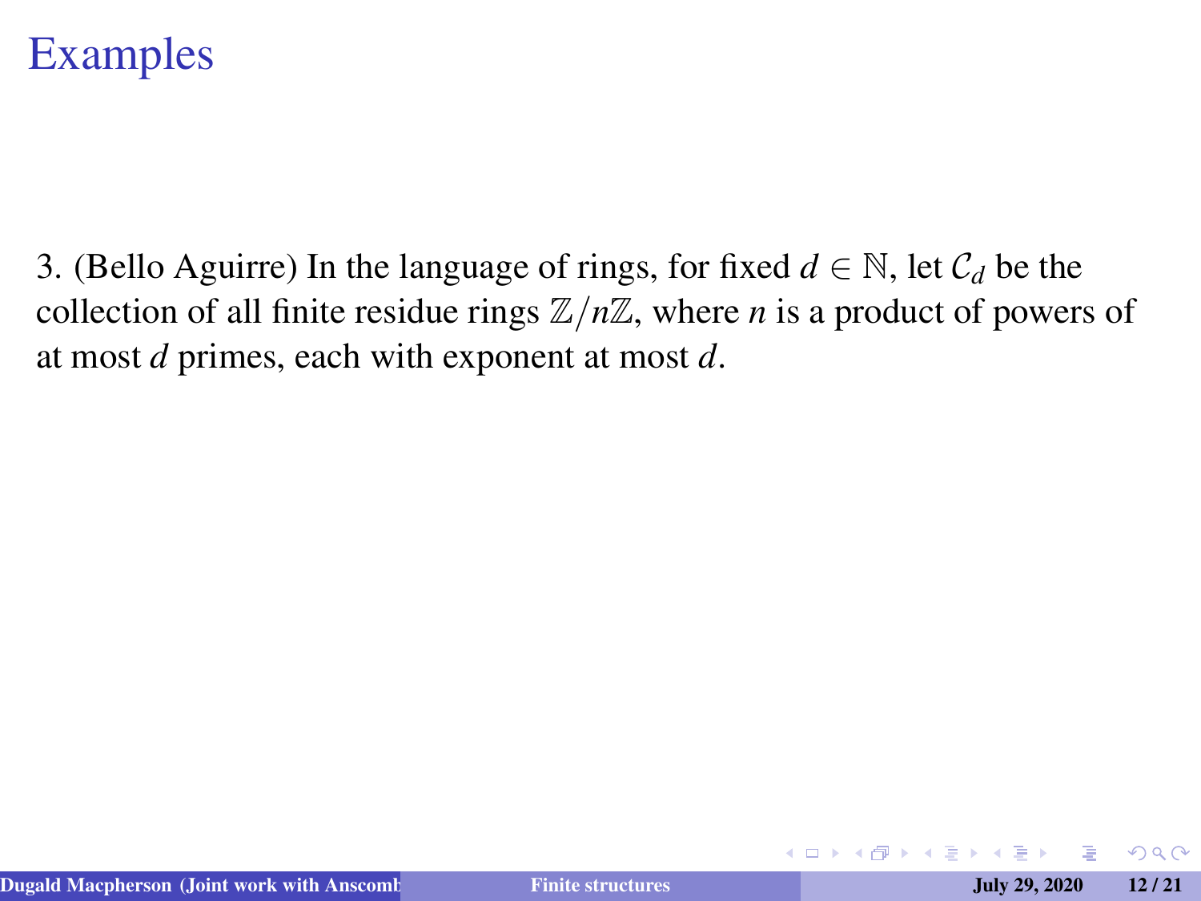# Examples

3. (Bello Aguirre) In the language of rings, for fixed $d \in \mathbb{N}$, let $\mathcal{C}_d$ be the collection of all finite residue rings $\mathbb{Z}/n\mathbb{Z}$, where $n$ is a product of powers of at most $d$ primes, each with exponent at most $d$.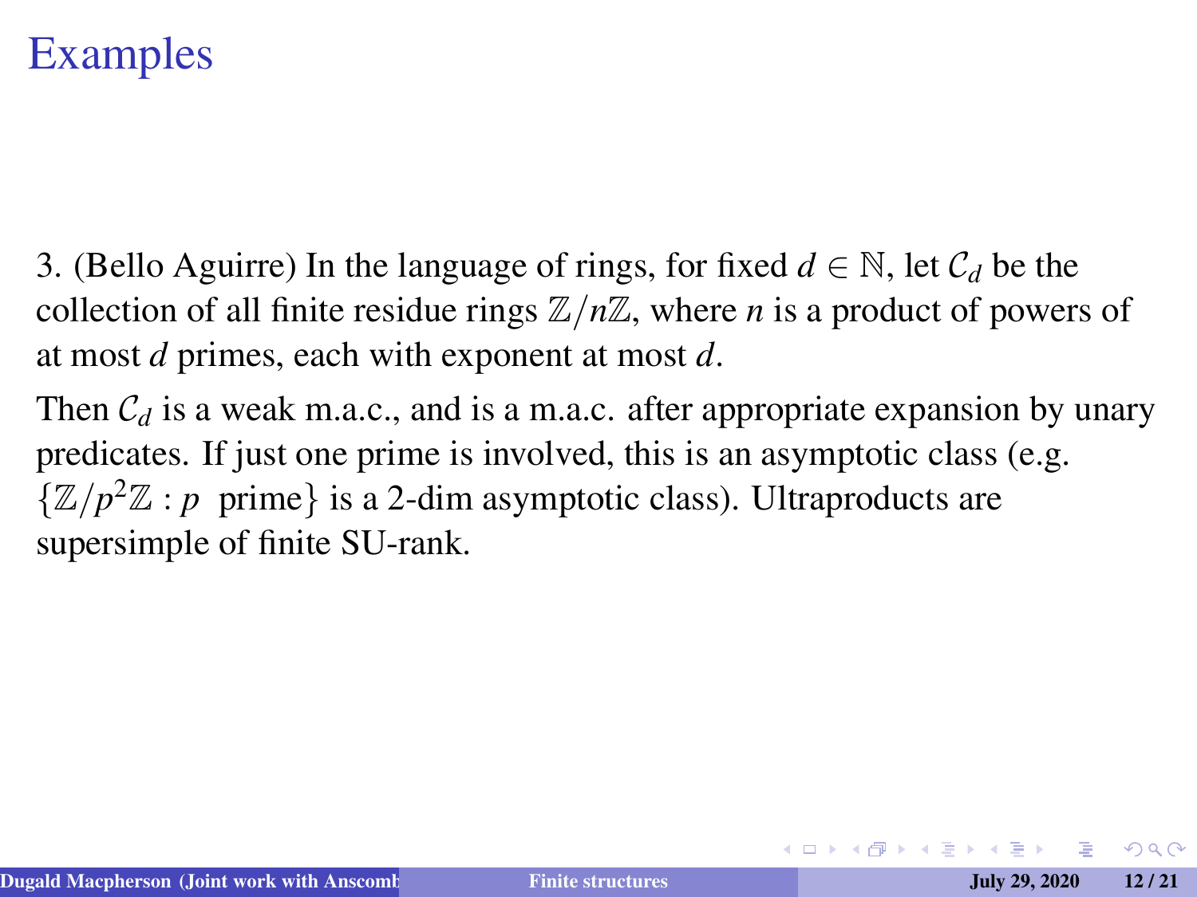# Examples

3. (Bello Aguirre) In the language of rings, for fixed $d \in \mathbb{N}$, let $\mathcal{C}_d$ be the collection of all finite residue rings $\mathbb{Z}/n\mathbb{Z}$, where $n$ is a product of powers of at most $d$ primes, each with exponent at most $d$.

Then $\mathcal{C}_d$ is a weak m.a.c., and is a m.a.c. after appropriate expansion by unary predicates. If just one prime is involved, this is an asymptotic class (e.g. $\{\mathbb{Z}/p^2\mathbb{Z} : p \text{ prime}\}$ is a 2-dim asymptotic class). Ultraproducts are supersimple of finite SU-rank.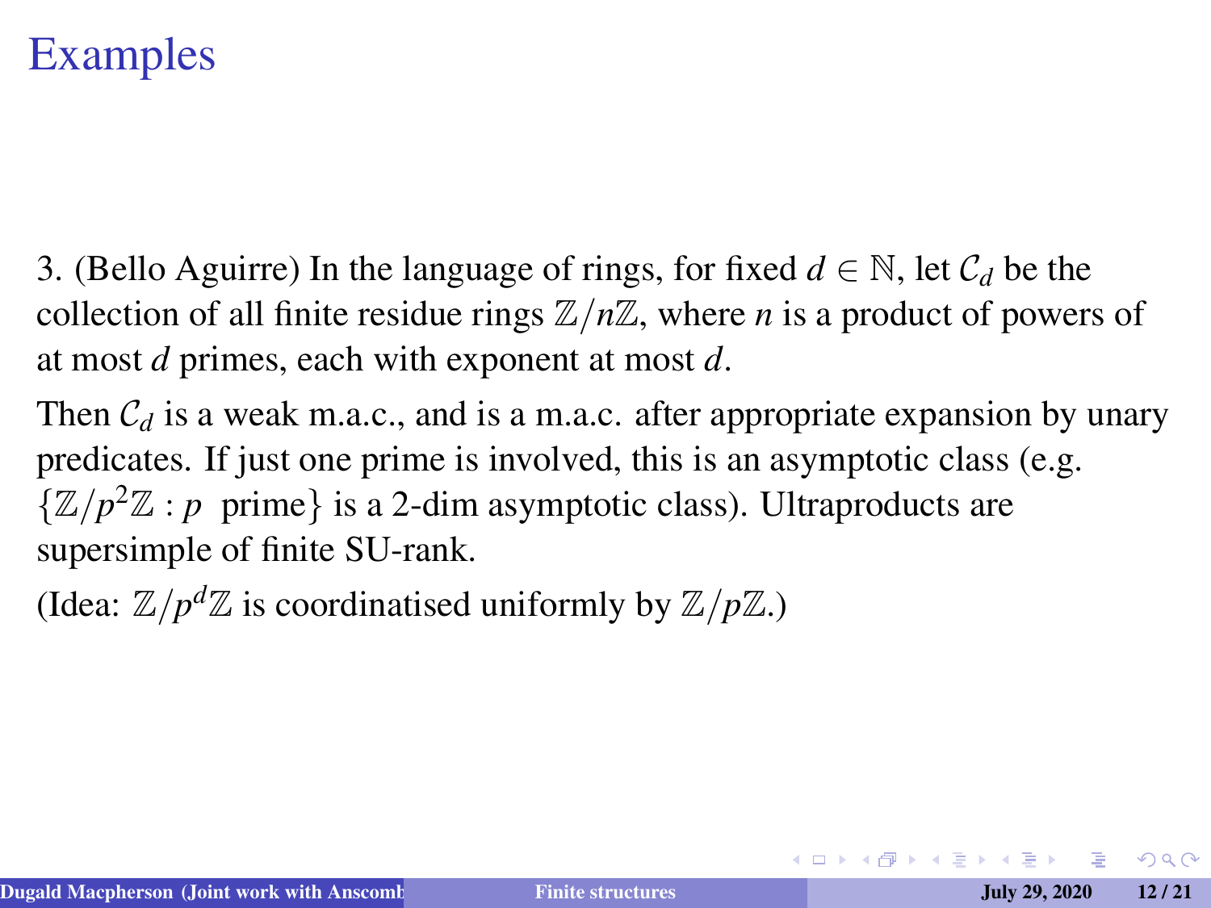# Examples

3. (Bello Aguirre) In the language of rings, for fixed $d \in \mathbb{N}$, let $\mathcal{C}_d$ be the collection of all finite residue rings $\mathbb{Z}/n\mathbb{Z}$, where $n$ is a product of powers of at most $d$ primes, each with exponent at most $d$.

Then $\mathcal{C}_d$ is a weak m.a.c., and is a m.a.c. after appropriate expansion by unary predicates. If just one prime is involved, this is an asymptotic class (e.g. $\{\mathbb{Z}/p^2\mathbb{Z} : p \text{ prime}\}$ is a 2-dim asymptotic class). Ultraproducts are supersimple of finite SU-rank.

(Idea: $\mathbb{Z}/p^d\mathbb{Z}$ is coordinatised uniformly by $\mathbb{Z}/p\mathbb{Z}$.)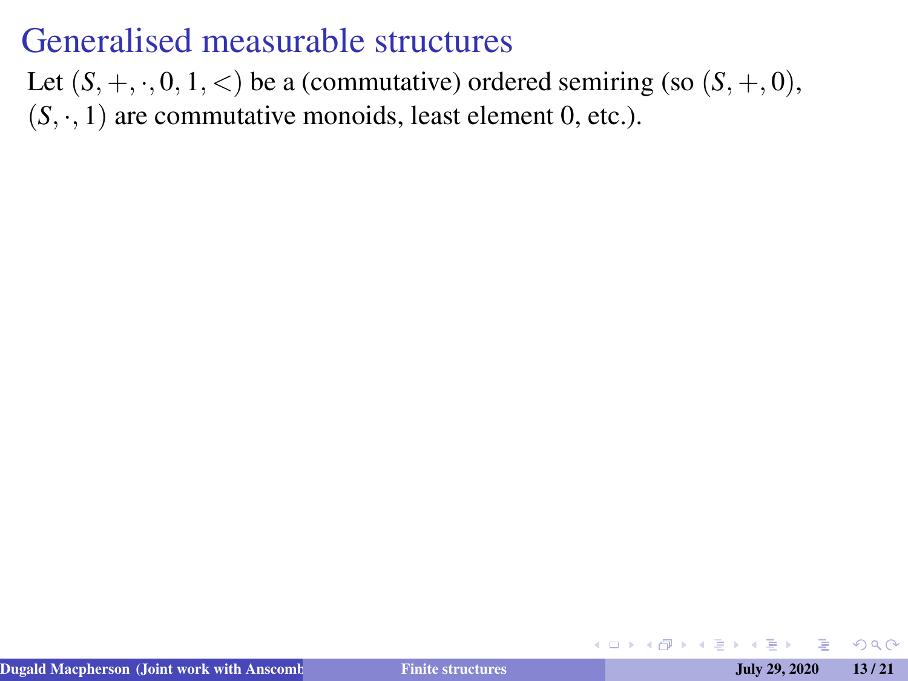# Generalised measurable structures

Let $(S, +, \cdot, 0, 1, <)$ be a (commutative) ordered semiring (so $(S, +, 0)$, $(S, \cdot, 1)$ are commutative monoids, least element 0, etc.).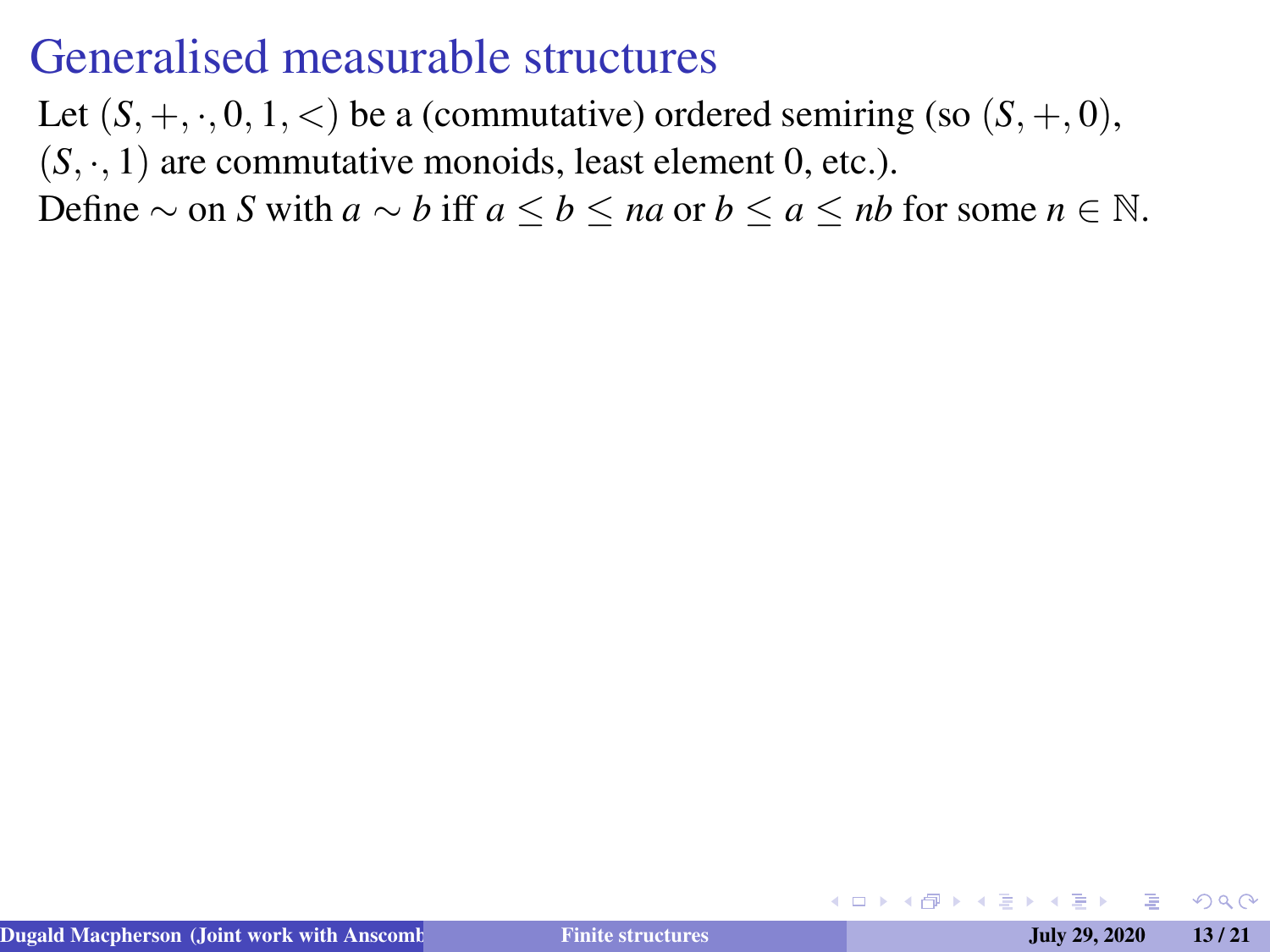# Generalised measurable structures

Let $(S, +, \cdot, 0, 1, <)$ be a (commutative) ordered semiring (so $(S, +, 0)$, $(S, \cdot, 1)$ are commutative monoids, least element 0, etc.).

Define $\sim$ on $S$ with $a \sim b$ iff $a \leq b \leq na$ or $b \leq a \leq nb$ for some $n \in \mathbb{N}$.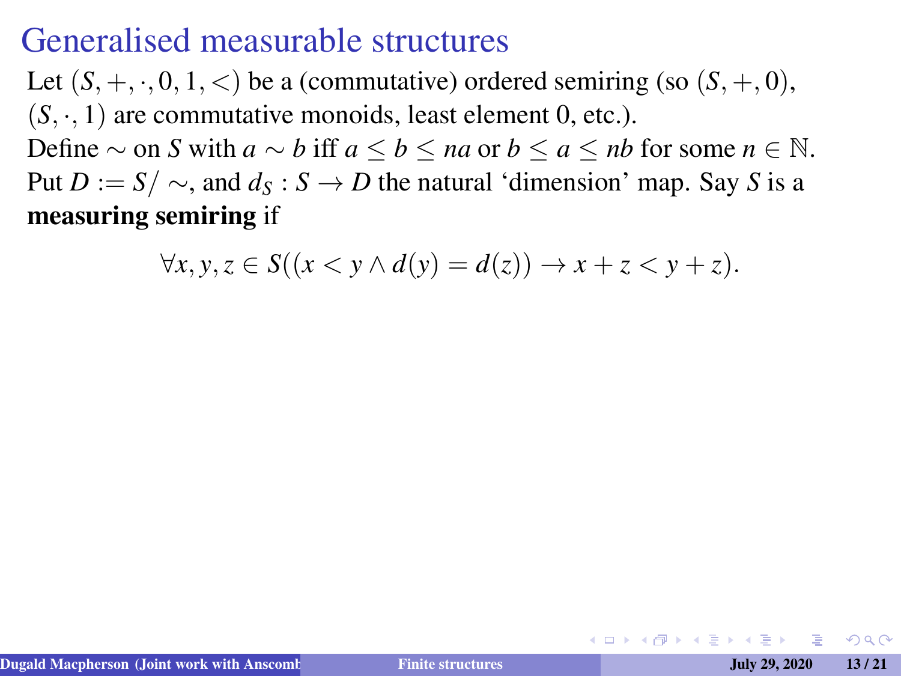# Generalised measurable structures

Let $(S, +, \cdot, 0, 1, <)$ be a (commutative) ordered semiring (so $(S, +, 0)$, $(S, \cdot, 1)$ are commutative monoids, least element 0, etc.).

Define $\sim$ on $S$ with $a \sim b$ iff $a \leq b \leq na$ or $b \leq a \leq nb$ for some $n \in \mathbb{N}$.

Put $D := S/\sim$, and $d_S : S \to D$ the natural 'dimension' map. Say $S$ is a **measuring semiring** if

$$\forall x, y, z \in S((x < y \wedge d(y) = d(z)) \to x + z < y + z).$$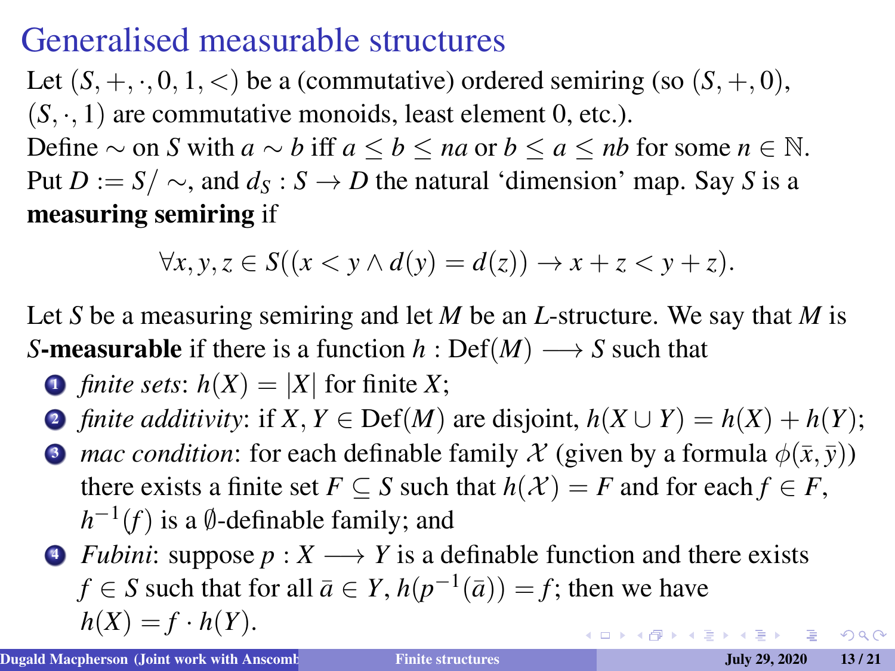# Generalised measurable structures

Let $(S, +, \cdot, 0, 1, <)$ be a (commutative) ordered semiring (so $(S, +, 0)$, $(S, \cdot, 1)$ are commutative monoids, least element 0, etc.).
Define $\sim$ on $S$ with $a \sim b$ iff $a \leq b \leq na$ or $b \leq a \leq nb$ for some $n \in \mathbb{N}$.
Put $D := S/\sim$, and $d_S : S \to D$ the natural 'dimension' map. Say $S$ is a **measuring semiring** if

$$\forall x, y, z \in S((x < y \wedge d(y) = d(z)) \to x + z < y + z).$$

Let $S$ be a measuring semiring and let $M$ be an $L$-structure. We say that $M$ is $S$**-measurable** if there is a function $h : \mathrm{Def}(M) \longrightarrow S$ such that

1. *finite sets*: $h(X) = |X|$ for finite $X$;
2. *finite additivity*: if $X, Y \in \mathrm{Def}(M)$ are disjoint, $h(X \cup Y) = h(X) + h(Y)$;
3. *mac condition*: for each definable family $\mathcal{X}$ (given by a formula $\phi(\bar{x}, \bar{y})$) there exists a finite set $F \subseteq S$ such that $h(\mathcal{X}) = F$ and for each $f \in F$, $h^{-1}(f)$ is a $\emptyset$-definable family; and
4. *Fubini*: suppose $p : X \longrightarrow Y$ is a definable function and there exists $f \in S$ such that for all $\bar{a} \in Y$, $h(p^{-1}(\bar{a})) = f$; then we have $h(X) = f \cdot h(Y)$.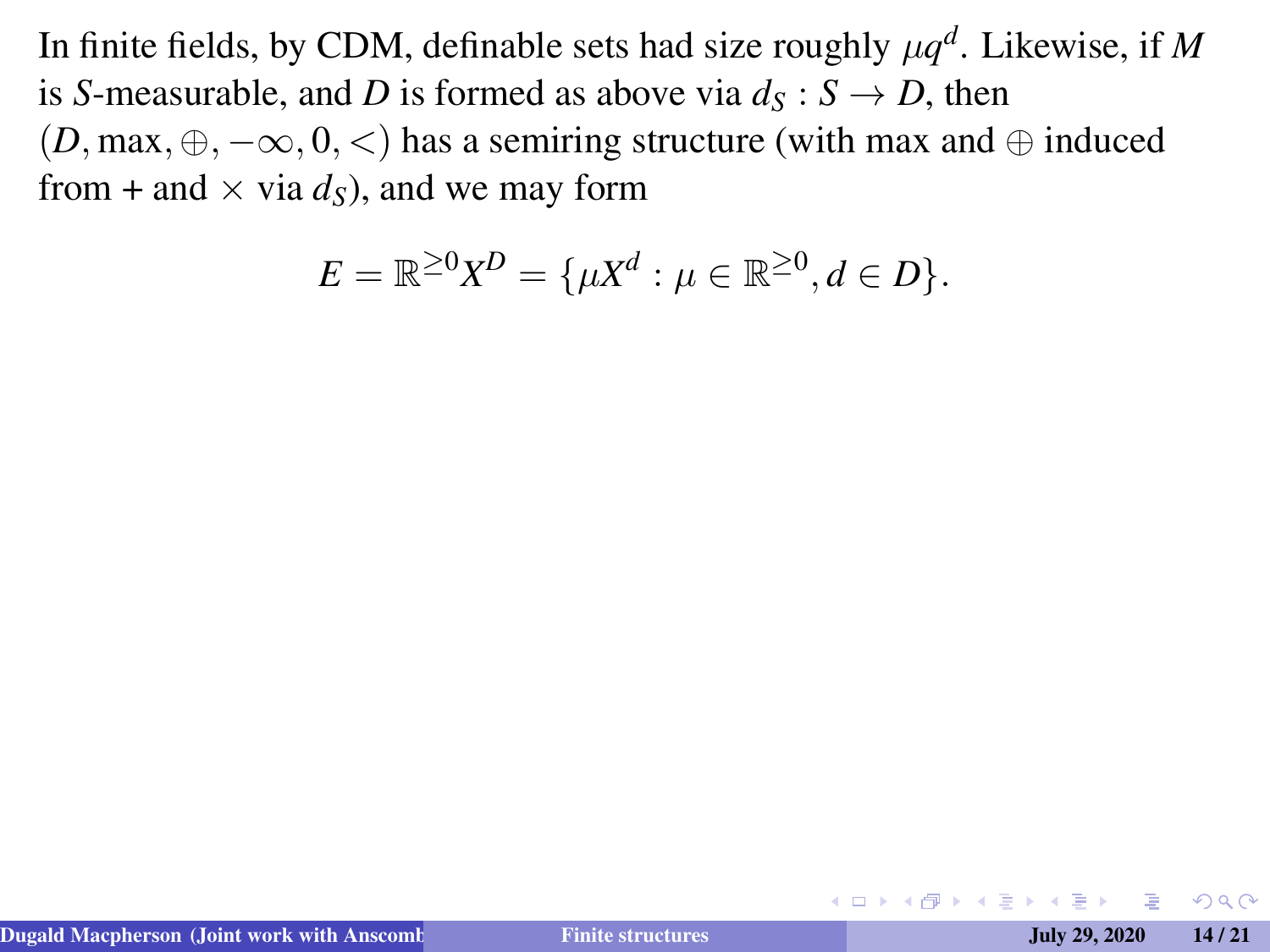In finite fields, by CDM, definable sets had size roughly $\mu q^d$. Likewise, if $M$ is $S$-measurable, and $D$ is formed as above via $d_S : S \to D$, then $(D, \max, \oplus, -\infty, 0, <)$ has a semiring structure (with max and $\oplus$ induced from + and $\times$ via $d_S$), and we may form

$$E = \mathbb{R}^{\geq 0} X^D = \{\mu X^d : \mu \in \mathbb{R}^{\geq 0}, d \in D\}.$$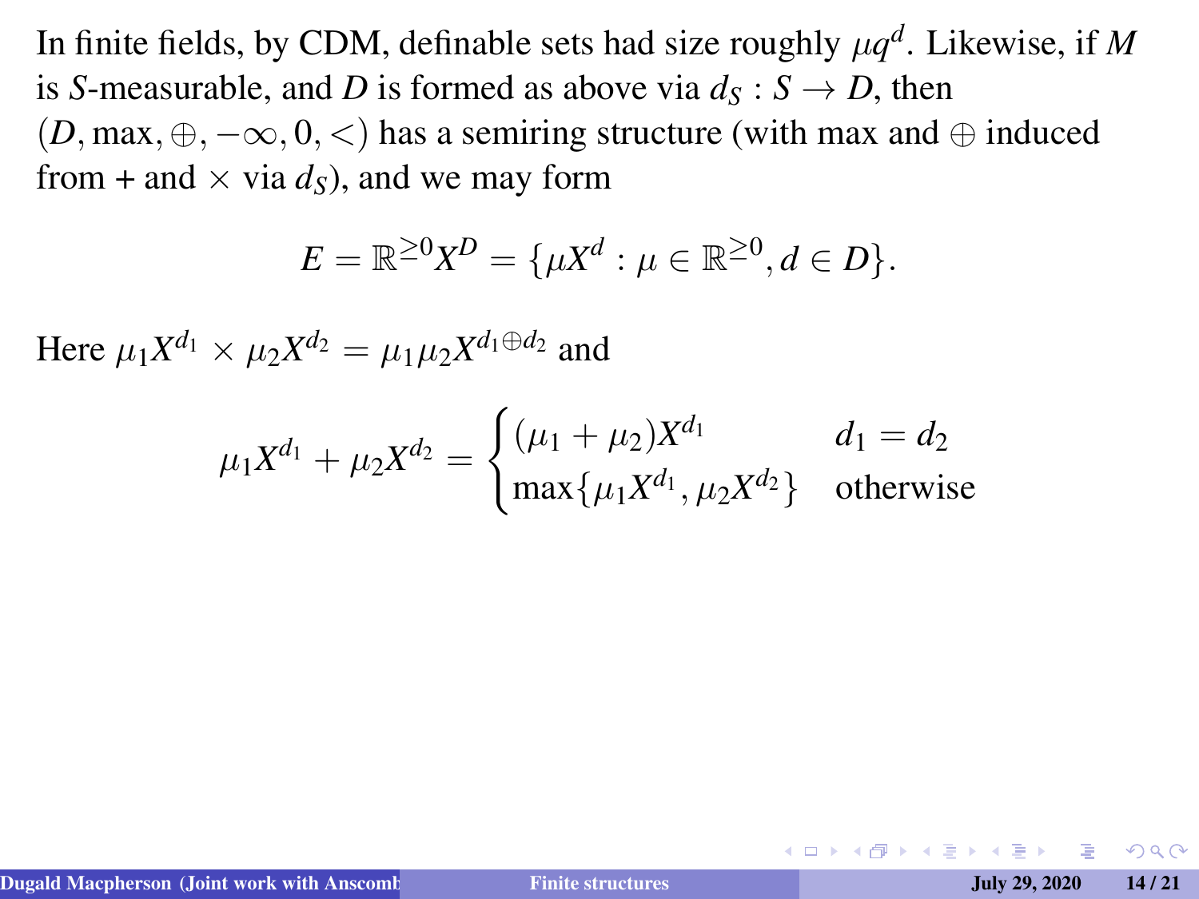In finite fields, by CDM, definable sets had size roughly $\mu q^d$. Likewise, if $M$ is $S$-measurable, and $D$ is formed as above via $d_S : S \to D$, then $(D, \max, \oplus, -\infty, 0, <)$ has a semiring structure (with max and $\oplus$ induced from + and $\times$ via $d_S$), and we may form

$$E = \mathbb{R}^{\geq 0}X^D = \{\mu X^d : \mu \in \mathbb{R}^{\geq 0}, d \in D\}.$$

Here $\mu_1 X^{d_1} \times \mu_2 X^{d_2} = \mu_1\mu_2 X^{d_1 \oplus d_2}$ and

$$\mu_1 X^{d_1} + \mu_2 X^{d_2} = \begin{cases} (\mu_1 + \mu_2)X^{d_1} & d_1 = d_2 \\ \max\{\mu_1 X^{d_1}, \mu_2 X^{d_2}\} & \text{otherwise} \end{cases}$$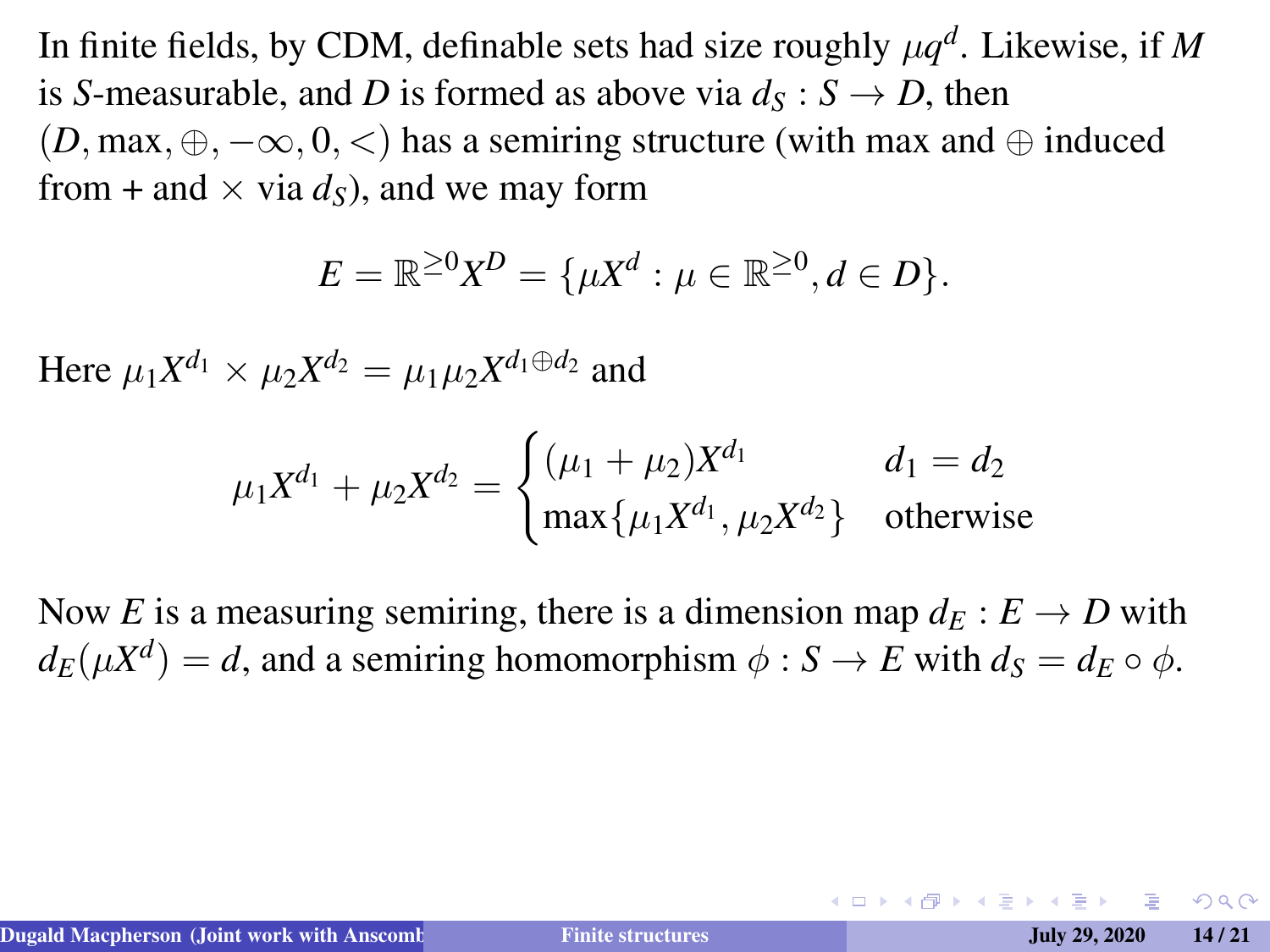In finite fields, by CDM, definable sets had size roughly $\mu q^d$. Likewise, if $M$ is $S$-measurable, and $D$ is formed as above via $d_S : S \to D$, then $(D, \max, \oplus, -\infty, 0, <)$ has a semiring structure (with max and $\oplus$ induced from + and $\times$ via $d_S$), and we may form

$$E = \mathbb{R}^{\geq 0} X^D = \{\mu X^d : \mu \in \mathbb{R}^{\geq 0}, d \in D\}.$$

Here $\mu_1 X^{d_1} \times \mu_2 X^{d_2} = \mu_1 \mu_2 X^{d_1 \oplus d_2}$ and

$$\mu_1 X^{d_1} + \mu_2 X^{d_2} = \begin{cases} (\mu_1 + \mu_2) X^{d_1} & d_1 = d_2 \\ \max\{\mu_1 X^{d_1}, \mu_2 X^{d_2}\} & \text{otherwise} \end{cases}$$

Now $E$ is a measuring semiring, there is a dimension map $d_E : E \to D$ with $d_E(\mu X^d) = d$, and a semiring homomorphism $\phi : S \to E$ with $d_S = d_E \circ \phi$.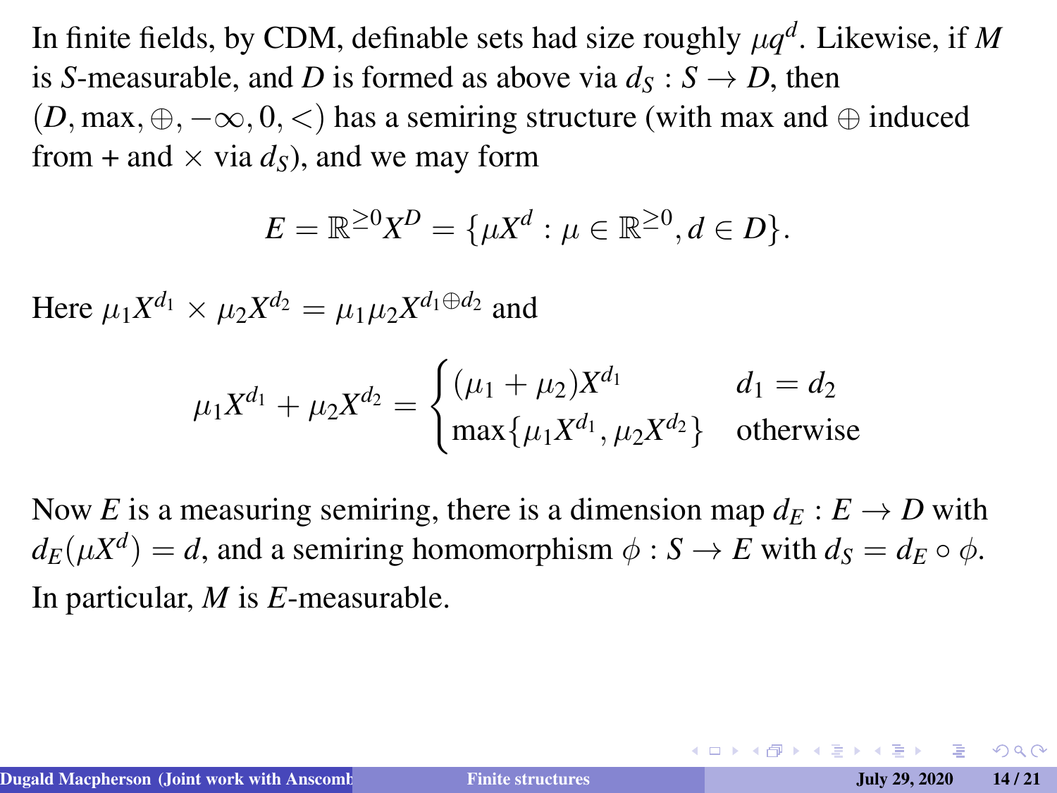In finite fields, by CDM, definable sets had size roughly $\mu q^d$. Likewise, if $M$ is $S$-measurable, and $D$ is formed as above via $d_S : S \to D$, then $(D, \max, \oplus, -\infty, 0, <)$ has a semiring structure (with max and $\oplus$ induced from + and $\times$ via $d_S$), and we may form

$$E = \mathbb{R}^{\geq 0} X^D = \{\mu X^d : \mu \in \mathbb{R}^{\geq 0}, d \in D\}.$$

Here $\mu_1 X^{d_1} \times \mu_2 X^{d_2} = \mu_1 \mu_2 X^{d_1 \oplus d_2}$ and

$$\mu_1 X^{d_1} + \mu_2 X^{d_2} = \begin{cases} (\mu_1 + \mu_2) X^{d_1} & d_1 = d_2 \\ \max\{\mu_1 X^{d_1}, \mu_2 X^{d_2}\} & \text{otherwise} \end{cases}$$

Now $E$ is a measuring semiring, there is a dimension map $d_E : E \to D$ with $d_E(\mu X^d) = d$, and a semiring homomorphism $\phi : S \to E$ with $d_S = d_E \circ \phi$. In particular, $M$ is $E$-measurable.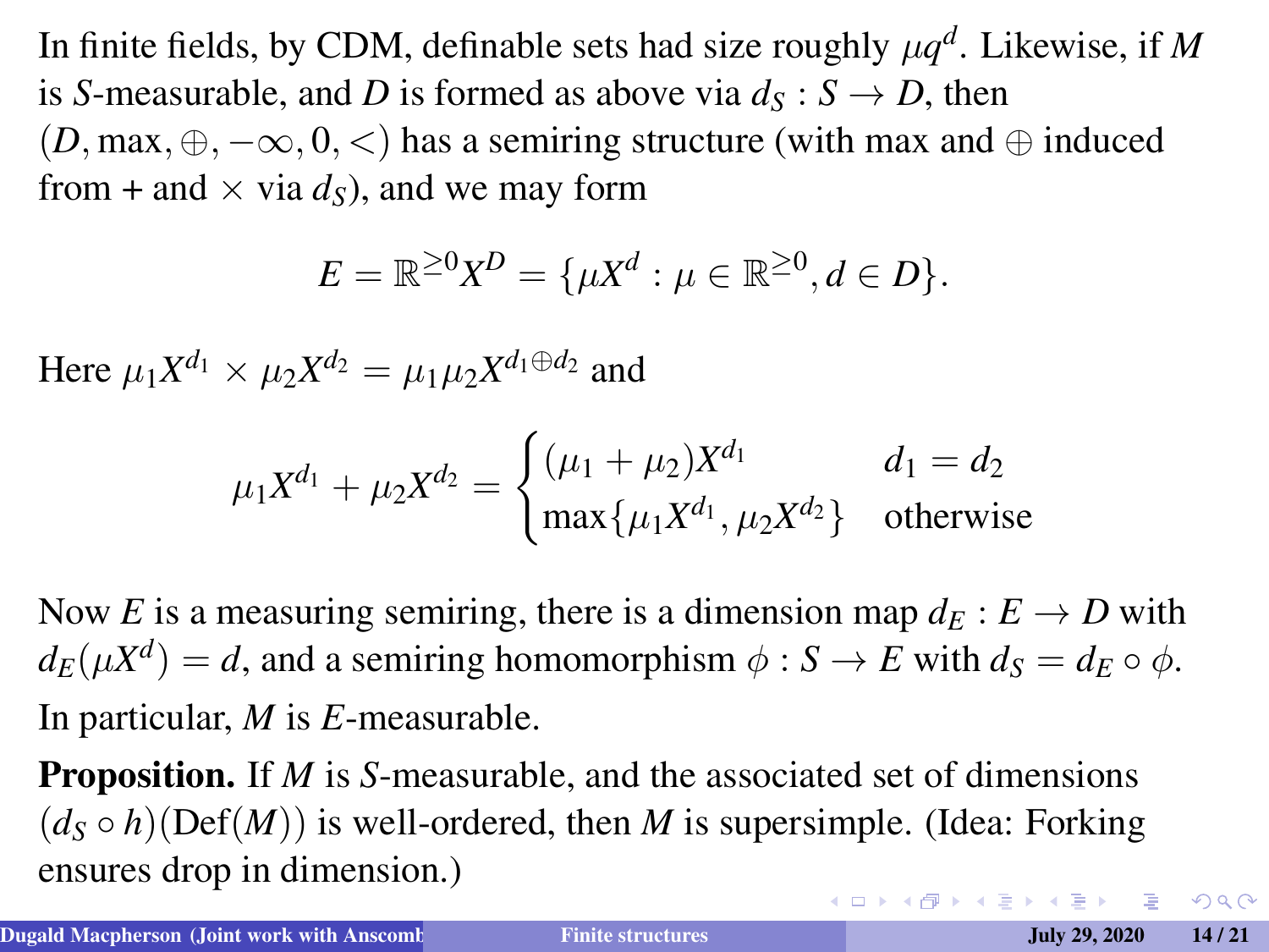In finite fields, by CDM, definable sets had size roughly $\mu q^d$. Likewise, if $M$ is $S$-measurable, and $D$ is formed as above via $d_S : S \to D$, then $(D, \max, \oplus, -\infty, 0, <)$ has a semiring structure (with max and $\oplus$ induced from + and $\times$ via $d_S$), and we may form

$$E = \mathbb{R}^{\geq 0} X^D = \{\mu X^d : \mu \in \mathbb{R}^{\geq 0}, d \in D\}.$$

Here $\mu_1 X^{d_1} \times \mu_2 X^{d_2} = \mu_1 \mu_2 X^{d_1 \oplus d_2}$ and

$$\mu_1 X^{d_1} + \mu_2 X^{d_2} = \begin{cases} (\mu_1 + \mu_2) X^{d_1} & d_1 = d_2 \\ \max\{\mu_1 X^{d_1}, \mu_2 X^{d_2}\} & \text{otherwise} \end{cases}$$

Now $E$ is a measuring semiring, there is a dimension map $d_E : E \to D$ with $d_E(\mu X^d) = d$, and a semiring homomorphism $\phi : S \to E$ with $d_S = d_E \circ \phi$.

In particular, $M$ is $E$-measurable.

**Proposition.** If $M$ is $S$-measurable, and the associated set of dimensions $(d_S \circ h)(\mathrm{Def}(M))$ is well-ordered, then $M$ is supersimple. (Idea: Forking ensures drop in dimension.)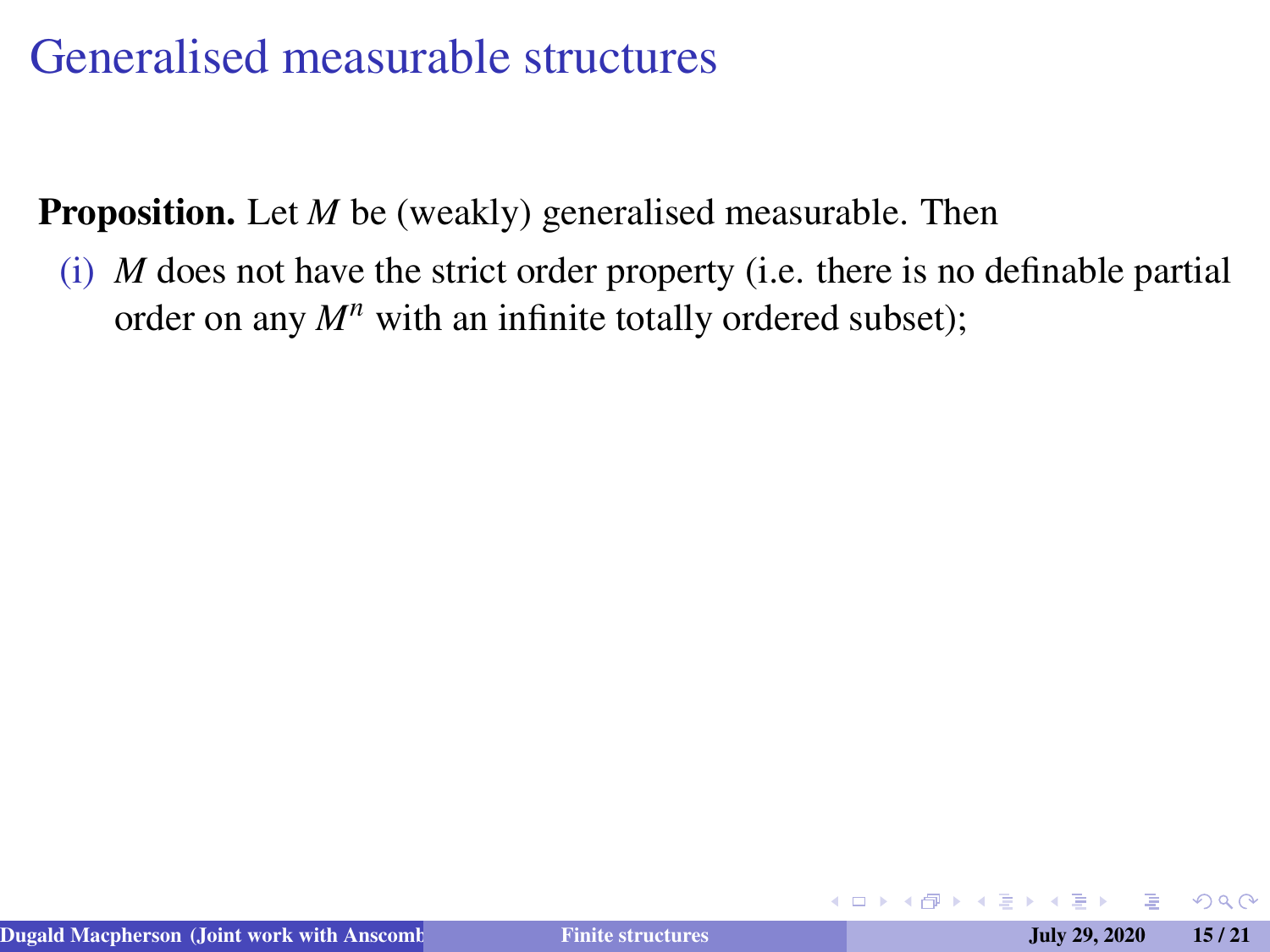# Generalised measurable structures

**Proposition.** Let $M$ be (weakly) generalised measurable. Then

(i) $M$ does not have the strict order property (i.e. there is no definable partial order on any $M^n$ with an infinite totally ordered subset);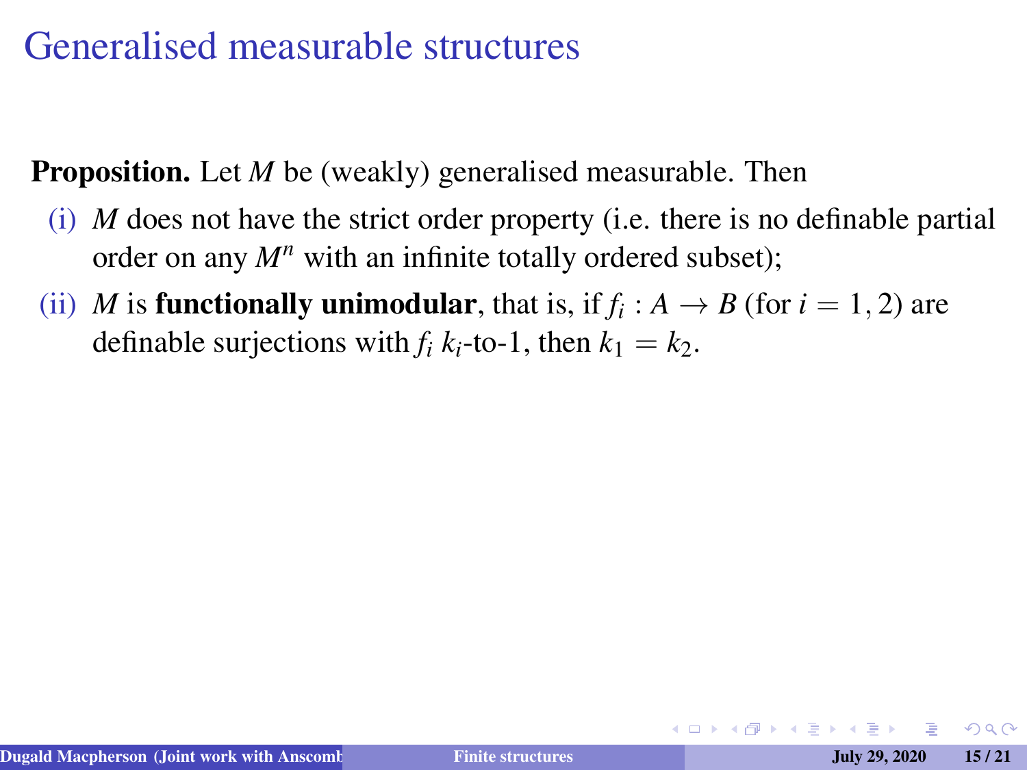# Generalised measurable structures

**Proposition.** Let $M$ be (weakly) generalised measurable. Then

(i) $M$ does not have the strict order property (i.e. there is no definable partial order on any $M^n$ with an infinite totally ordered subset);

(ii) $M$ is **functionally unimodular**, that is, if $f_i : A \to B$ (for $i = 1, 2$) are definable surjections with $f_i$ $k_i$-to-1, then $k_1 = k_2$.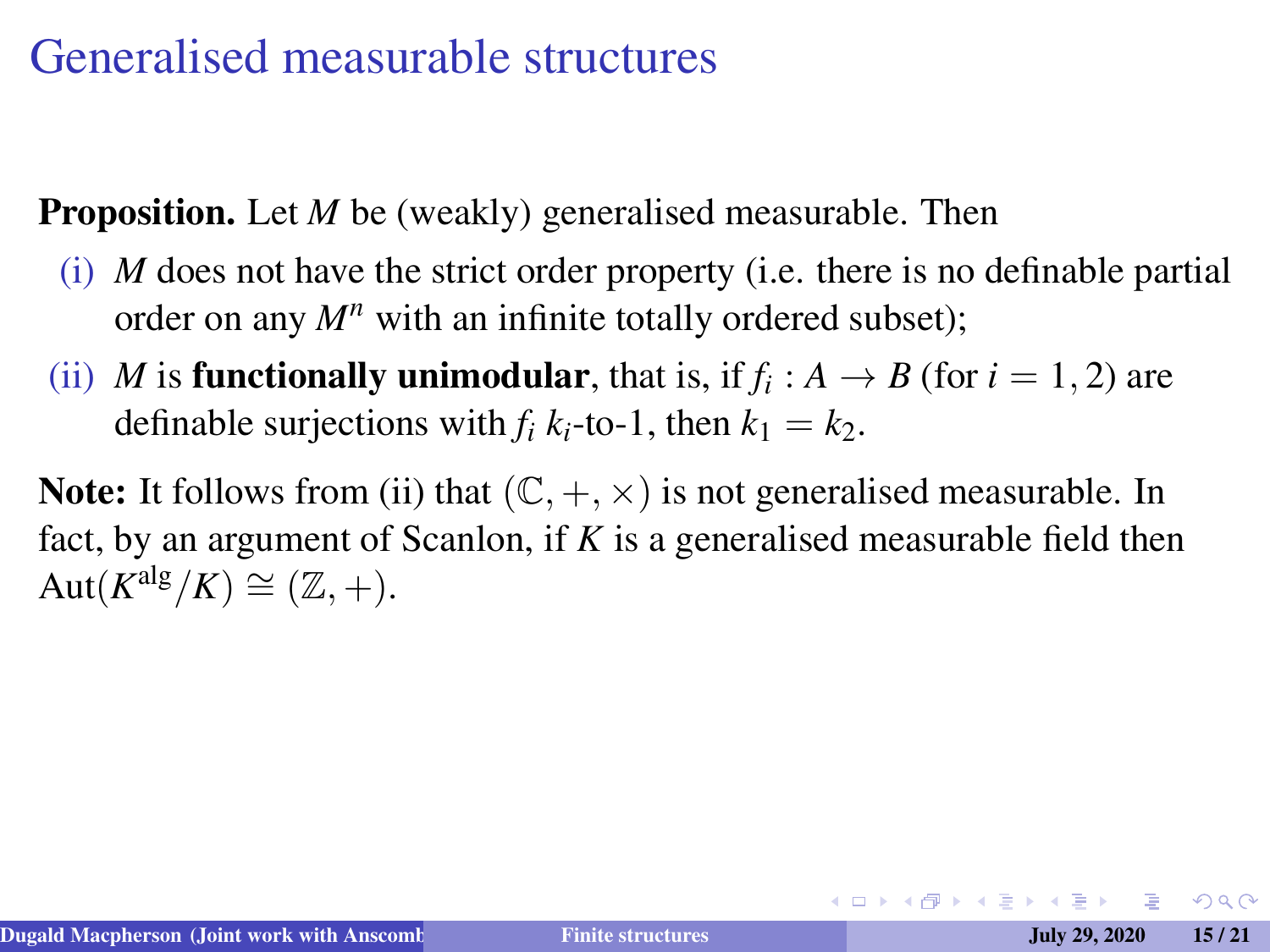# Generalised measurable structures

**Proposition.** Let $M$ be (weakly) generalised measurable. Then

(i) $M$ does not have the strict order property (i.e. there is no definable partial order on any $M^n$ with an infinite totally ordered subset);

(ii) $M$ is **functionally unimodular**, that is, if $f_i : A \to B$ (for $i = 1, 2$) are definable surjections with $f_i$ $k_i$-to-1, then $k_1 = k_2$.

**Note:** It follows from (ii) that $(\mathbb{C}, +, \times)$ is not generalised measurable. In fact, by an argument of Scanlon, if $K$ is a generalised measurable field then $\mathrm{Aut}(K^{\mathrm{alg}}/K) \cong (\mathbb{Z}, +)$.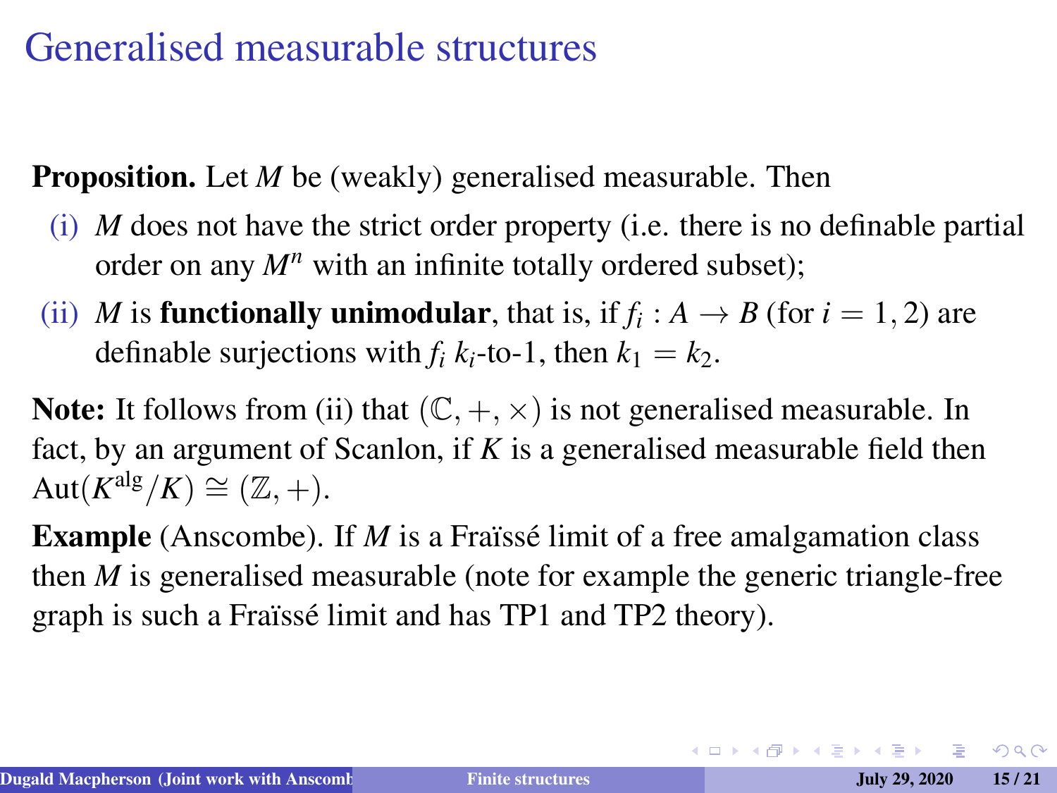# Generalised measurable structures

**Proposition.** Let $M$ be (weakly) generalised measurable. Then

(i) $M$ does not have the strict order property (i.e. there is no definable partial order on any $M^n$ with an infinite totally ordered subset);

(ii) $M$ is **functionally unimodular**, that is, if $f_i : A \to B$ (for $i = 1, 2$) are definable surjections with $f_i$ $k_i$-to-1, then $k_1 = k_2$.

**Note:** It follows from (ii) that $(\mathbb{C}, +, \times)$ is not generalised measurable. In fact, by an argument of Scanlon, if $K$ is a generalised measurable field then $\mathrm{Aut}(K^{\mathrm{alg}}/K) \cong (\mathbb{Z}, +)$.

**Example** (Anscombe). If $M$ is a Fraïssé limit of a free amalgamation class then $M$ is generalised measurable (note for example the generic triangle-free graph is such a Fraïssé limit and has TP1 and TP2 theory).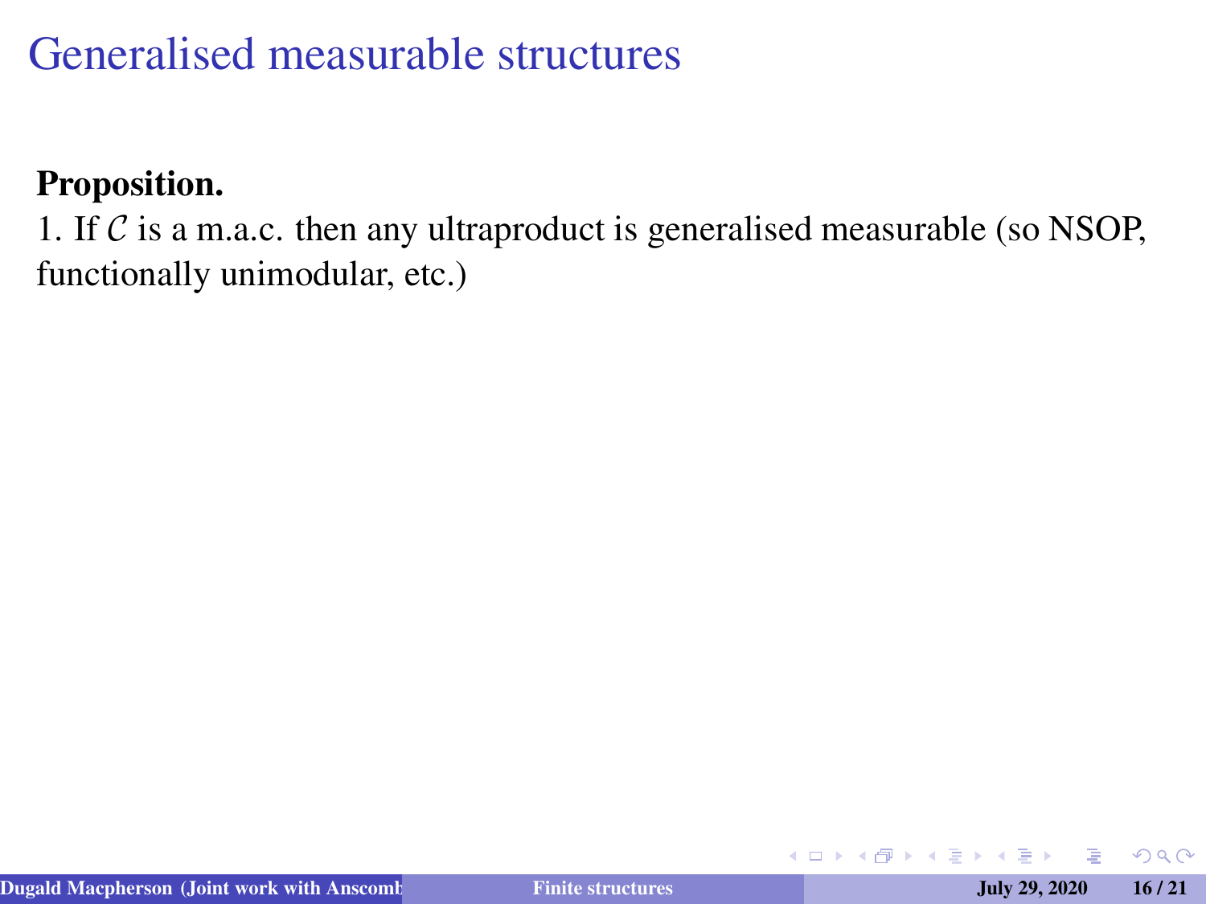# Generalised measurable structures

**Proposition.**

1. If $\mathcal{C}$ is a m.a.c. then any ultraproduct is generalised measurable (so NSOP, functionally unimodular, etc.)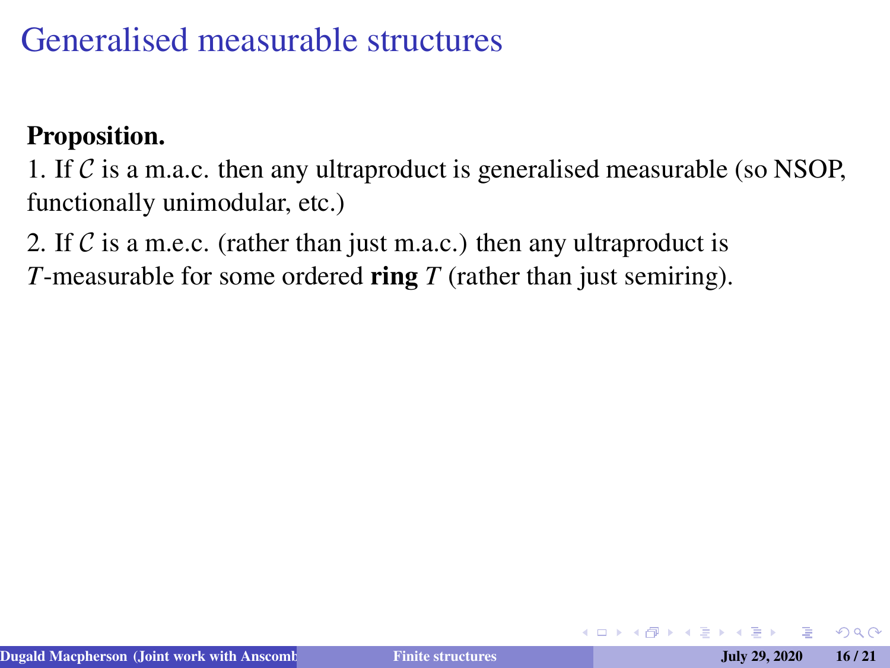# Generalised measurable structures

**Proposition.**

1. If $\mathcal{C}$ is a m.a.c. then any ultraproduct is generalised measurable (so NSOP, functionally unimodular, etc.)

2. If $\mathcal{C}$ is a m.e.c. (rather than just m.a.c.) then any ultraproduct is $T$-measurable for some ordered **ring** $T$ (rather than just semiring).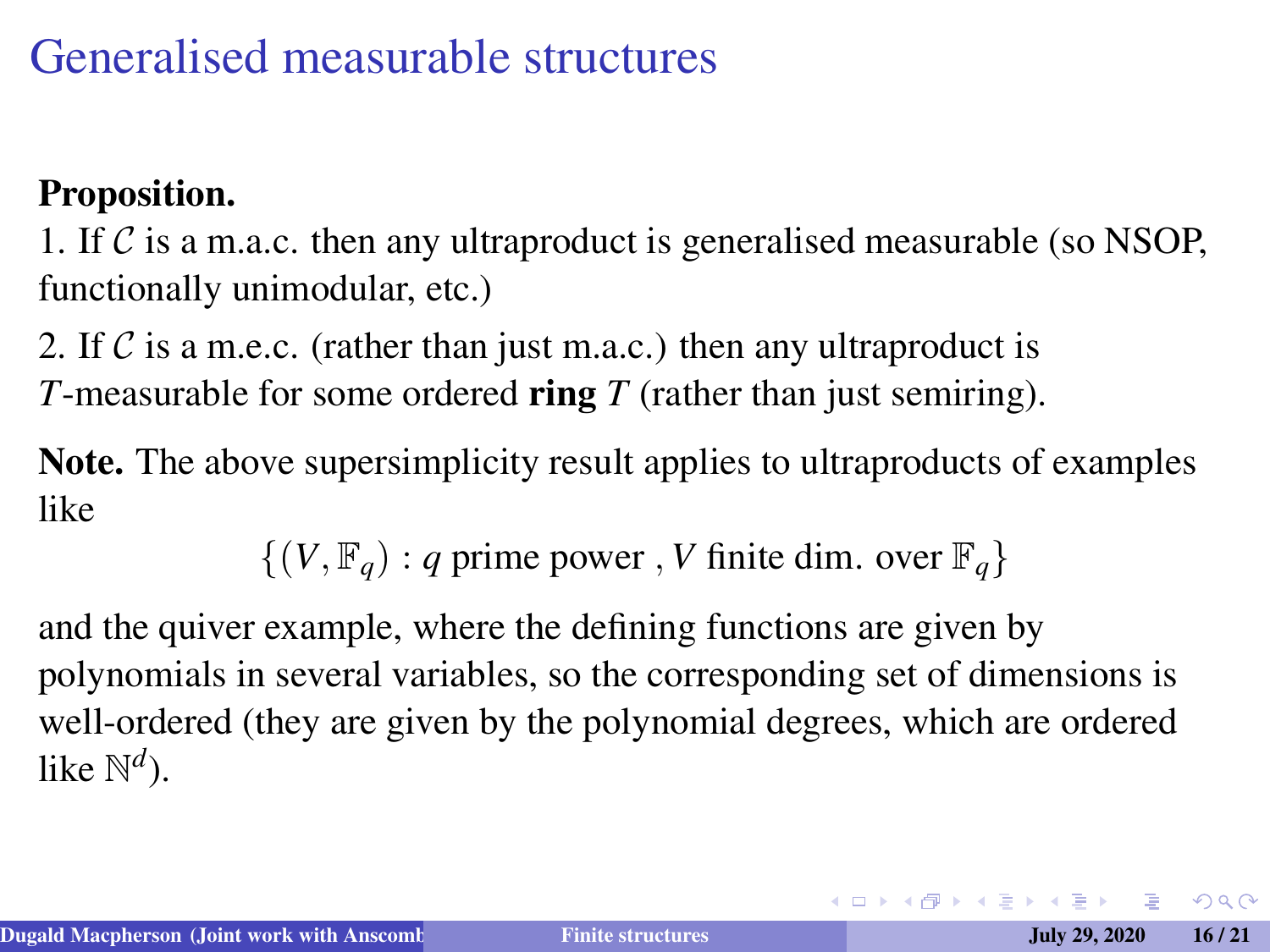# Generalised measurable structures

**Proposition.**
1. If $\mathcal{C}$ is a m.a.c. then any ultraproduct is generalised measurable (so NSOP, functionally unimodular, etc.)

2. If $\mathcal{C}$ is a m.e.c. (rather than just m.a.c.) then any ultraproduct is $T$-measurable for some ordered **ring** $T$ (rather than just semiring).

**Note.** The above supersimplicity result applies to ultraproducts of examples like

$$\{(V, \mathbb{F}_q) : q \text{ prime power }, V \text{ finite dim. over } \mathbb{F}_q\}$$

and the quiver example, where the defining functions are given by polynomials in several variables, so the corresponding set of dimensions is well-ordered (they are given by the polynomial degrees, which are ordered like $\mathbb{N}^d$).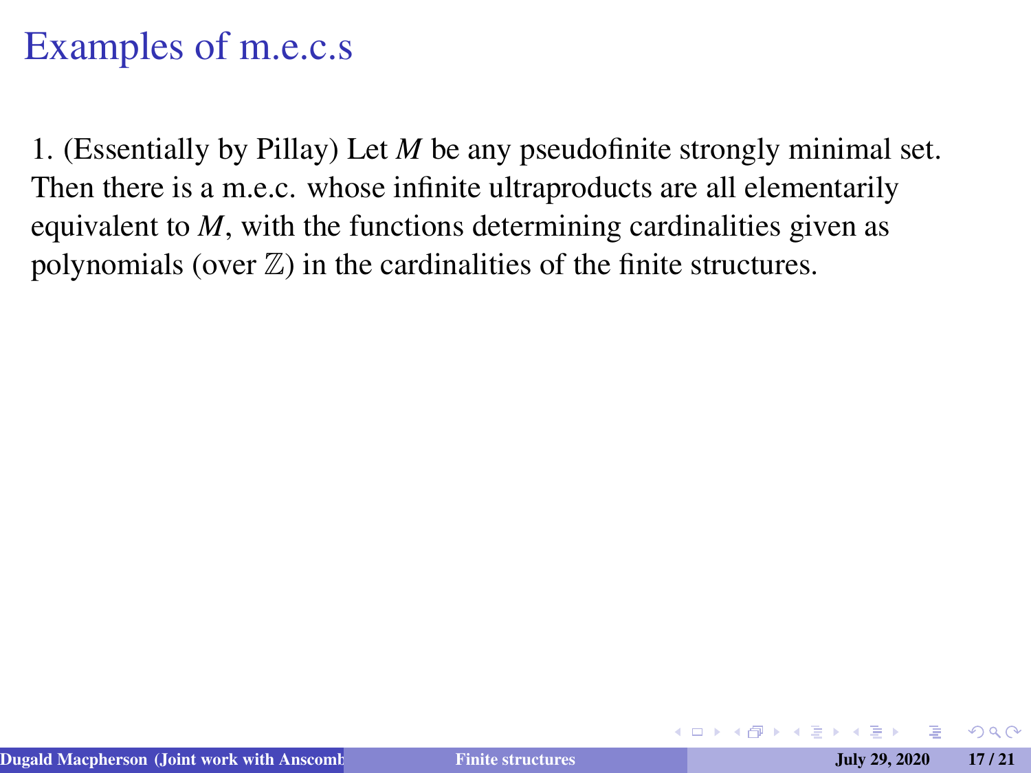# Examples of m.e.c.s

1. (Essentially by Pillay) Let $M$ be any pseudofinite strongly minimal set. Then there is a m.e.c. whose infinite ultraproducts are all elementarily equivalent to $M$, with the functions determining cardinalities given as polynomials (over $\mathbb{Z}$) in the cardinalities of the finite structures.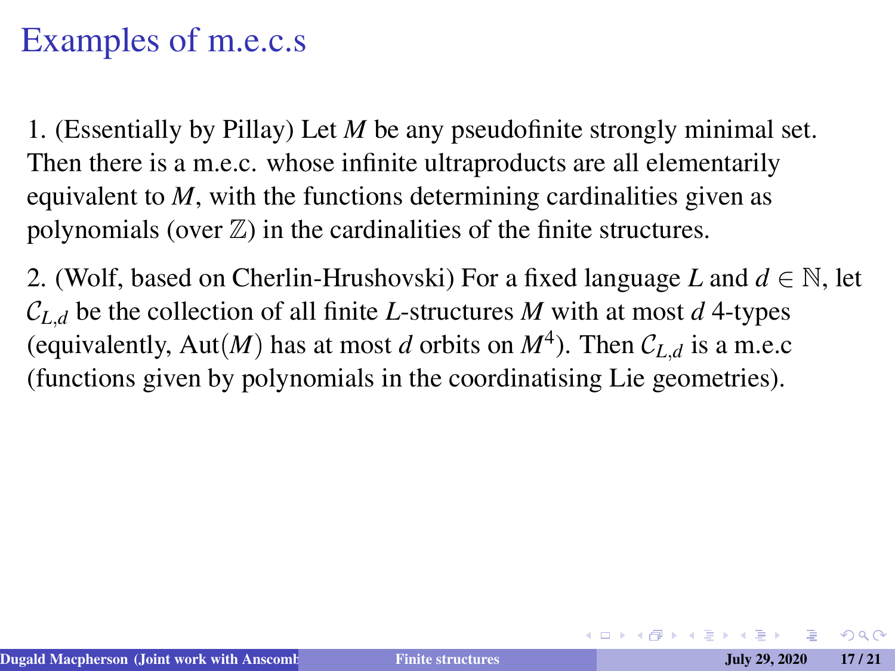# Examples of m.e.c.s

1. (Essentially by Pillay) Let $M$ be any pseudofinite strongly minimal set. Then there is a m.e.c. whose infinite ultraproducts are all elementarily equivalent to $M$, with the functions determining cardinalities given as polynomials (over $\mathbb{Z}$) in the cardinalities of the finite structures.

2. (Wolf, based on Cherlin-Hrushovski) For a fixed language $L$ and $d \in \mathbb{N}$, let $\mathcal{C}_{L,d}$ be the collection of all finite $L$-structures $M$ with at most $d$ 4-types (equivalently, $\mathrm{Aut}(M)$ has at most $d$ orbits on $M^4$). Then $\mathcal{C}_{L,d}$ is a m.e.c (functions given by polynomials in the coordinatising Lie geometries).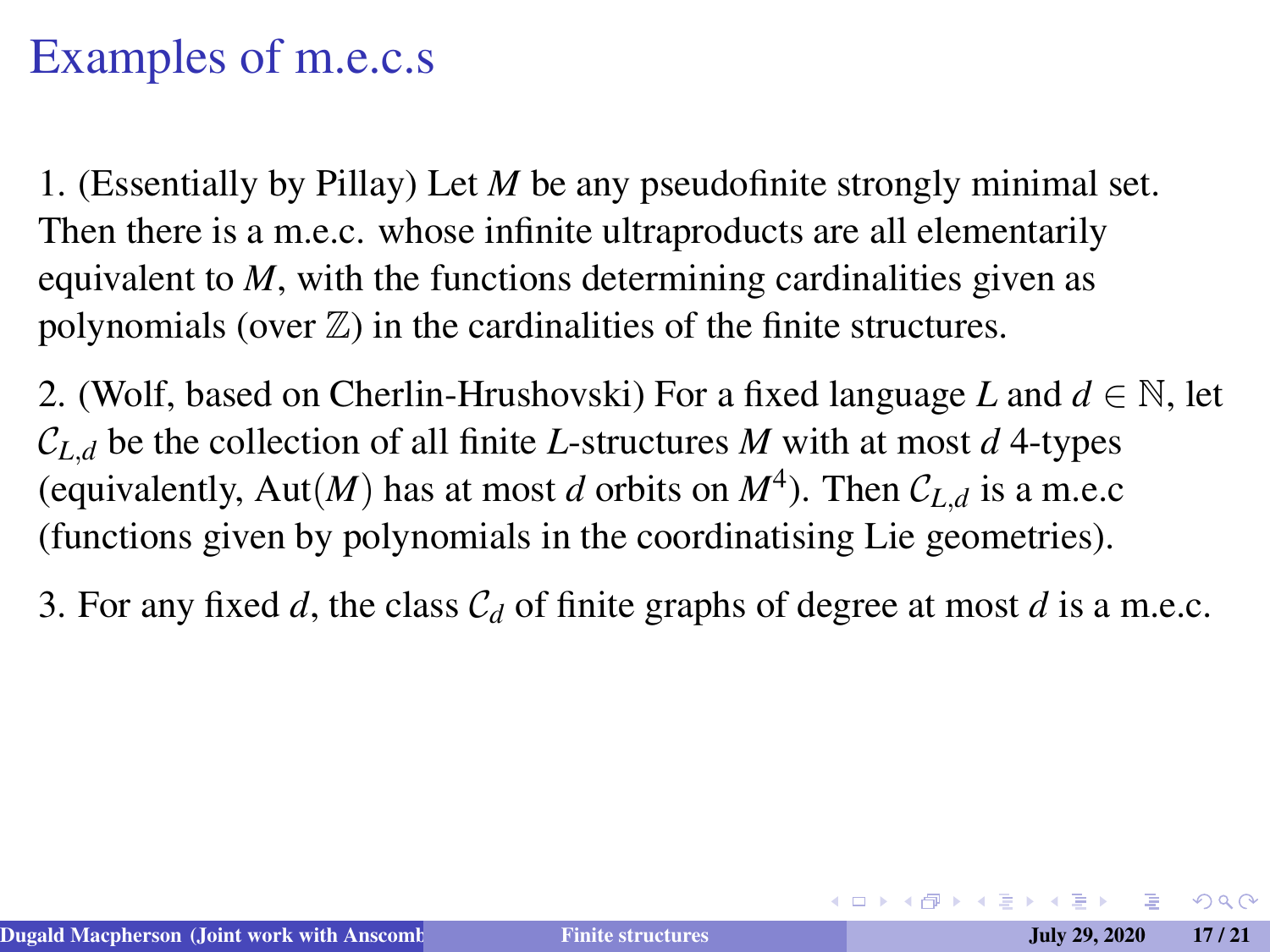# Examples of m.e.c.s

1. (Essentially by Pillay) Let $M$ be any pseudofinite strongly minimal set. Then there is a m.e.c. whose infinite ultraproducts are all elementarily equivalent to $M$, with the functions determining cardinalities given as polynomials (over $\mathbb{Z}$) in the cardinalities of the finite structures.

2. (Wolf, based on Cherlin-Hrushovski) For a fixed language $L$ and $d \in \mathbb{N}$, let $\mathcal{C}_{L,d}$ be the collection of all finite $L$-structures $M$ with at most $d$ 4-types (equivalently, $\mathrm{Aut}(M)$ has at most $d$ orbits on $M^4$). Then $\mathcal{C}_{L,d}$ is a m.e.c (functions given by polynomials in the coordinatising Lie geometries).

3. For any fixed $d$, the class $\mathcal{C}_d$ of finite graphs of degree at most $d$ is a m.e.c.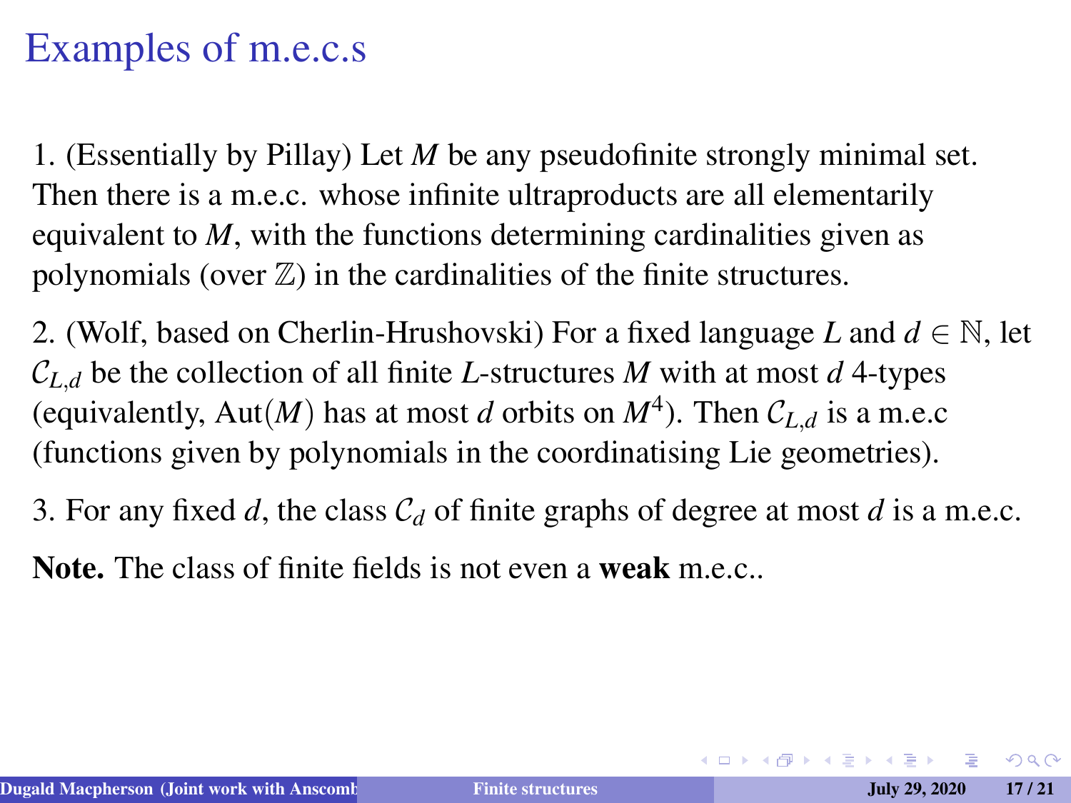# Examples of m.e.c.s

1. (Essentially by Pillay) Let $M$ be any pseudofinite strongly minimal set. Then there is a m.e.c. whose infinite ultraproducts are all elementarily equivalent to $M$, with the functions determining cardinalities given as polynomials (over $\mathbb{Z}$) in the cardinalities of the finite structures.

2. (Wolf, based on Cherlin-Hrushovski) For a fixed language $L$ and $d \in \mathbb{N}$, let $\mathcal{C}_{L,d}$ be the collection of all finite $L$-structures $M$ with at most $d$ 4-types (equivalently, $\mathrm{Aut}(M)$ has at most $d$ orbits on $M^4$). Then $\mathcal{C}_{L,d}$ is a m.e.c (functions given by polynomials in the coordinatising Lie geometries).

3. For any fixed $d$, the class $\mathcal{C}_d$ of finite graphs of degree at most $d$ is a m.e.c.

**Note.** The class of finite fields is not even a **weak** m.e.c..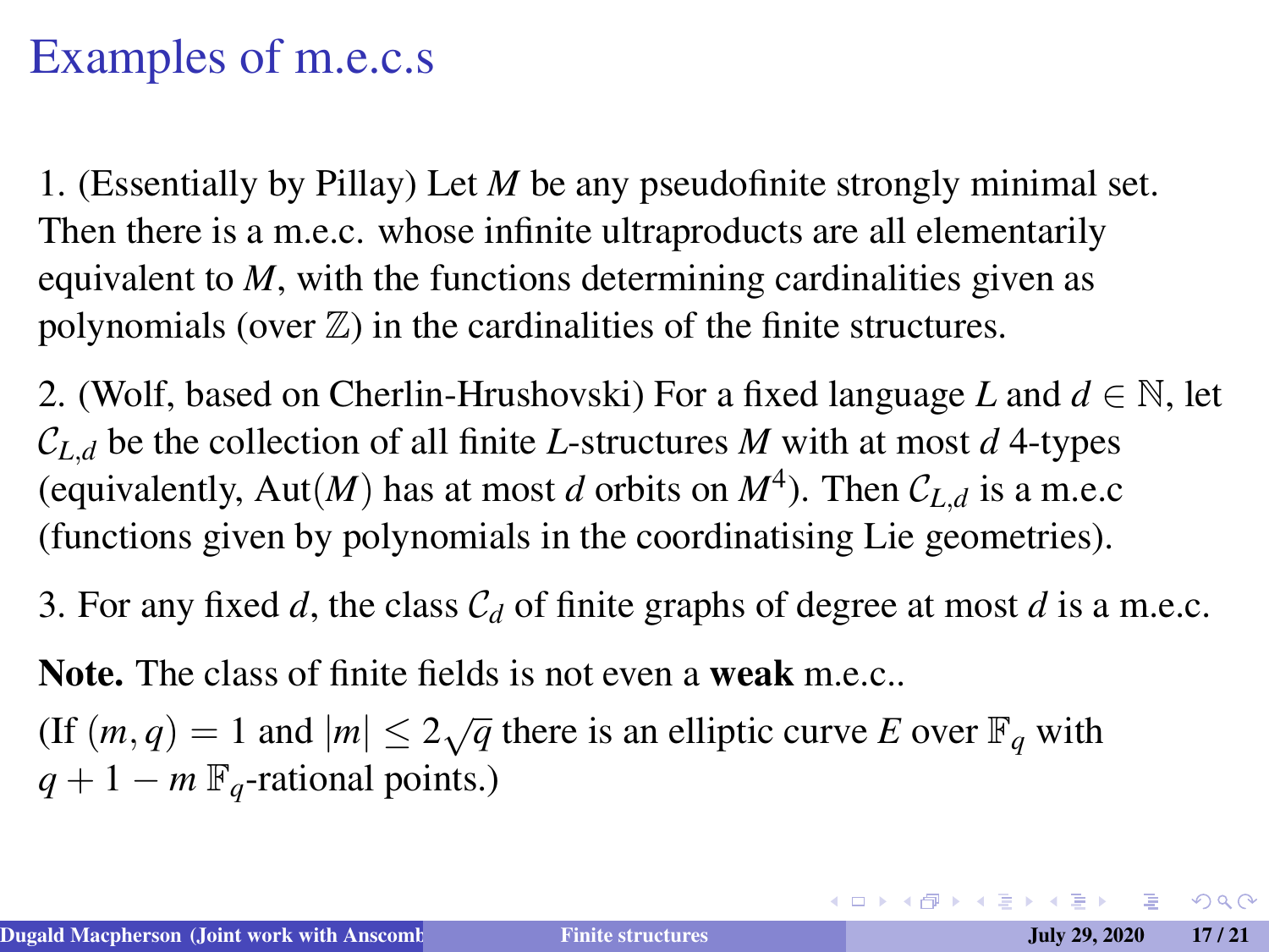# Examples of m.e.c.s

1. (Essentially by Pillay) Let $M$ be any pseudofinite strongly minimal set. Then there is a m.e.c. whose infinite ultraproducts are all elementarily equivalent to $M$, with the functions determining cardinalities given as polynomials (over $\mathbb{Z}$) in the cardinalities of the finite structures.

2. (Wolf, based on Cherlin-Hrushovski) For a fixed language $L$ and $d \in \mathbb{N}$, let $\mathcal{C}_{L,d}$ be the collection of all finite $L$-structures $M$ with at most $d$ 4-types (equivalently, $\mathrm{Aut}(M)$ has at most $d$ orbits on $M^4$). Then $\mathcal{C}_{L,d}$ is a m.e.c (functions given by polynomials in the coordinatising Lie geometries).

3. For any fixed $d$, the class $\mathcal{C}_d$ of finite graphs of degree at most $d$ is a m.e.c.

**Note.** The class of finite fields is not even a **weak** m.e.c..

(If $(m,q) = 1$ and $|m| \leq 2\sqrt{q}$ there is an elliptic curve $E$ over $\mathbb{F}_q$ with $q + 1 - m$ $\mathbb{F}_q$-rational points.)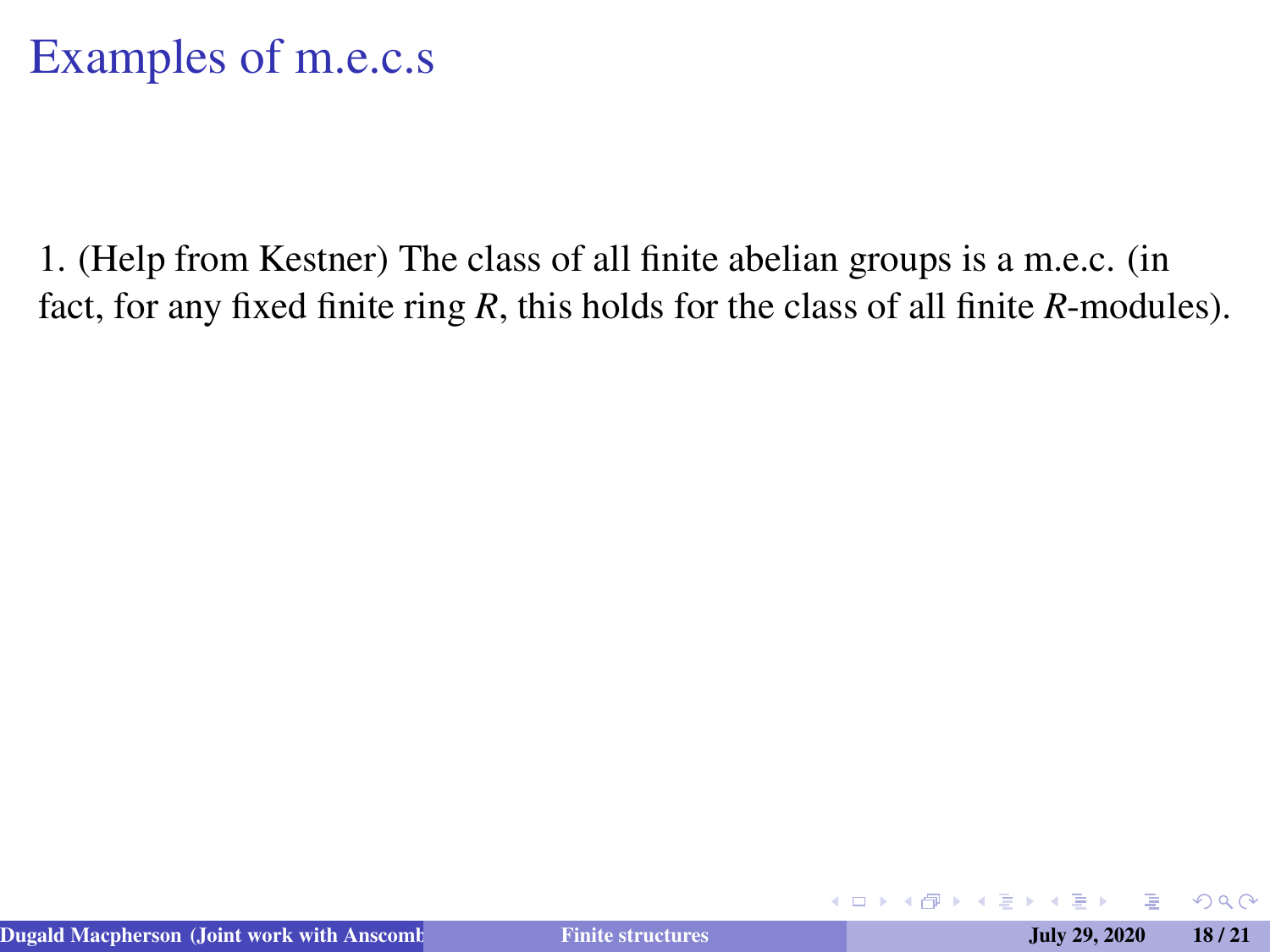# Examples of m.e.c.s

1. (Help from Kestner) The class of all finite abelian groups is a m.e.c. (in fact, for any fixed finite ring $R$, this holds for the class of all finite $R$-modules).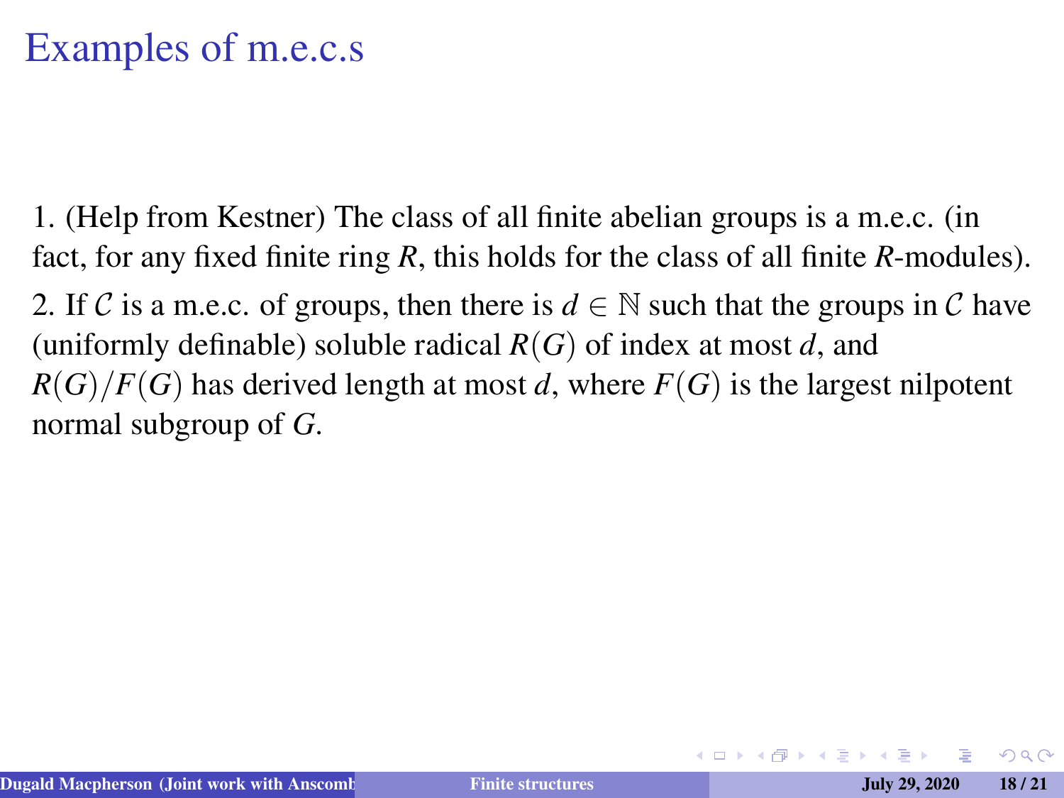# Examples of m.e.c.s

1. (Help from Kestner) The class of all finite abelian groups is a m.e.c. (in fact, for any fixed finite ring $R$, this holds for the class of all finite $R$-modules).

2. If $\mathcal{C}$ is a m.e.c. of groups, then there is $d \in \mathbb{N}$ such that the groups in $\mathcal{C}$ have (uniformly definable) soluble radical $R(G)$ of index at most $d$, and $R(G)/F(G)$ has derived length at most $d$, where $F(G)$ is the largest nilpotent normal subgroup of $G$.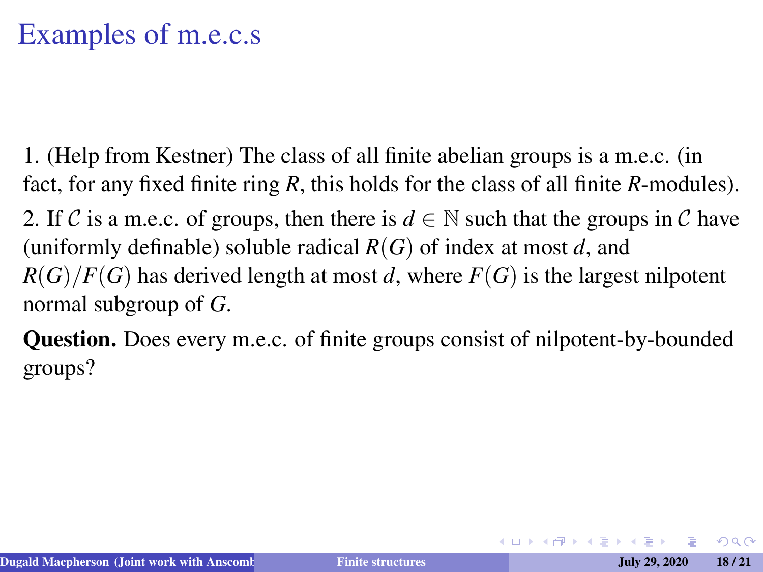# Examples of m.e.c.s

1. (Help from Kestner) The class of all finite abelian groups is a m.e.c. (in fact, for any fixed finite ring $R$, this holds for the class of all finite $R$-modules).

2. If $\mathcal{C}$ is a m.e.c. of groups, then there is $d \in \mathbb{N}$ such that the groups in $\mathcal{C}$ have (uniformly definable) soluble radical $R(G)$ of index at most $d$, and $R(G)/F(G)$ has derived length at most $d$, where $F(G)$ is the largest nilpotent normal subgroup of $G$.

**Question.** Does every m.e.c. of finite groups consist of nilpotent-by-bounded groups?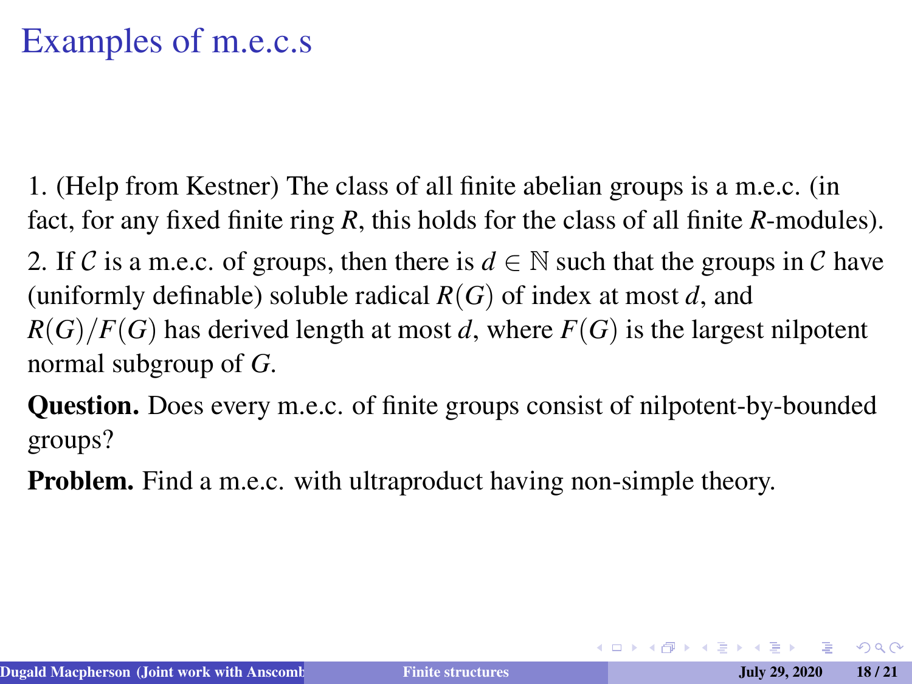# Examples of m.e.c.s

1. (Help from Kestner) The class of all finite abelian groups is a m.e.c. (in fact, for any fixed finite ring $R$, this holds for the class of all finite $R$-modules).

2. If $\mathcal{C}$ is a m.e.c. of groups, then there is $d \in \mathbb{N}$ such that the groups in $\mathcal{C}$ have (uniformly definable) soluble radical $R(G)$ of index at most $d$, and $R(G)/F(G)$ has derived length at most $d$, where $F(G)$ is the largest nilpotent normal subgroup of $G$.

**Question.** Does every m.e.c. of finite groups consist of nilpotent-by-bounded groups?

**Problem.** Find a m.e.c. with ultraproduct having non-simple theory.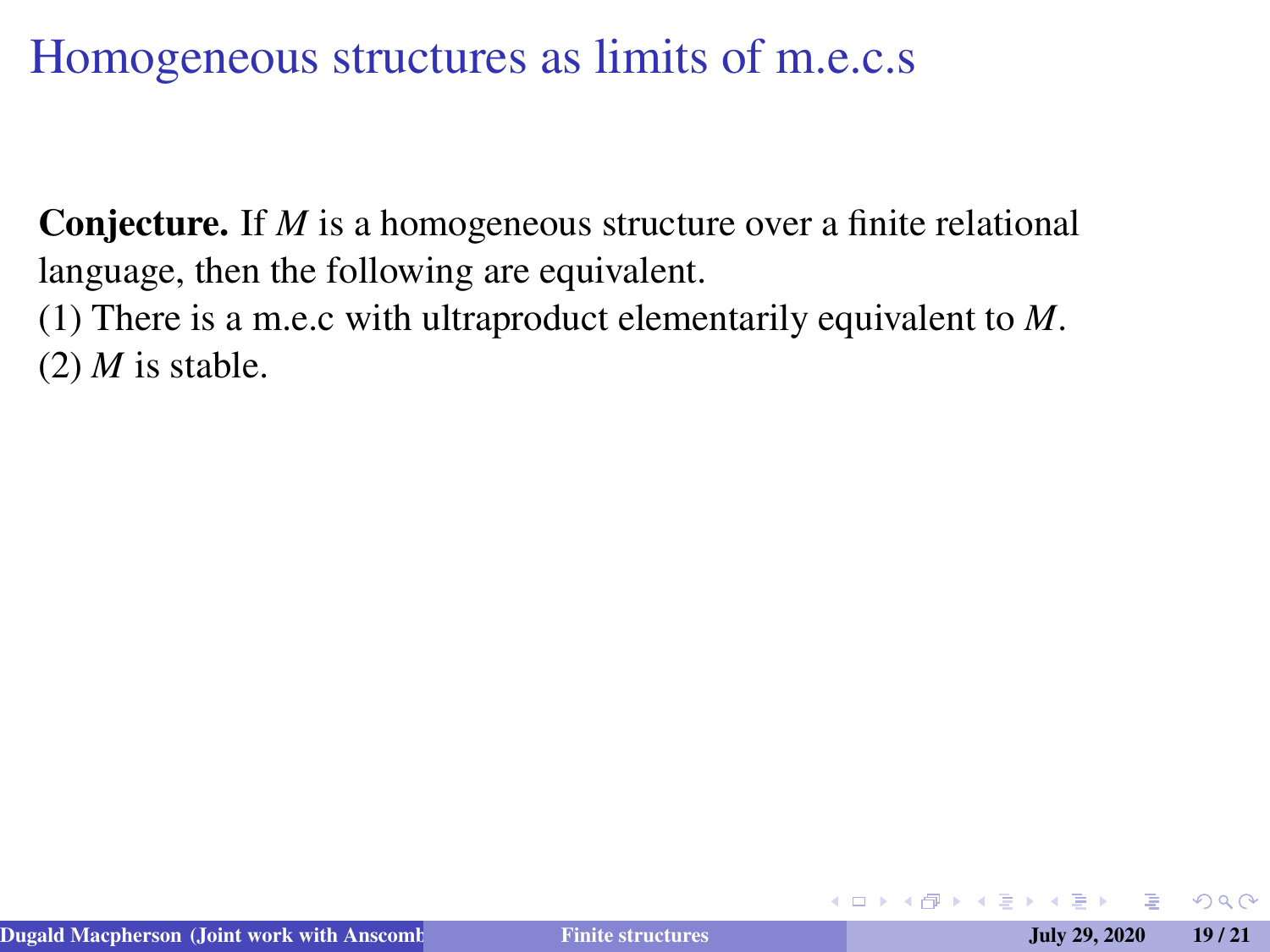# Homogeneous structures as limits of m.e.c.s

**Conjecture.** If $M$ is a homogeneous structure over a finite relational language, then the following are equivalent.
(1) There is a m.e.c with ultraproduct elementarily equivalent to $M$.
(2) $M$ is stable.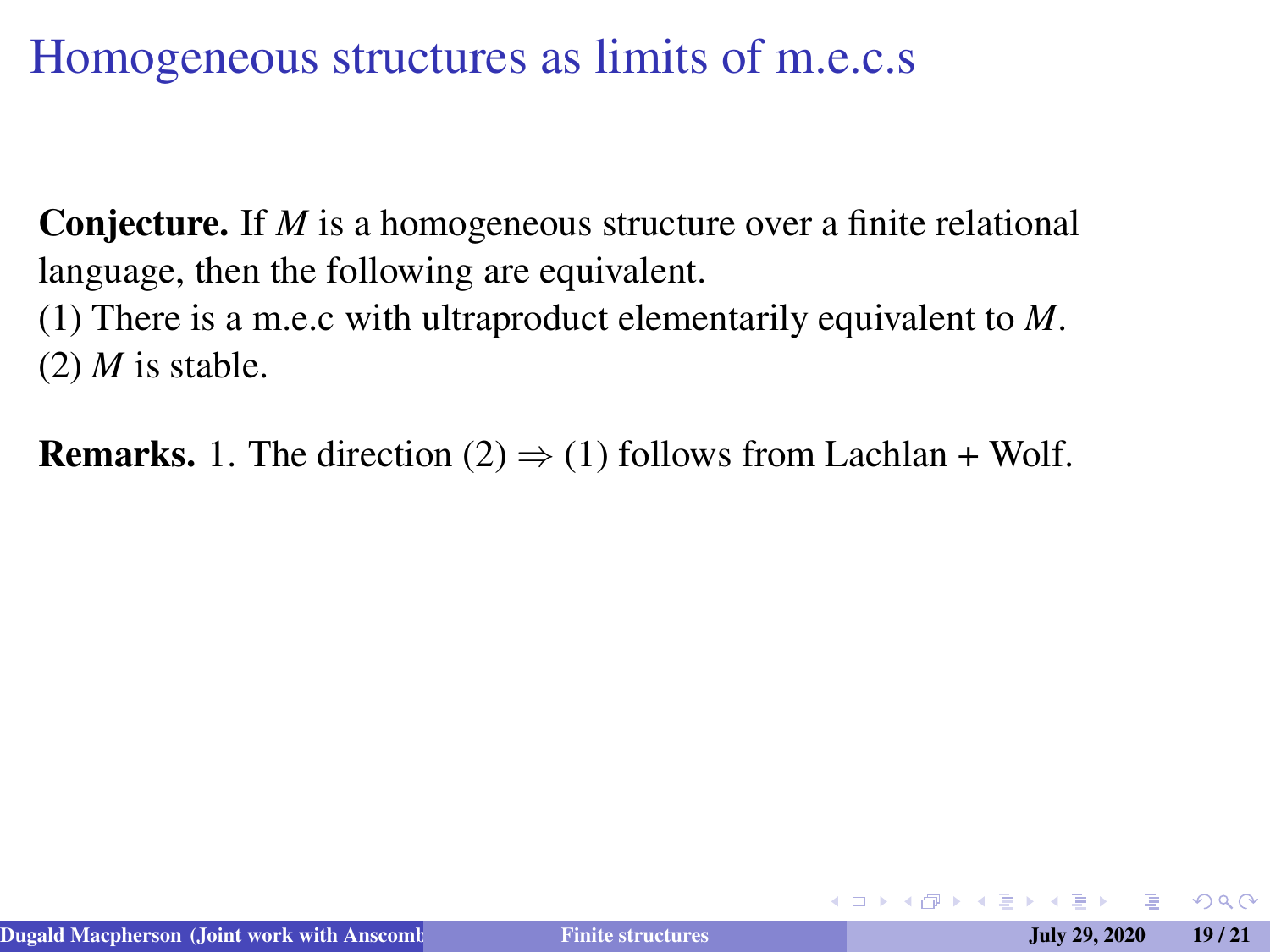# Homogeneous structures as limits of m.e.c.s

**Conjecture.** If $M$ is a homogeneous structure over a finite relational language, then the following are equivalent.
(1) There is a m.e.c with ultraproduct elementarily equivalent to $M$.
(2) $M$ is stable.

**Remarks.** 1. The direction (2) $\Rightarrow$ (1) follows from Lachlan + Wolf.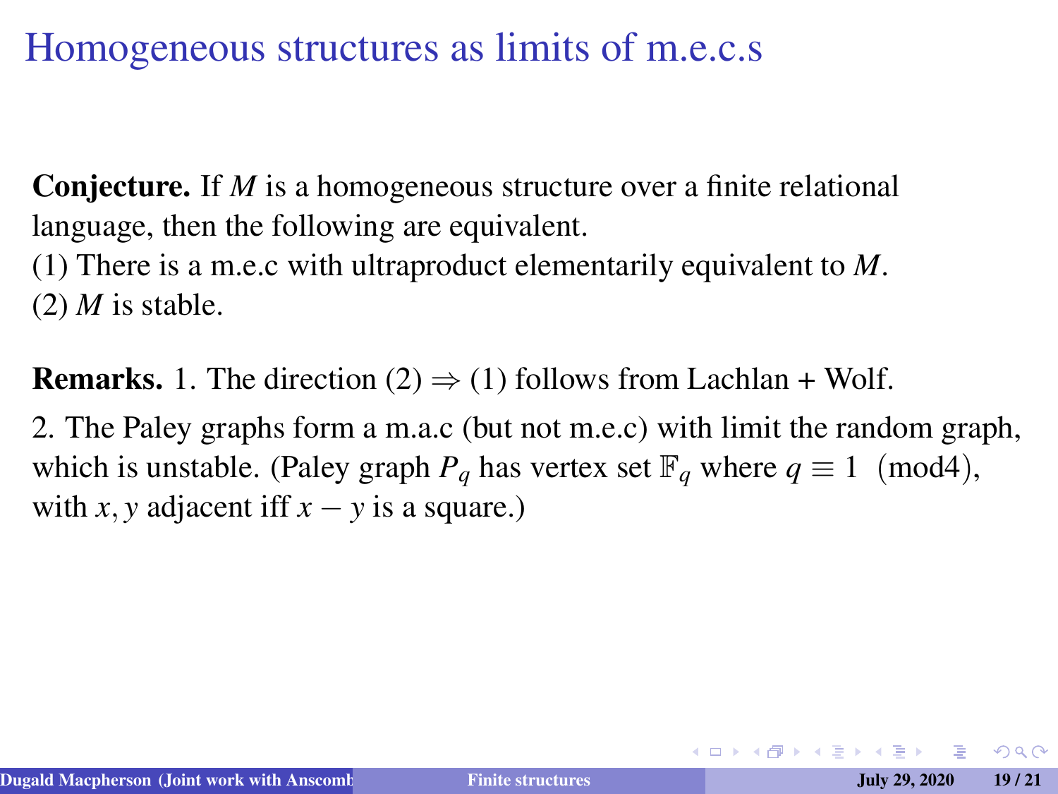# Homogeneous structures as limits of m.e.c.s

**Conjecture.** If $M$ is a homogeneous structure over a finite relational language, then the following are equivalent.
(1) There is a m.e.c with ultraproduct elementarily equivalent to $M$.
(2) $M$ is stable.

**Remarks.** 1. The direction (2) $\Rightarrow$ (1) follows from Lachlan + Wolf.

2. The Paley graphs form a m.a.c (but not m.e.c) with limit the random graph, which is unstable. (Paley graph $P_q$ has vertex set $\mathbb{F}_q$ where $q \equiv 1 \pmod 4$, with $x, y$ adjacent iff $x - y$ is a square.)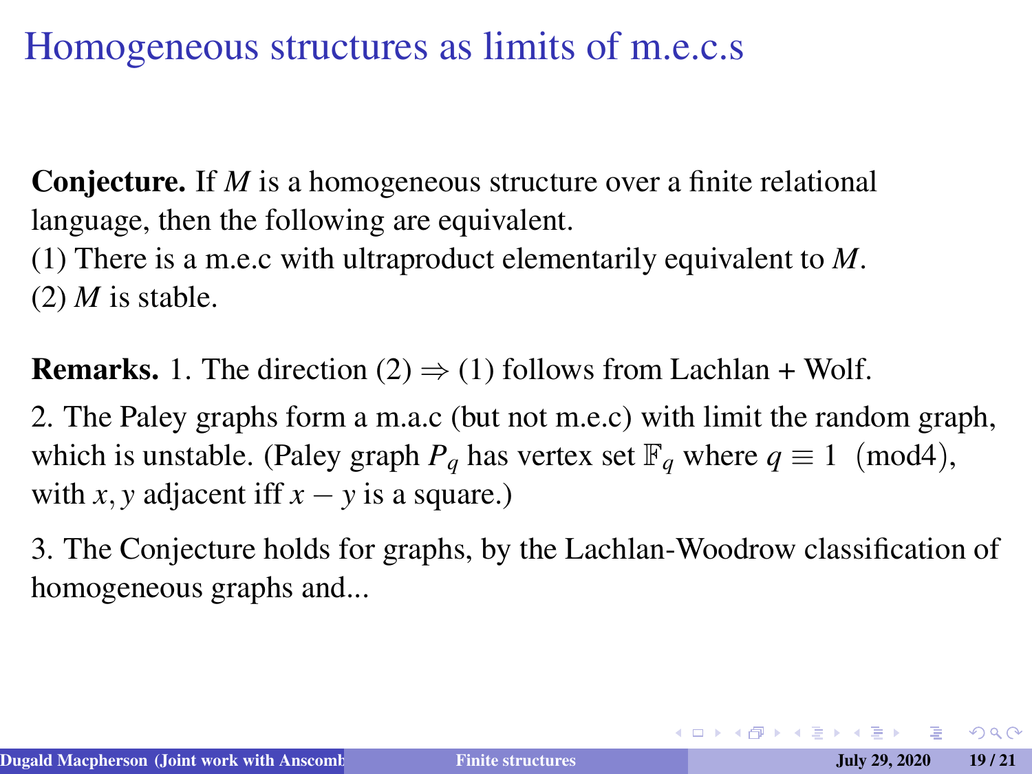# Homogeneous structures as limits of m.e.c.s

**Conjecture.** If $M$ is a homogeneous structure over a finite relational language, then the following are equivalent.
(1) There is a m.e.c with ultraproduct elementarily equivalent to $M$.
(2) $M$ is stable.

**Remarks.** 1. The direction (2) $\Rightarrow$ (1) follows from Lachlan + Wolf.

2. The Paley graphs form a m.a.c (but not m.e.c) with limit the random graph, which is unstable. (Paley graph $P_q$ has vertex set $\mathbb{F}_q$ where $q \equiv 1 \pmod{4}$, with $x, y$ adjacent iff $x - y$ is a square.)

3. The Conjecture holds for graphs, by the Lachlan-Woodrow classification of homogeneous graphs and...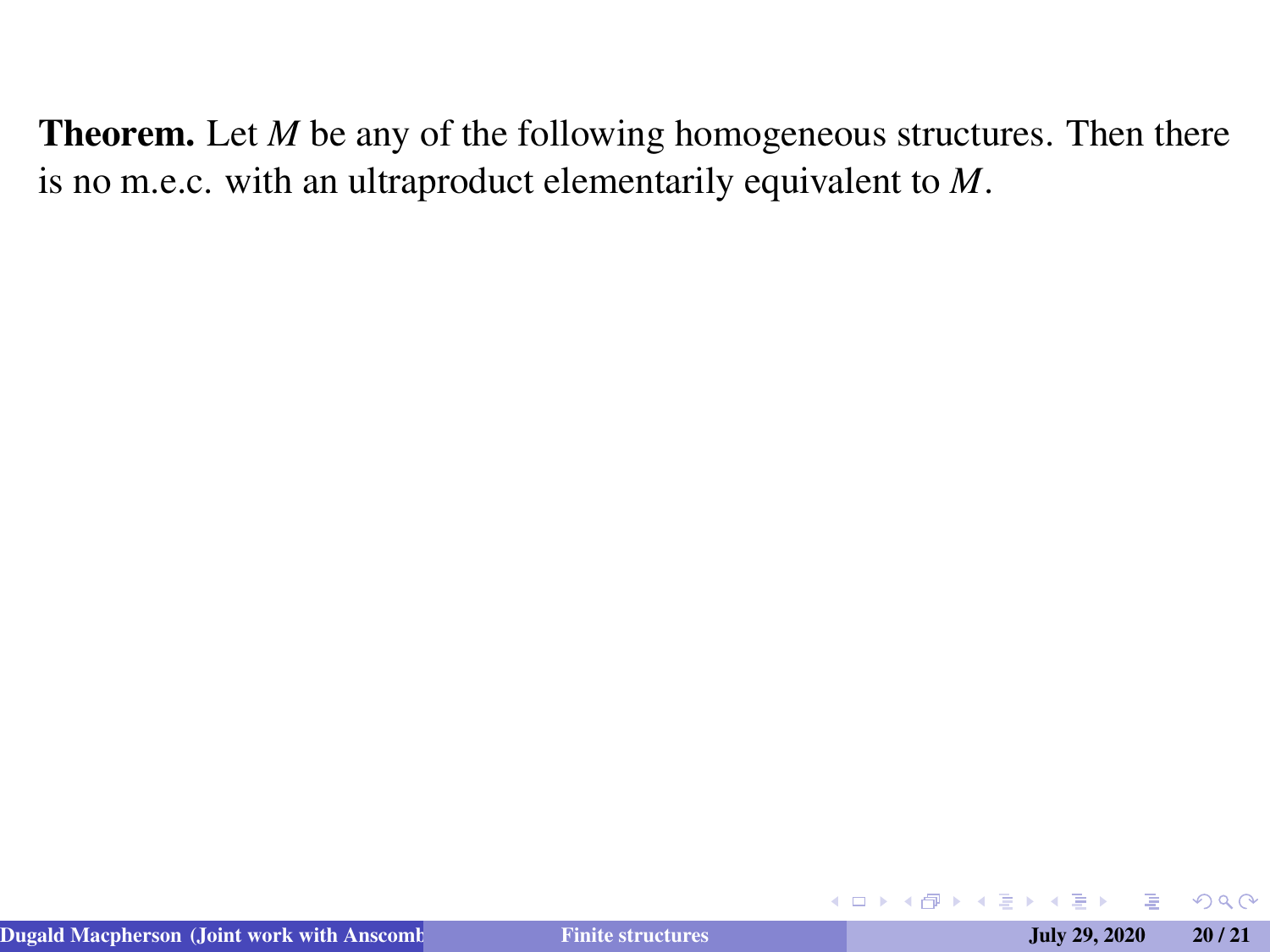**Theorem.** Let $M$ be any of the following homogeneous structures. Then there is no m.e.c. with an ultraproduct elementarily equivalent to $M$.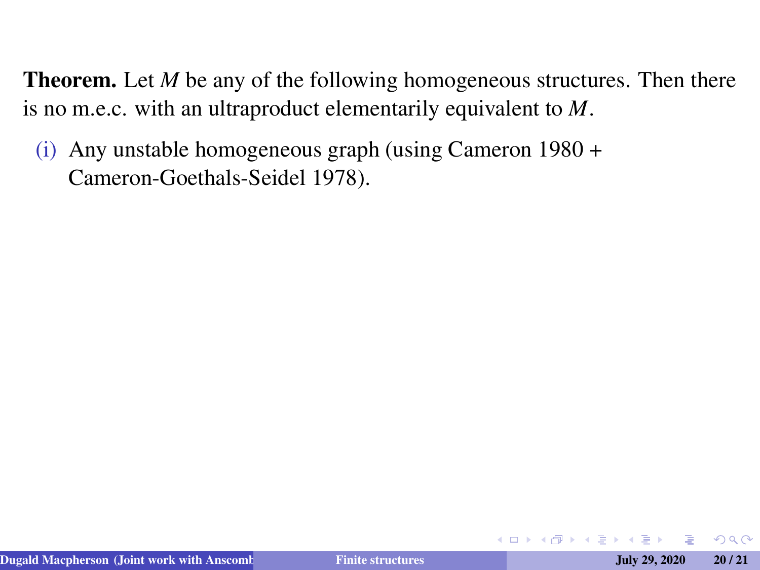**Theorem.** Let $M$ be any of the following homogeneous structures. Then there is no m.e.c. with an ultraproduct elementarily equivalent to $M$.

(i) Any unstable homogeneous graph (using Cameron 1980 + Cameron-Goethals-Seidel 1978).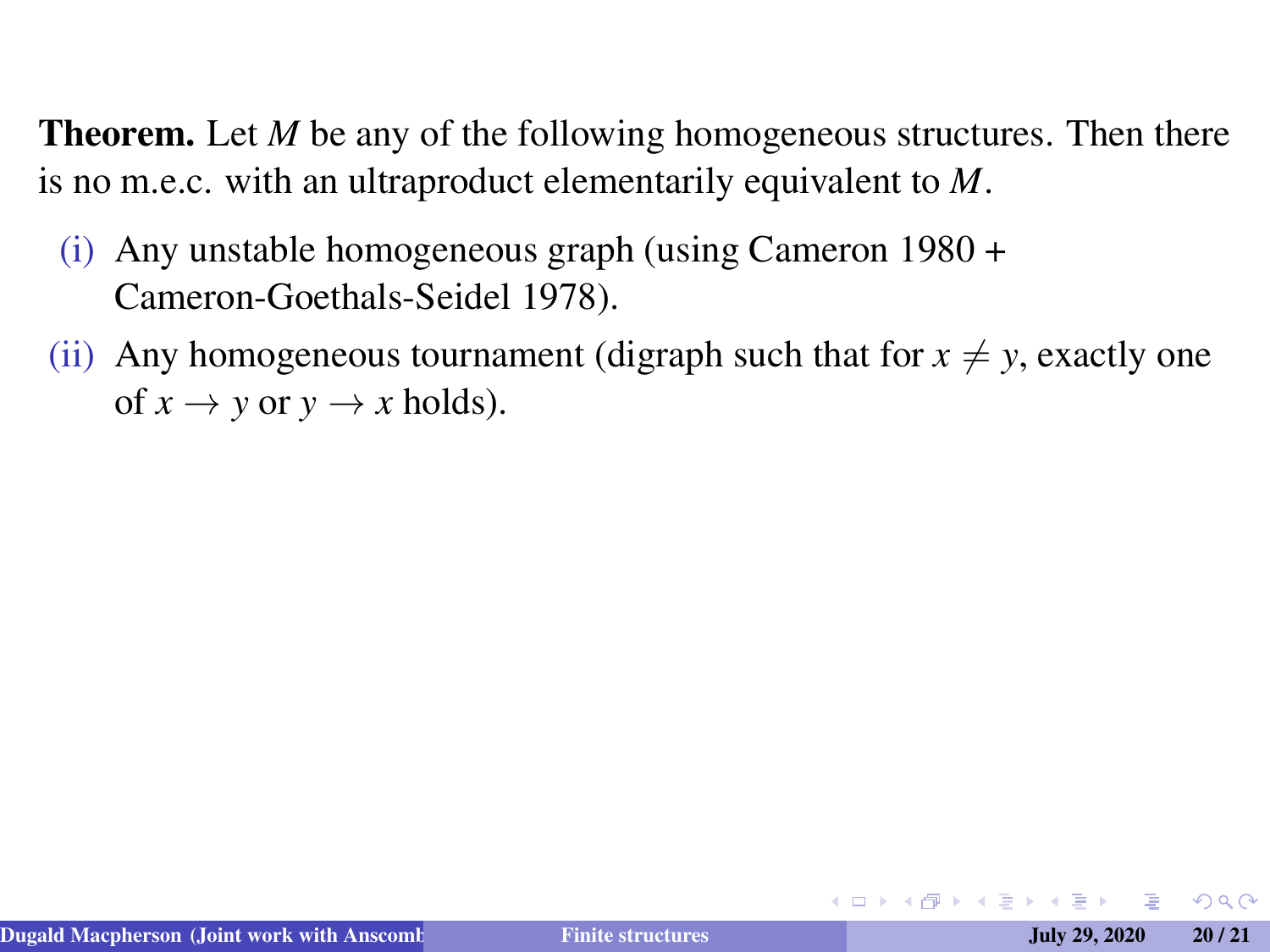**Theorem.** Let $M$ be any of the following homogeneous structures. Then there is no m.e.c. with an ultraproduct elementarily equivalent to $M$.

(i) Any unstable homogeneous graph (using Cameron 1980 + Cameron-Goethals-Seidel 1978).

(ii) Any homogeneous tournament (digraph such that for $x \neq y$, exactly one of $x \to y$ or $y \to x$ holds).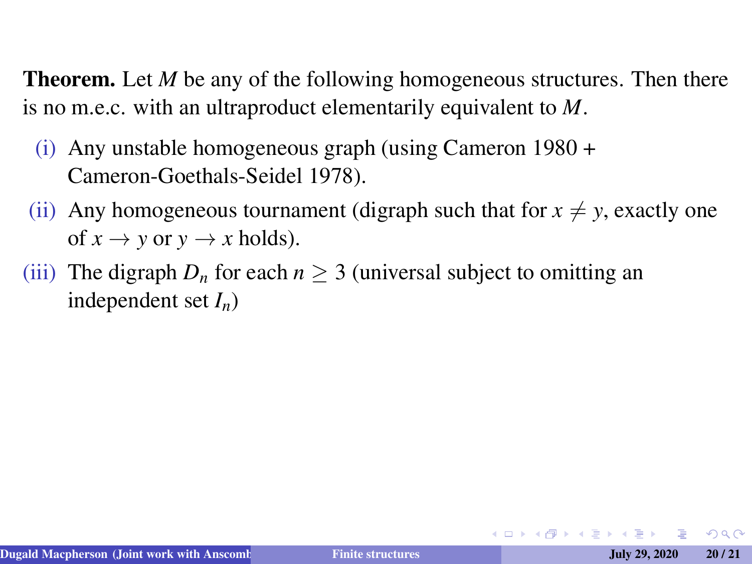**Theorem.** Let $M$ be any of the following homogeneous structures. Then there is no m.e.c. with an ultraproduct elementarily equivalent to $M$.

(i) Any unstable homogeneous graph (using Cameron 1980 + Cameron-Goethals-Seidel 1978).

(ii) Any homogeneous tournament (digraph such that for $x \neq y$, exactly one of $x \to y$ or $y \to x$ holds).

(iii) The digraph $D_n$ for each $n \geq 3$ (universal subject to omitting an independent set $I_n$)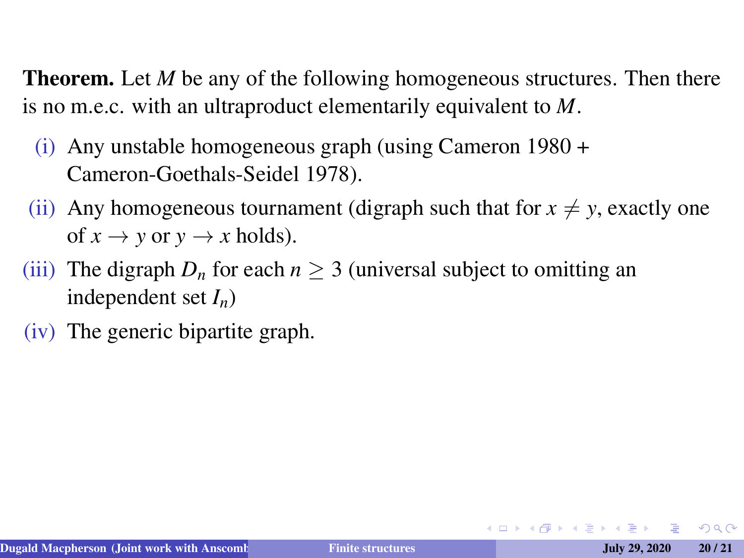**Theorem.** Let $M$ be any of the following homogeneous structures. Then there is no m.e.c. with an ultraproduct elementarily equivalent to $M$.

- (i) Any unstable homogeneous graph (using Cameron 1980 + Cameron-Goethals-Seidel 1978).
- (ii) Any homogeneous tournament (digraph such that for $x \neq y$, exactly one of $x \to y$ or $y \to x$ holds).
- (iii) The digraph $D_n$ for each $n \geq 3$ (universal subject to omitting an independent set $I_n$)
- (iv) The generic bipartite graph.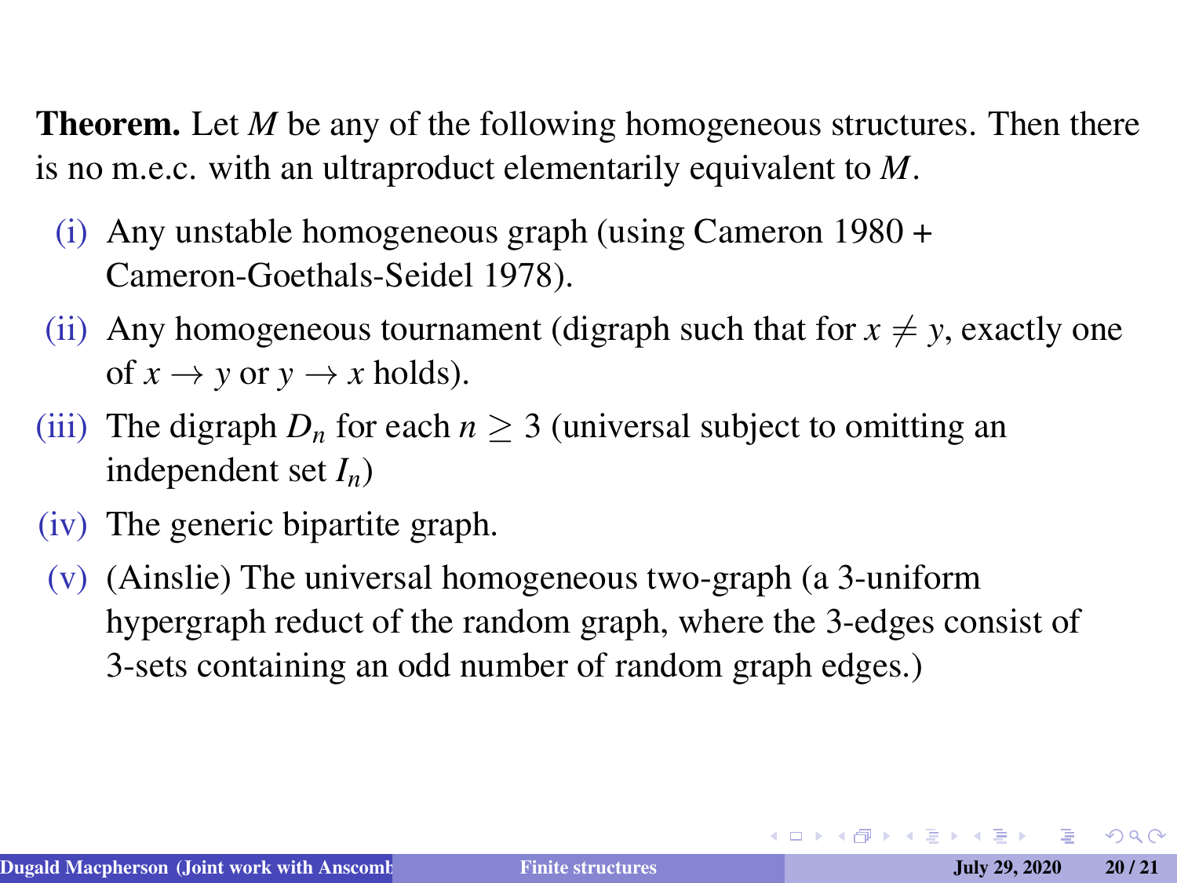**Theorem.** Let $M$ be any of the following homogeneous structures. Then there is no m.e.c. with an ultraproduct elementarily equivalent to $M$.

(i) Any unstable homogeneous graph (using Cameron 1980 + Cameron-Goethals-Seidel 1978).

(ii) Any homogeneous tournament (digraph such that for $x \neq y$, exactly one of $x \to y$ or $y \to x$ holds).

(iii) The digraph $D_n$ for each $n \geq 3$ (universal subject to omitting an independent set $I_n$)

(iv) The generic bipartite graph.

(v) (Ainslie) The universal homogeneous two-graph (a 3-uniform hypergraph reduct of the random graph, where the 3-edges consist of 3-sets containing an odd number of random graph edges.)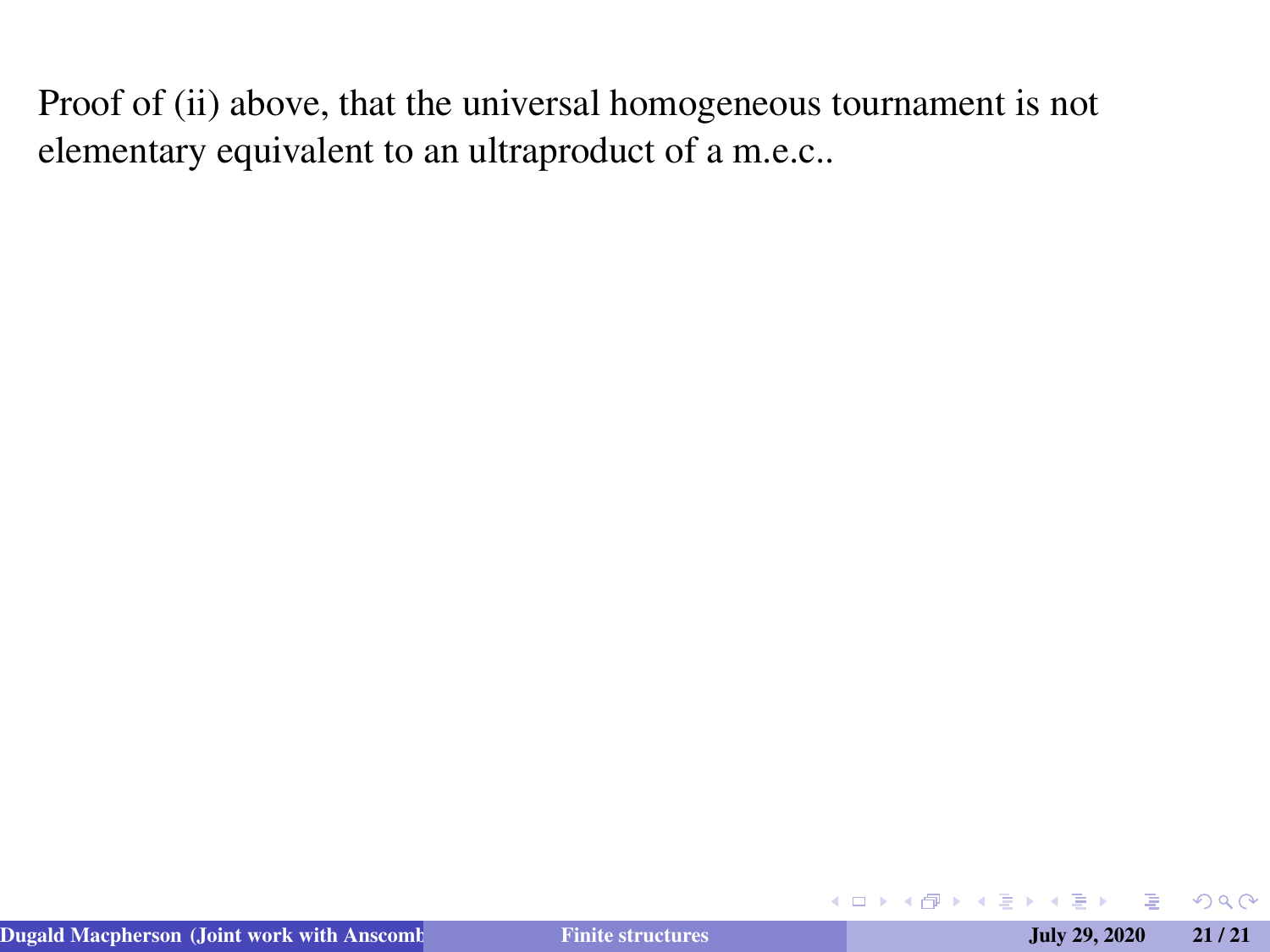Proof of (ii) above, that the universal homogeneous tournament is not elementary equivalent to an ultraproduct of a m.e.c..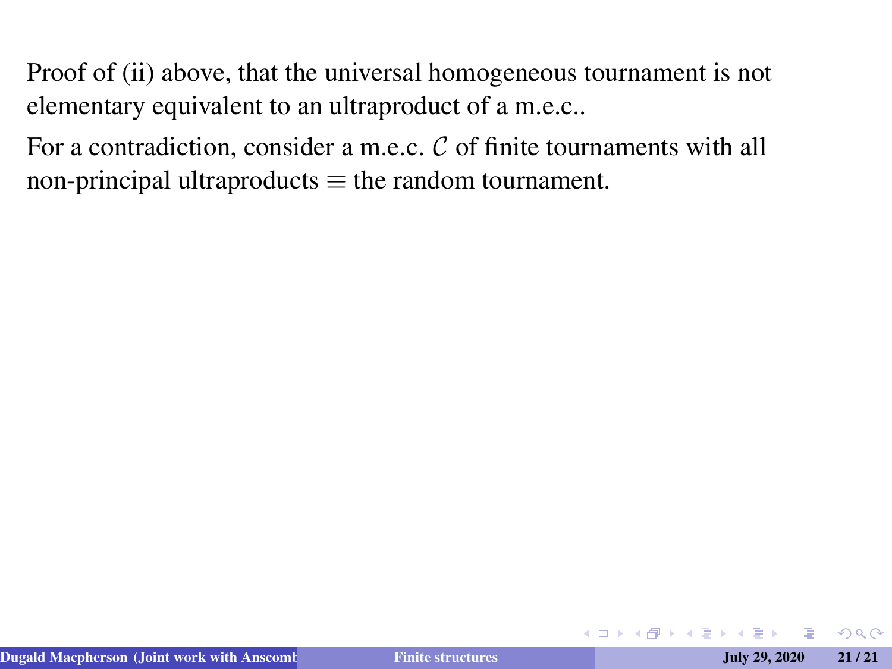Proof of (ii) above, that the universal homogeneous tournament is not elementary equivalent to an ultraproduct of a m.e.c..

For a contradiction, consider a m.e.c. $\mathcal{C}$ of finite tournaments with all non-principal ultraproducts $\equiv$ the random tournament.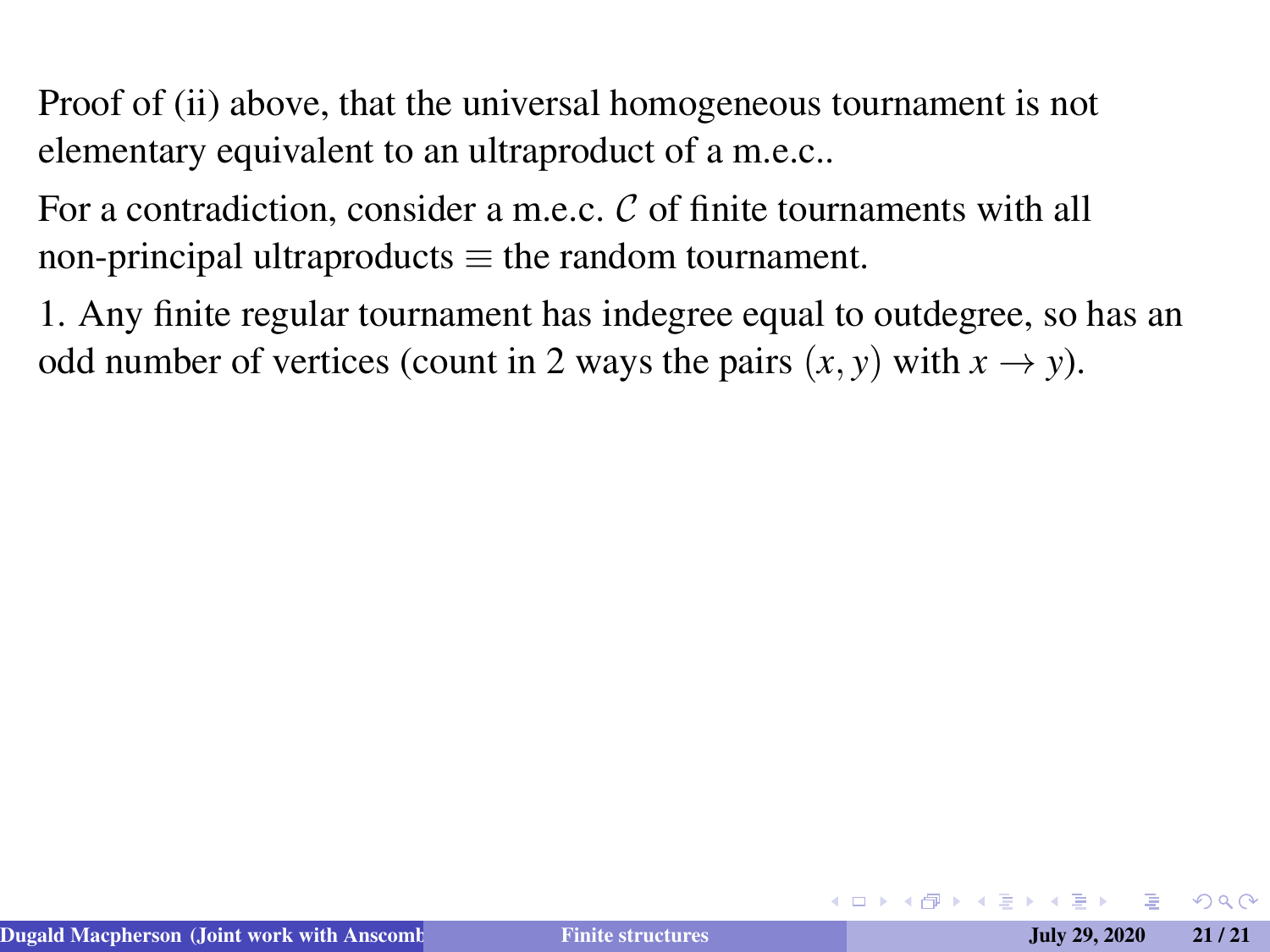Proof of (ii) above, that the universal homogeneous tournament is not elementary equivalent to an ultraproduct of a m.e.c..

For a contradiction, consider a m.e.c. $\mathcal{C}$ of finite tournaments with all non-principal ultraproducts $\equiv$ the random tournament.

1. Any finite regular tournament has indegree equal to outdegree, so has an odd number of vertices (count in 2 ways the pairs $(x, y)$ with $x \to y$).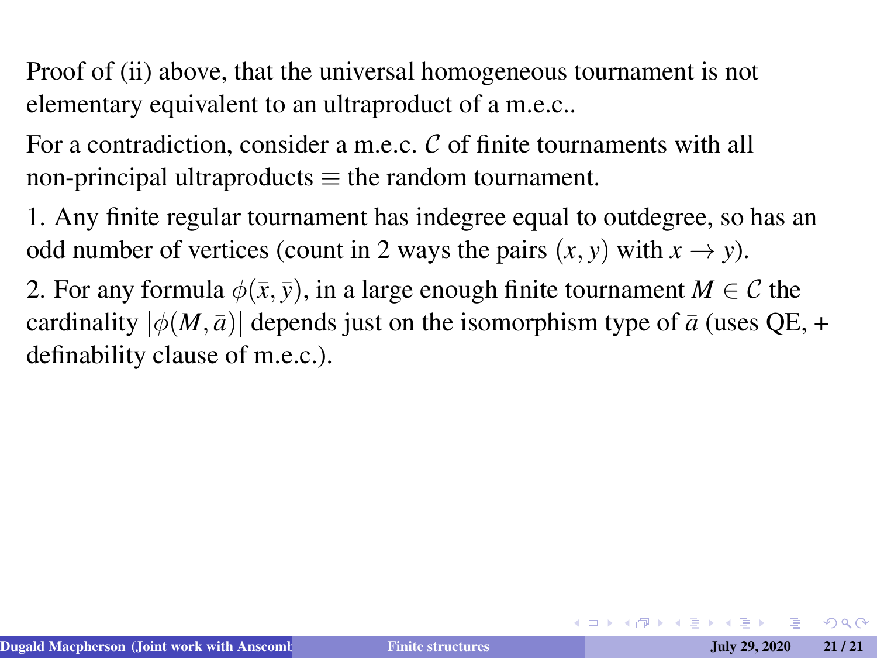Proof of (ii) above, that the universal homogeneous tournament is not elementary equivalent to an ultraproduct of a m.e.c..

For a contradiction, consider a m.e.c. $\mathcal{C}$ of finite tournaments with all non-principal ultraproducts $\equiv$ the random tournament.

1. Any finite regular tournament has indegree equal to outdegree, so has an odd number of vertices (count in 2 ways the pairs $(x, y)$ with $x \to y$).

2. For any formula $\phi(\bar{x}, \bar{y})$, in a large enough finite tournament $M \in \mathcal{C}$ the cardinality $|\phi(M, \bar{a})|$ depends just on the isomorphism type of $\bar{a}$ (uses QE, + definability clause of m.e.c.).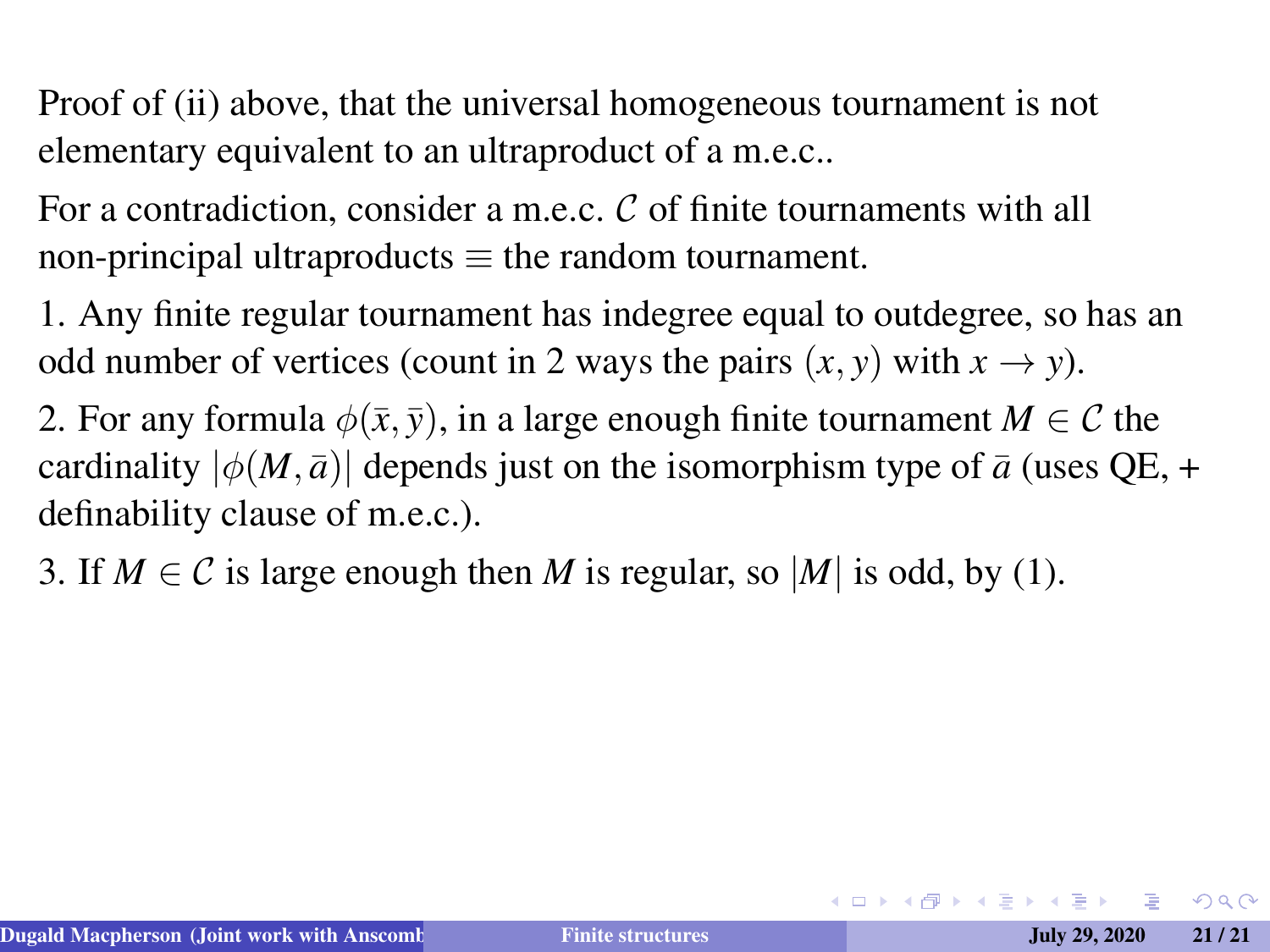Proof of (ii) above, that the universal homogeneous tournament is not elementary equivalent to an ultraproduct of a m.e.c..

For a contradiction, consider a m.e.c. $\mathcal{C}$ of finite tournaments with all non-principal ultraproducts $\equiv$ the random tournament.

1. Any finite regular tournament has indegree equal to outdegree, so has an odd number of vertices (count in 2 ways the pairs $(x, y)$ with $x \to y$).

2. For any formula $\phi(\bar{x}, \bar{y})$, in a large enough finite tournament $M \in \mathcal{C}$ the cardinality $|\phi(M, \bar{a})|$ depends just on the isomorphism type of $\bar{a}$ (uses QE, + definability clause of m.e.c.).

3. If $M \in \mathcal{C}$ is large enough then $M$ is regular, so $|M|$ is odd, by (1).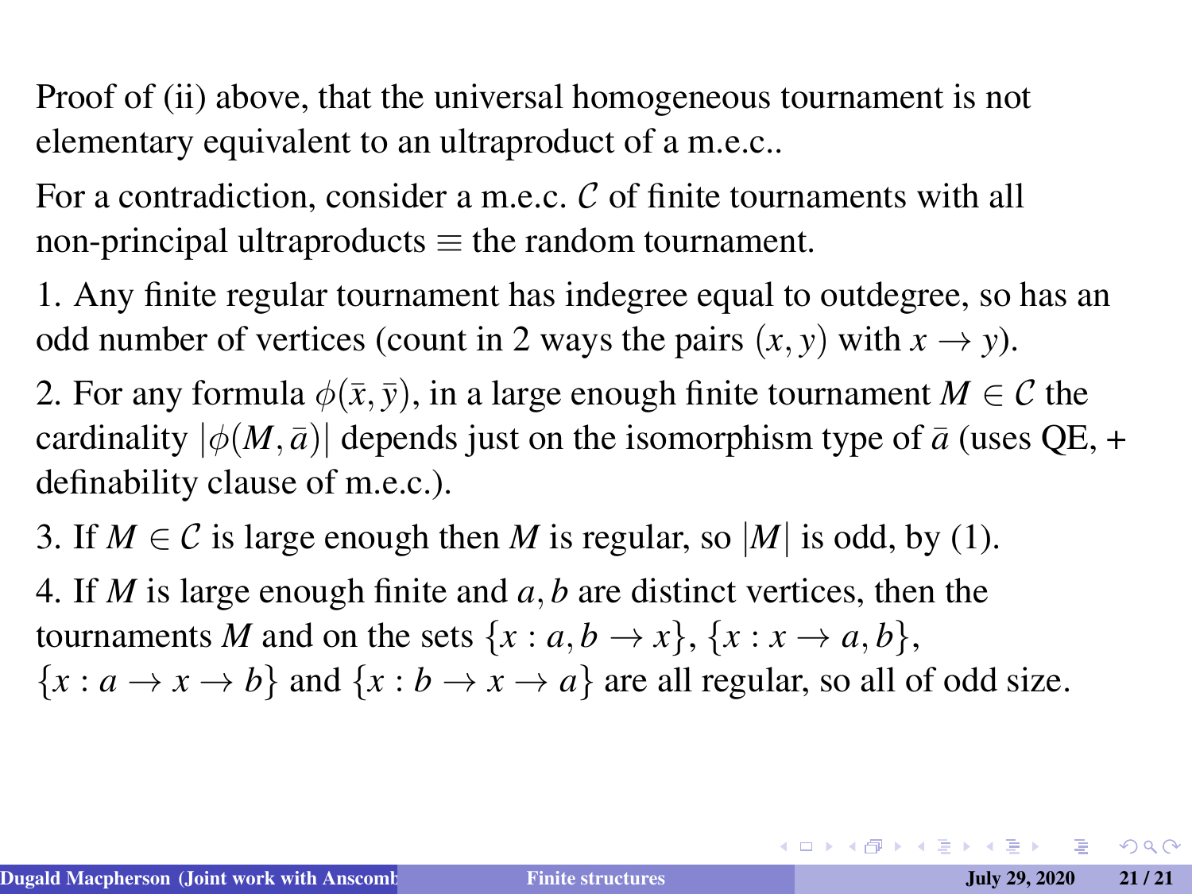Proof of (ii) above, that the universal homogeneous tournament is not elementary equivalent to an ultraproduct of a m.e.c..

For a contradiction, consider a m.e.c. $\mathcal{C}$ of finite tournaments with all non-principal ultraproducts $\equiv$ the random tournament.

1. Any finite regular tournament has indegree equal to outdegree, so has an odd number of vertices (count in 2 ways the pairs $(x, y)$ with $x \to y$).

2. For any formula $\phi(\bar{x}, \bar{y})$, in a large enough finite tournament $M \in \mathcal{C}$ the cardinality $|\phi(M, \bar{a})|$ depends just on the isomorphism type of $\bar{a}$ (uses QE, + definability clause of m.e.c.).

3. If $M \in \mathcal{C}$ is large enough then $M$ is regular, so $|M|$ is odd, by (1).

4. If $M$ is large enough finite and $a, b$ are distinct vertices, then the tournaments $M$ and on the sets $\{x : a, b \to x\}$, $\{x : x \to a, b\}$, $\{x : a \to x \to b\}$ and $\{x : b \to x \to a\}$ are all regular, so all of odd size.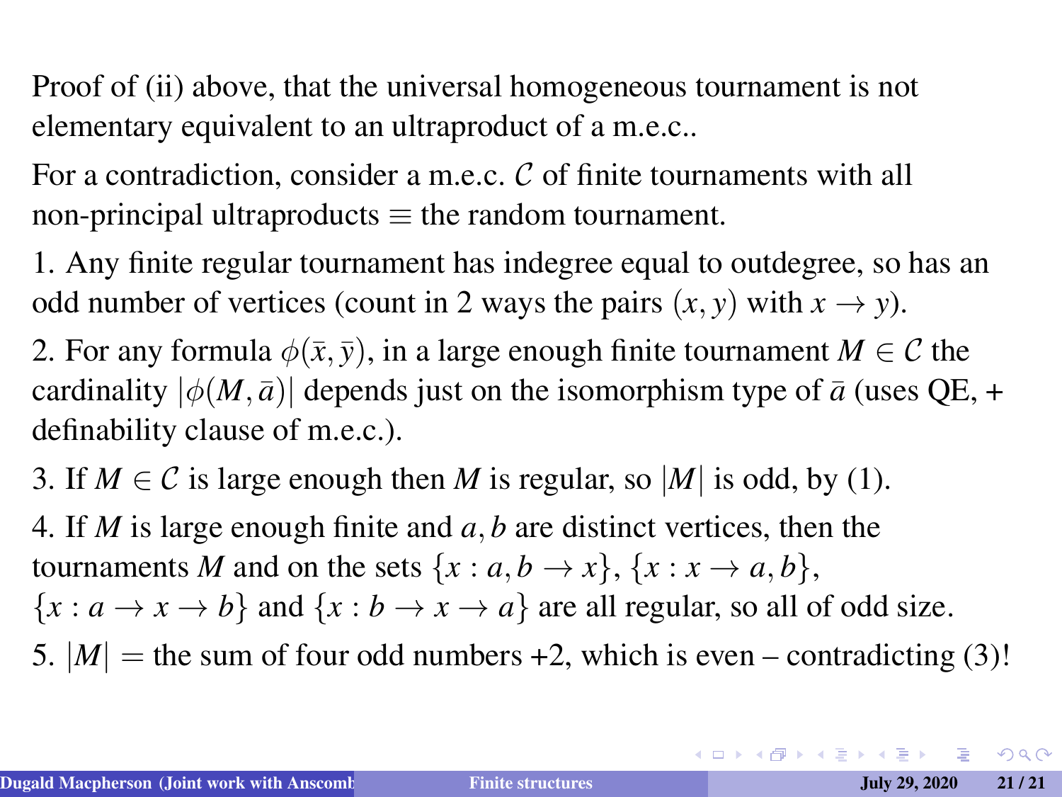Proof of (ii) above, that the universal homogeneous tournament is not elementary equivalent to an ultraproduct of a m.e.c..

For a contradiction, consider a m.e.c. $\mathcal{C}$ of finite tournaments with all non-principal ultraproducts $\equiv$ the random tournament.

1. Any finite regular tournament has indegree equal to outdegree, so has an odd number of vertices (count in 2 ways the pairs $(x, y)$ with $x \to y$).

2. For any formula $\phi(\bar{x}, \bar{y})$, in a large enough finite tournament $M \in \mathcal{C}$ the cardinality $|\phi(M, \bar{a})|$ depends just on the isomorphism type of $\bar{a}$ (uses QE, + definability clause of m.e.c.).

3. If $M \in \mathcal{C}$ is large enough then $M$ is regular, so $|M|$ is odd, by (1).

4. If $M$ is large enough finite and $a, b$ are distinct vertices, then the tournaments $M$ and on the sets $\{x : a, b \to x\}$, $\{x : x \to a, b\}$, $\{x : a \to x \to b\}$ and $\{x : b \to x \to a\}$ are all regular, so all of odd size.

5. $|M| =$ the sum of four odd numbers +2, which is even – contradicting (3)!